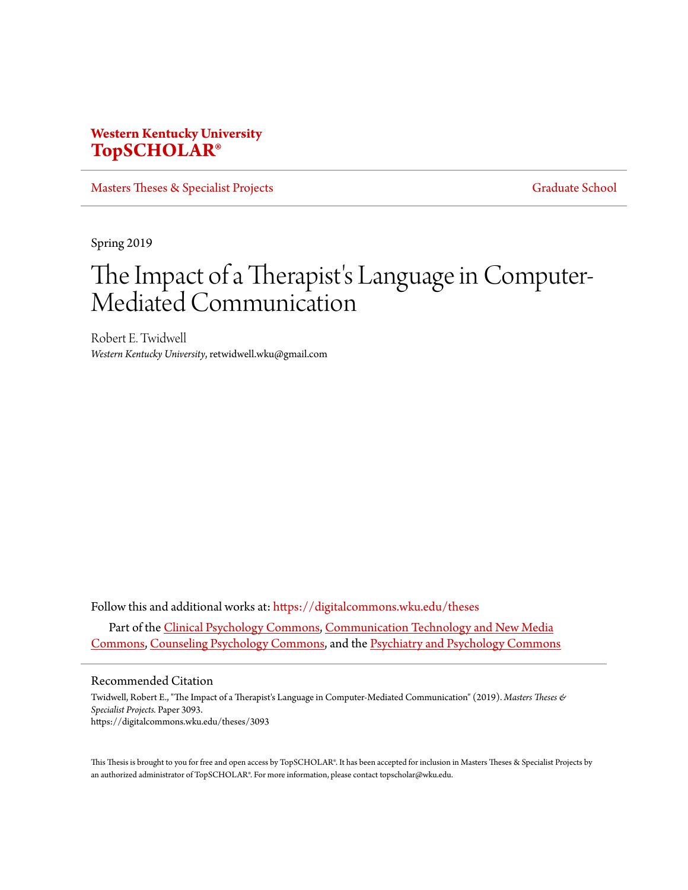Western Kentucky University
**TopSCHOLAR®**

Masters Theses & Specialist Projects | Graduate School

Spring 2019

# The Impact of a Therapist's Language in Computer-Mediated Communication

Robert E. Twidwell
*Western Kentucky University*, retwidwell.wku@gmail.com

Follow this and additional works at: https://digitalcommons.wku.edu/theses

Part of the Clinical Psychology Commons, Communication Technology and New Media Commons, Counseling Psychology Commons, and the Psychiatry and Psychology Commons

## Recommended Citation

Twidwell, Robert E., "The Impact of a Therapist's Language in Computer-Mediated Communication" (2019). *Masters Theses & Specialist Projects.* Paper 3093.
https://digitalcommons.wku.edu/theses/3093

This Thesis is brought to you for free and open access by TopSCHOLAR®. It has been accepted for inclusion in Masters Theses & Specialist Projects by an authorized administrator of TopSCHOLAR®. For more information, please contact topscholar@wku.edu.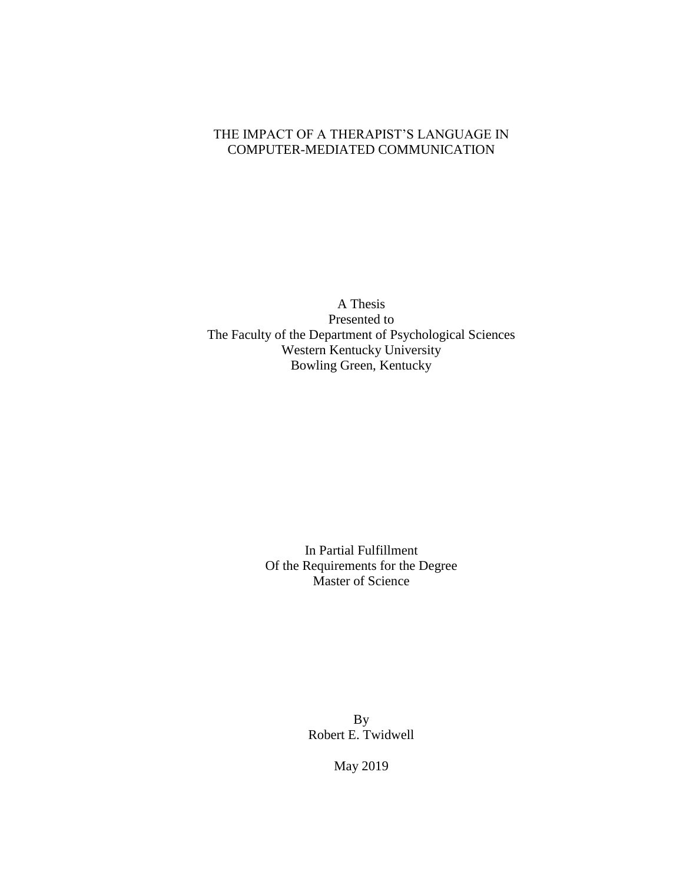# THE IMPACT OF A THERAPIST'S LANGUAGE IN COMPUTER-MEDIATED COMMUNICATION

A Thesis
Presented to
The Faculty of the Department of Psychological Sciences
Western Kentucky University
Bowling Green, Kentucky

In Partial Fulfillment
Of the Requirements for the Degree
Master of Science

By
Robert E. Twidwell

May 2019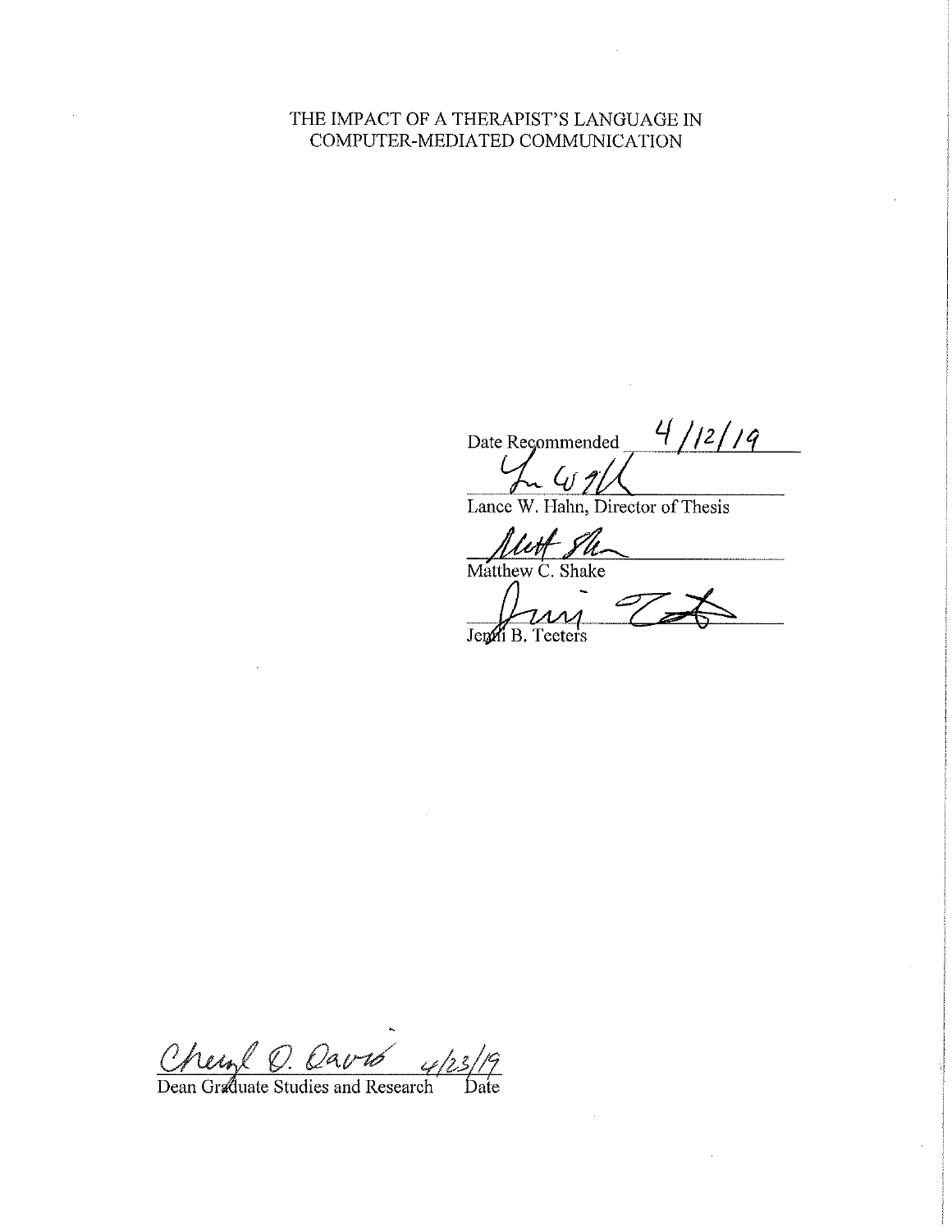THE IMPACT OF A THERAPIST'S LANGUAGE IN COMPUTER-MEDIATED COMMUNICATION

Date Recommended 4/12/19

Lance W. Hahn, Director of Thesis

Matthew C. Shake

Jenni B. Teeters

Dean Graduate Studies and Research 4/23/19 Date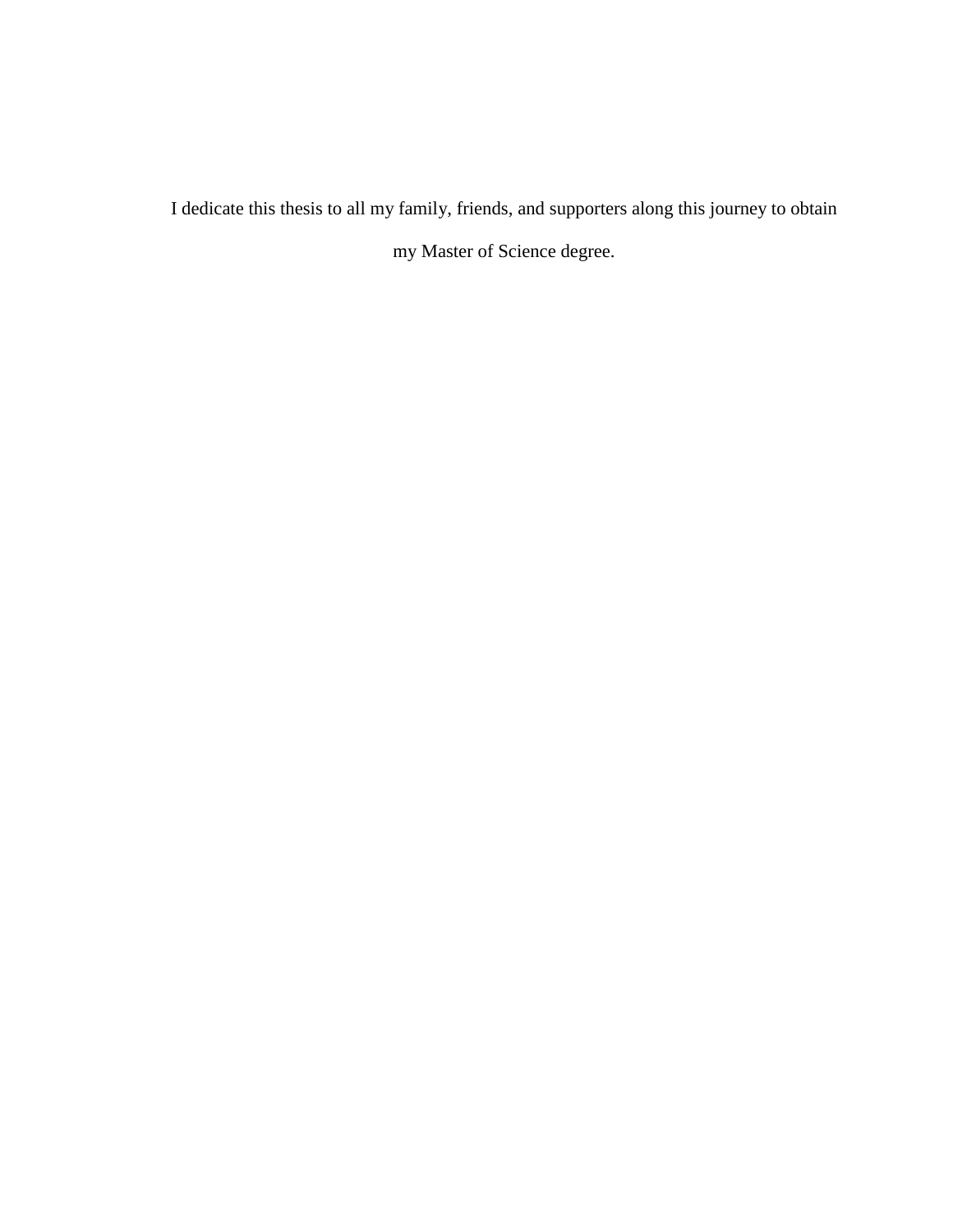I dedicate this thesis to all my family, friends, and supporters along this journey to obtain my Master of Science degree.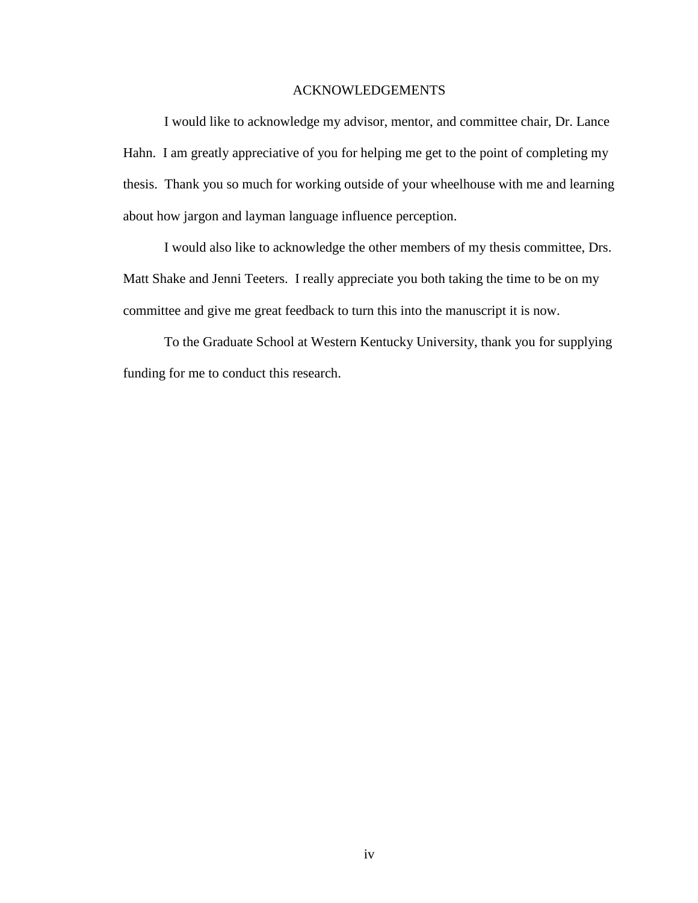# ACKNOWLEDGEMENTS

I would like to acknowledge my advisor, mentor, and committee chair, Dr. Lance Hahn. I am greatly appreciative of you for helping me get to the point of completing my thesis. Thank you so much for working outside of your wheelhouse with me and learning about how jargon and layman language influence perception.

I would also like to acknowledge the other members of my thesis committee, Drs. Matt Shake and Jenni Teeters. I really appreciate you both taking the time to be on my committee and give me great feedback to turn this into the manuscript it is now.

To the Graduate School at Western Kentucky University, thank you for supplying funding for me to conduct this research.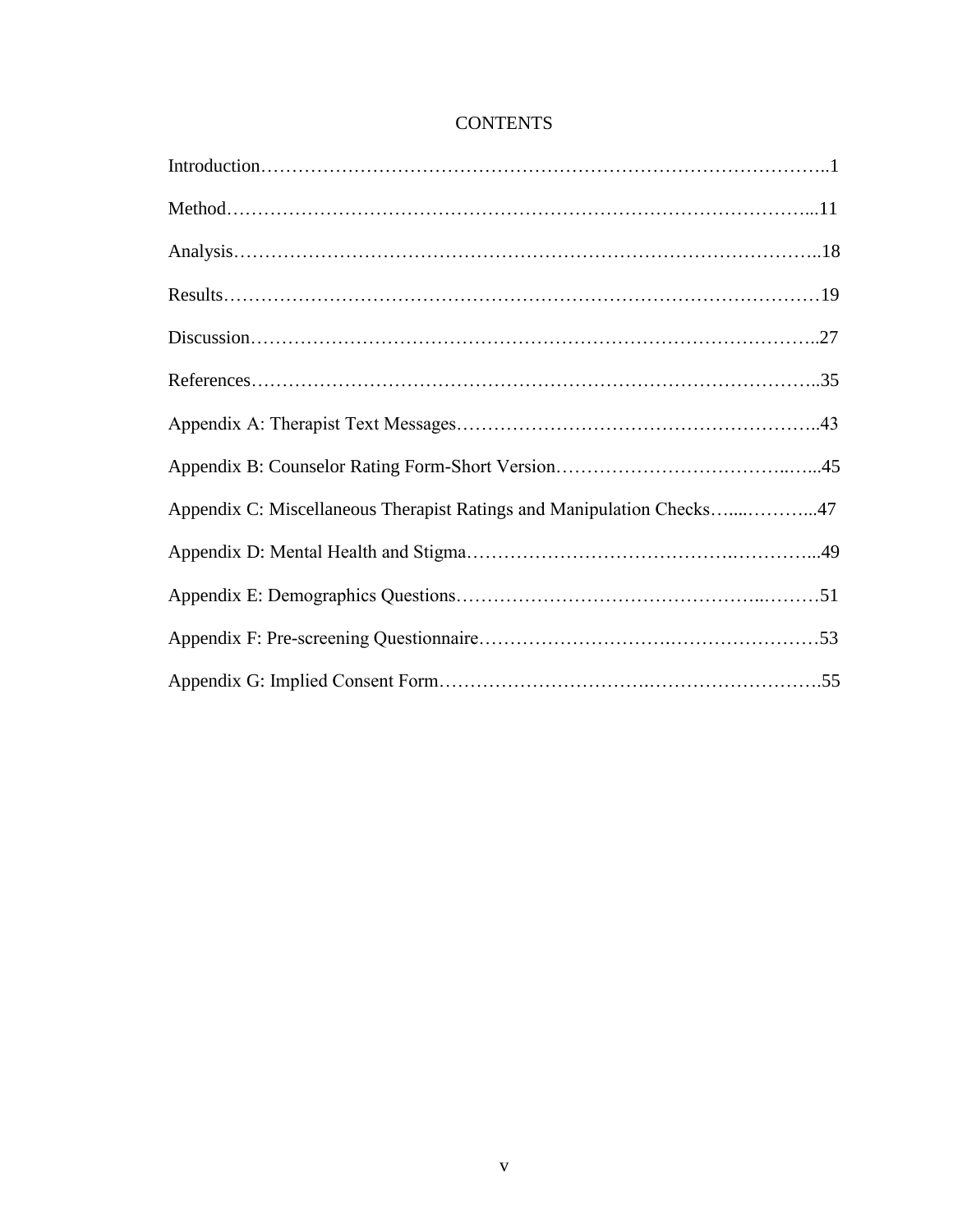# CONTENTS

Introduction……………………………………………………………………………..1

Method……………………………………………………………………………...11

Analysis………………………………………………………………………………..18

Results…………………………………………………………………………………19

Discussion……………………………………………………………………………..27

References……………………………………………………………………………..35

Appendix A: Therapist Text Messages………………………………………………..43

Appendix B: Counselor Rating Form-Short Version……………………………..…...45

Appendix C: Miscellaneous Therapist Ratings and Manipulation Checks…....………...47

Appendix D: Mental Health and Stigma……………………………………………...49

Appendix E: Demographics Questions………………………………………..………51

Appendix F: Pre-screening Questionnaire……………………….……………………53

Appendix G: Implied Consent Form…………………………….……………………….55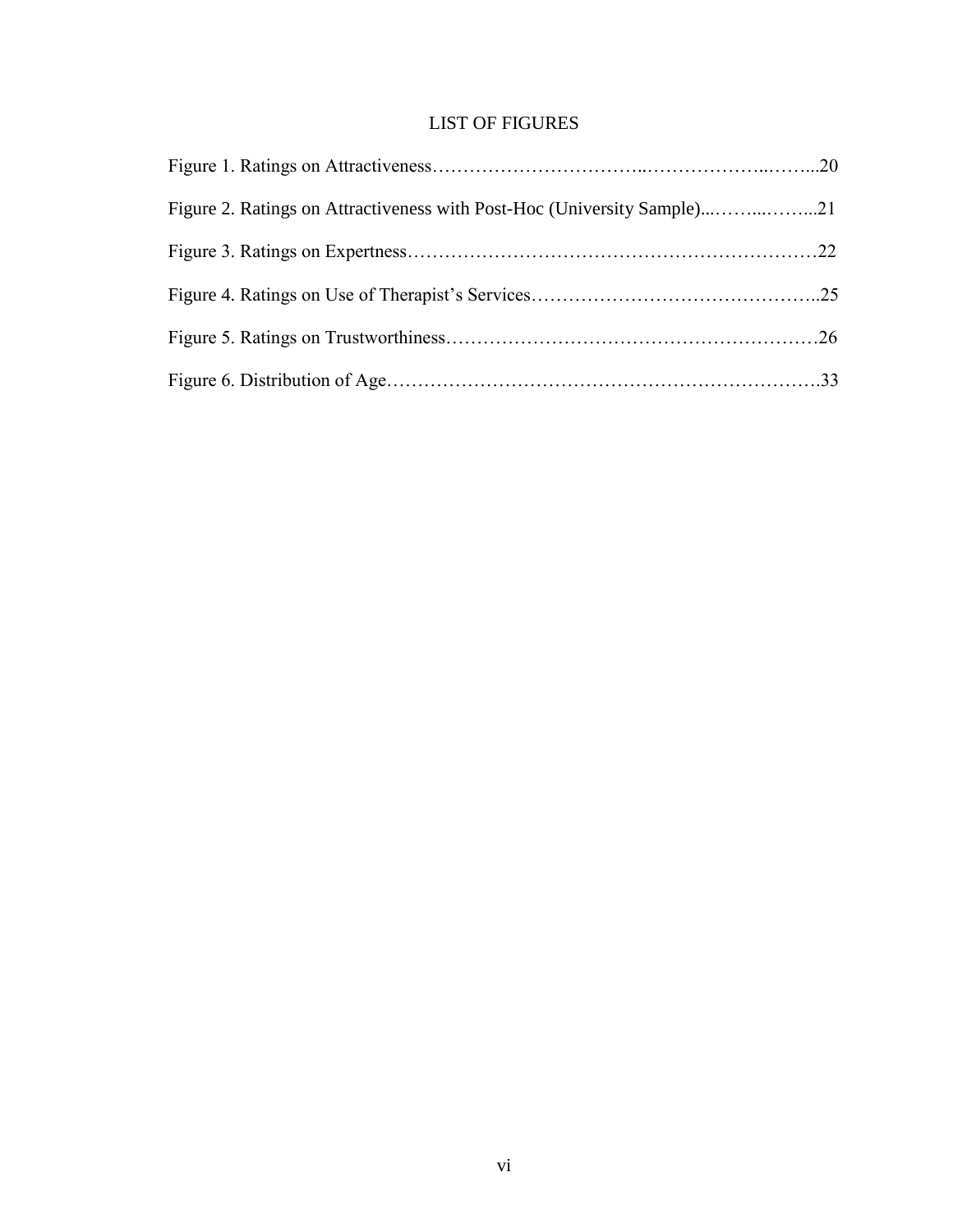# LIST OF FIGURES

Figure 1. Ratings on Attractiveness……………………………..………………..……...20

Figure 2. Ratings on Attractiveness with Post-Hoc (University Sample)...……...……...21

Figure 3. Ratings on Expertness………………………………………………………22

Figure 4. Ratings on Use of Therapist's Services………………………………………..25

Figure 5. Ratings on Trustworthiness…………………………………………………26

Figure 6. Distribution of Age…………………………………………………………….33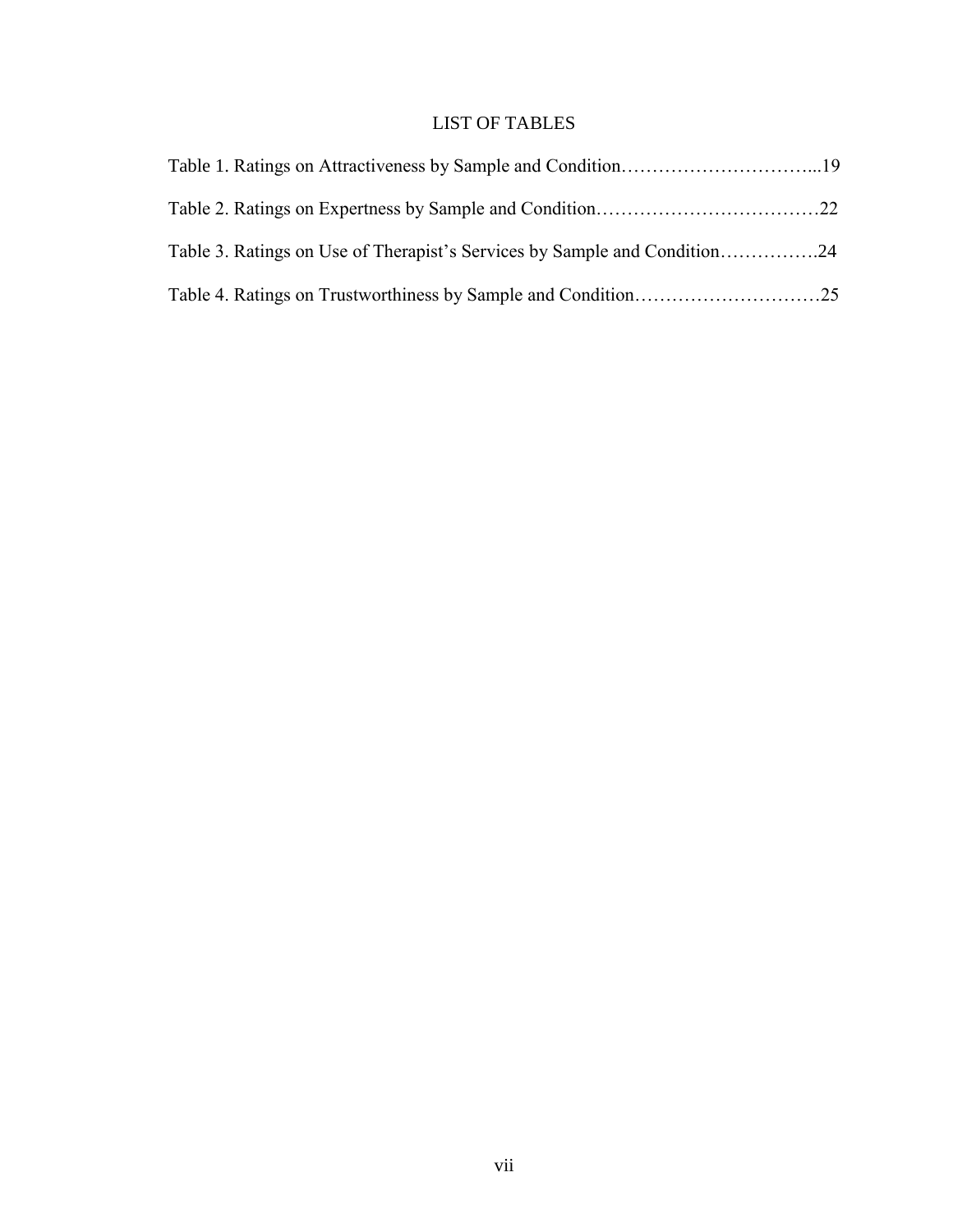# LIST OF TABLES

Table 1. Ratings on Attractiveness by Sample and Condition…………………………...19

Table 2. Ratings on Expertness by Sample and Condition………………………………22

Table 3. Ratings on Use of Therapist's Services by Sample and Condition…………….24

Table 4. Ratings on Trustworthiness by Sample and Condition…………………………25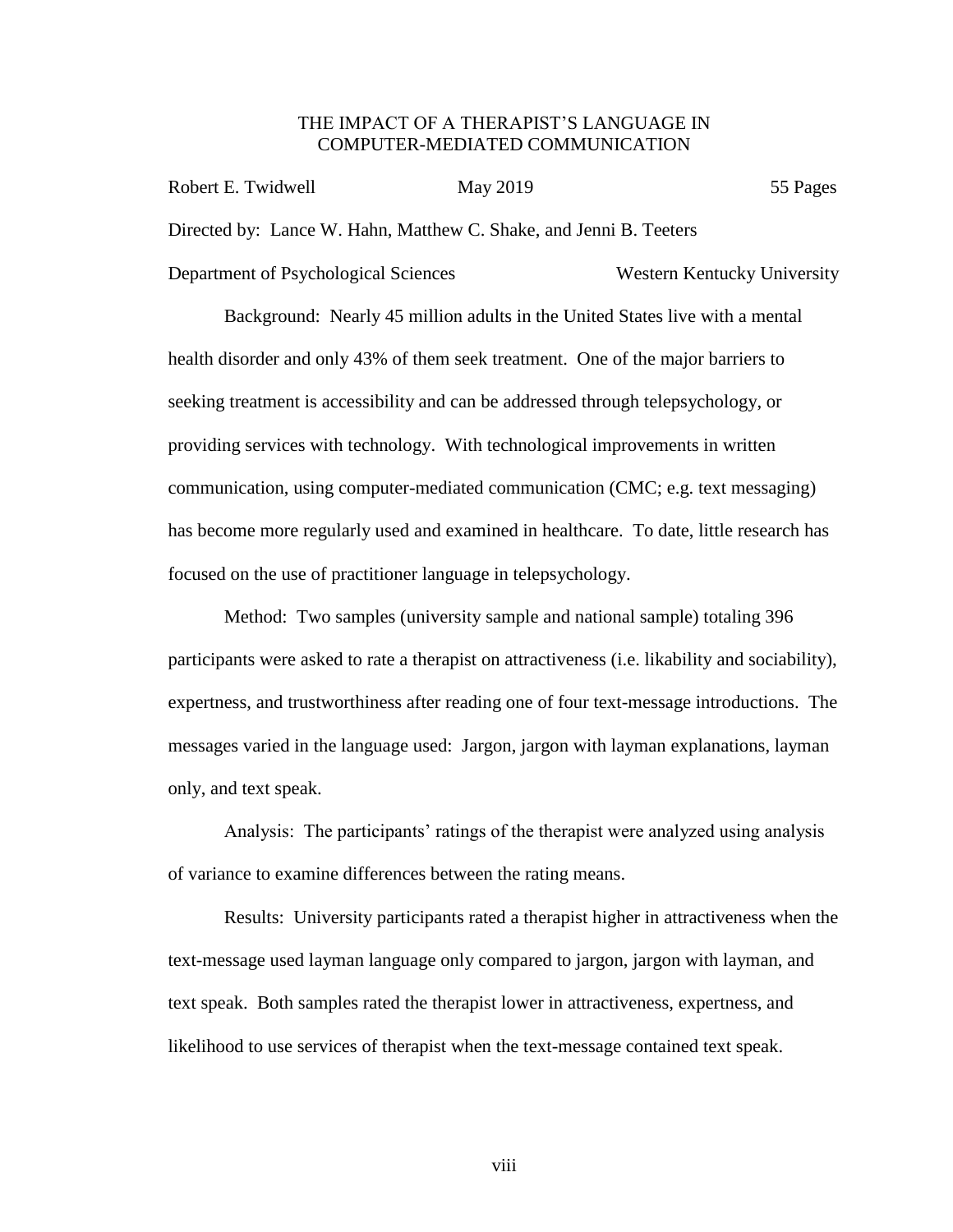# THE IMPACT OF A THERAPIST'S LANGUAGE IN COMPUTER-MEDIATED COMMUNICATION

Robert E. Twidwell  May 2019  55 Pages

Directed by: Lance W. Hahn, Matthew C. Shake, and Jenni B. Teeters

Department of Psychological Sciences  Western Kentucky University

Background: Nearly 45 million adults in the United States live with a mental health disorder and only 43% of them seek treatment. One of the major barriers to seeking treatment is accessibility and can be addressed through telepsychology, or providing services with technology. With technological improvements in written communication, using computer-mediated communication (CMC; e.g. text messaging) has become more regularly used and examined in healthcare. To date, little research has focused on the use of practitioner language in telepsychology.

Method: Two samples (university sample and national sample) totaling 396 participants were asked to rate a therapist on attractiveness (i.e. likability and sociability), expertness, and trustworthiness after reading one of four text-message introductions. The messages varied in the language used: Jargon, jargon with layman explanations, layman only, and text speak.

Analysis: The participants' ratings of the therapist were analyzed using analysis of variance to examine differences between the rating means.

Results: University participants rated a therapist higher in attractiveness when the text-message used layman language only compared to jargon, jargon with layman, and text speak. Both samples rated the therapist lower in attractiveness, expertness, and likelihood to use services of therapist when the text-message contained text speak.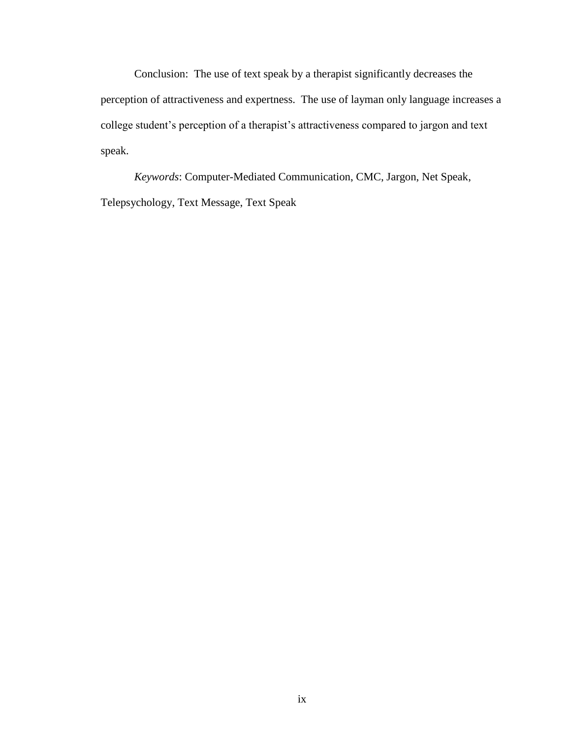Conclusion: The use of text speak by a therapist significantly decreases the perception of attractiveness and expertness. The use of layman only language increases a college student's perception of a therapist's attractiveness compared to jargon and text speak.

*Keywords*: Computer-Mediated Communication, CMC, Jargon, Net Speak, Telepsychology, Text Message, Text Speak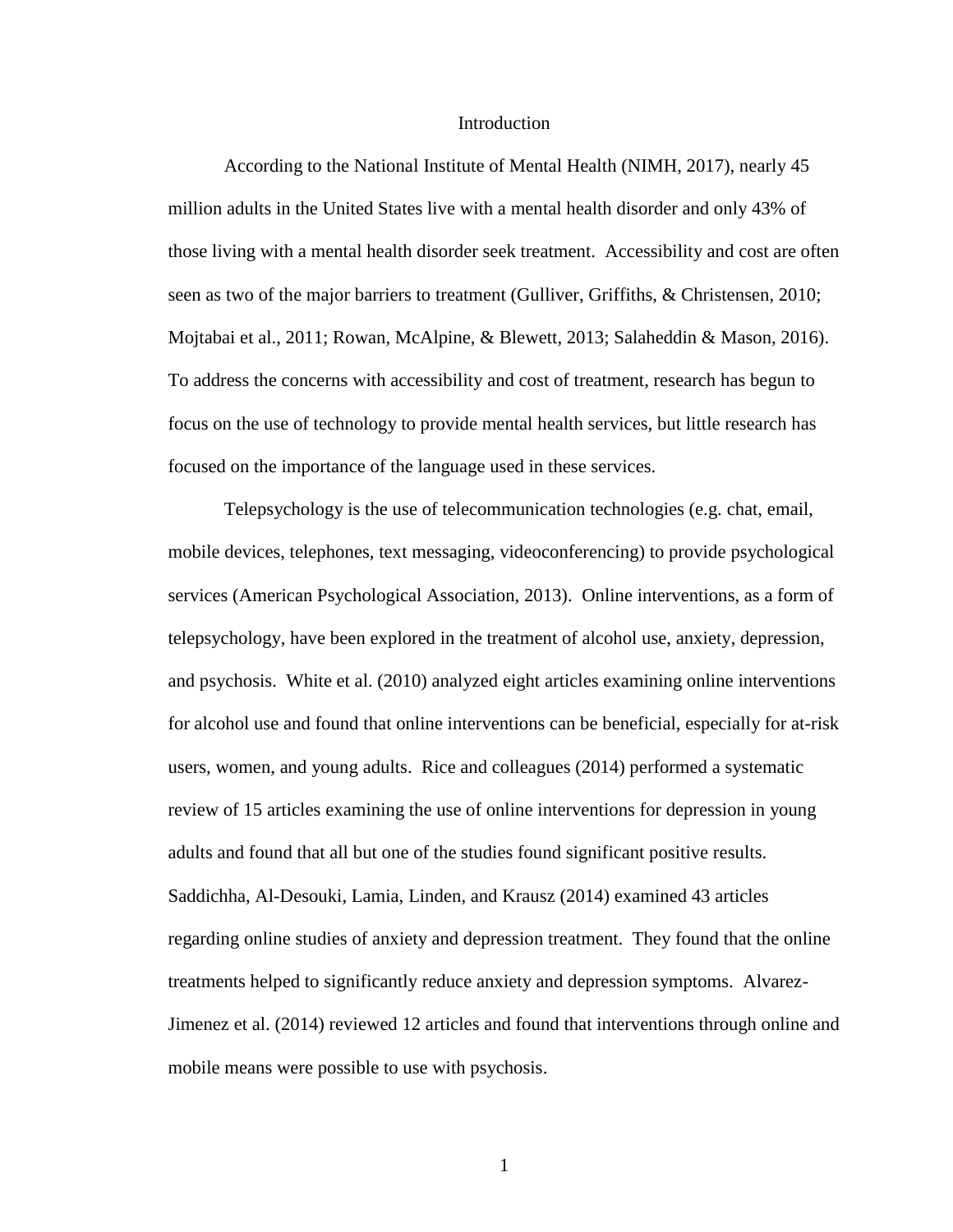# Introduction

According to the National Institute of Mental Health (NIMH, 2017), nearly 45 million adults in the United States live with a mental health disorder and only 43% of those living with a mental health disorder seek treatment. Accessibility and cost are often seen as two of the major barriers to treatment (Gulliver, Griffiths, & Christensen, 2010; Mojtabai et al., 2011; Rowan, McAlpine, & Blewett, 2013; Salaheddin & Mason, 2016). To address the concerns with accessibility and cost of treatment, research has begun to focus on the use of technology to provide mental health services, but little research has focused on the importance of the language used in these services.

Telepsychology is the use of telecommunication technologies (e.g. chat, email, mobile devices, telephones, text messaging, videoconferencing) to provide psychological services (American Psychological Association, 2013). Online interventions, as a form of telepsychology, have been explored in the treatment of alcohol use, anxiety, depression, and psychosis. White et al. (2010) analyzed eight articles examining online interventions for alcohol use and found that online interventions can be beneficial, especially for at-risk users, women, and young adults. Rice and colleagues (2014) performed a systematic review of 15 articles examining the use of online interventions for depression in young adults and found that all but one of the studies found significant positive results. Saddichha, Al-Desouki, Lamia, Linden, and Krausz (2014) examined 43 articles regarding online studies of anxiety and depression treatment. They found that the online treatments helped to significantly reduce anxiety and depression symptoms. Alvarez-Jimenez et al. (2014) reviewed 12 articles and found that interventions through online and mobile means were possible to use with psychosis.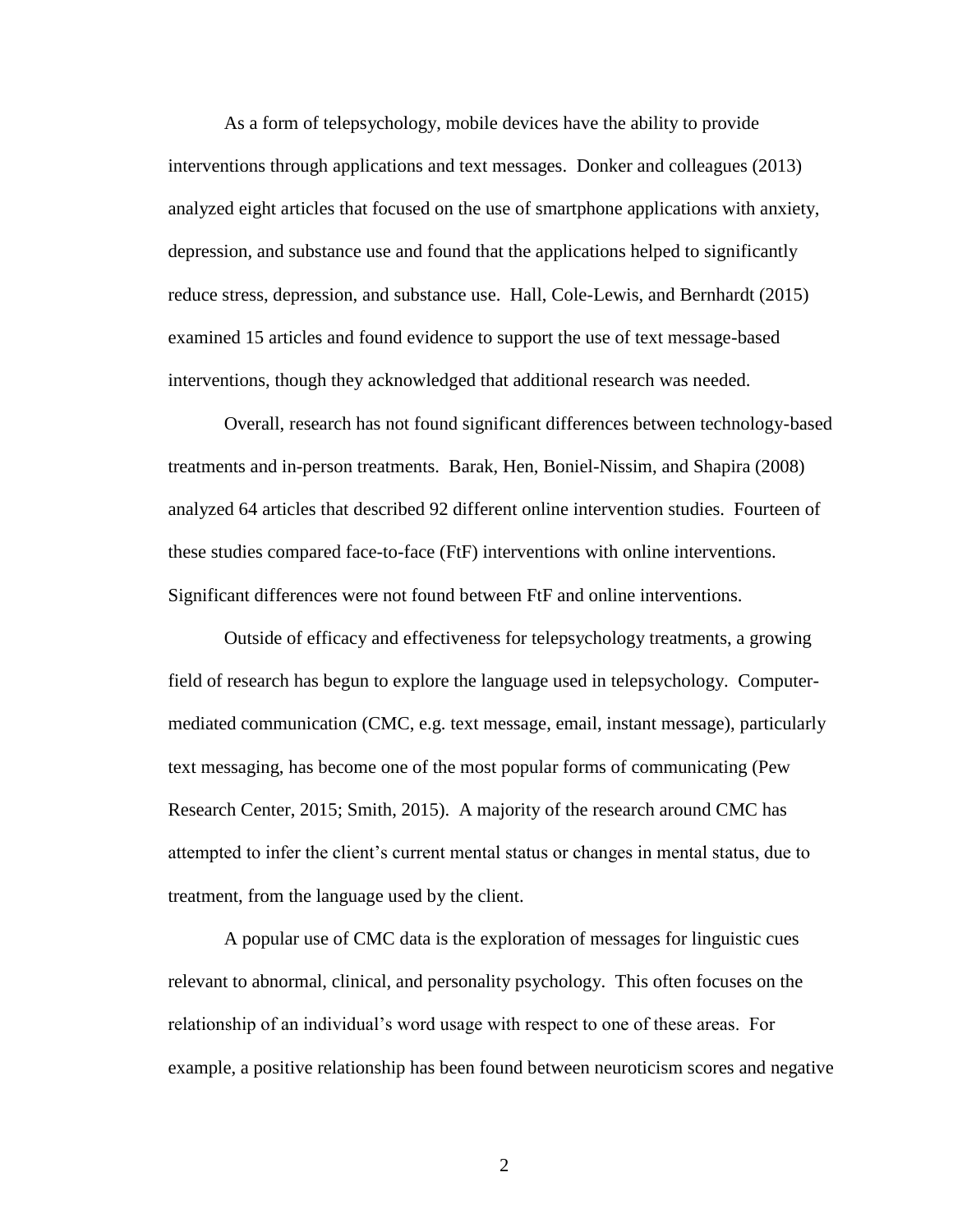As a form of telepsychology, mobile devices have the ability to provide interventions through applications and text messages. Donker and colleagues (2013) analyzed eight articles that focused on the use of smartphone applications with anxiety, depression, and substance use and found that the applications helped to significantly reduce stress, depression, and substance use. Hall, Cole-Lewis, and Bernhardt (2015) examined 15 articles and found evidence to support the use of text message-based interventions, though they acknowledged that additional research was needed.

Overall, research has not found significant differences between technology-based treatments and in-person treatments. Barak, Hen, Boniel-Nissim, and Shapira (2008) analyzed 64 articles that described 92 different online intervention studies. Fourteen of these studies compared face-to-face (FtF) interventions with online interventions. Significant differences were not found between FtF and online interventions.

Outside of efficacy and effectiveness for telepsychology treatments, a growing field of research has begun to explore the language used in telepsychology. Computer-mediated communication (CMC, e.g. text message, email, instant message), particularly text messaging, has become one of the most popular forms of communicating (Pew Research Center, 2015; Smith, 2015). A majority of the research around CMC has attempted to infer the client's current mental status or changes in mental status, due to treatment, from the language used by the client.

A popular use of CMC data is the exploration of messages for linguistic cues relevant to abnormal, clinical, and personality psychology. This often focuses on the relationship of an individual's word usage with respect to one of these areas. For example, a positive relationship has been found between neuroticism scores and negative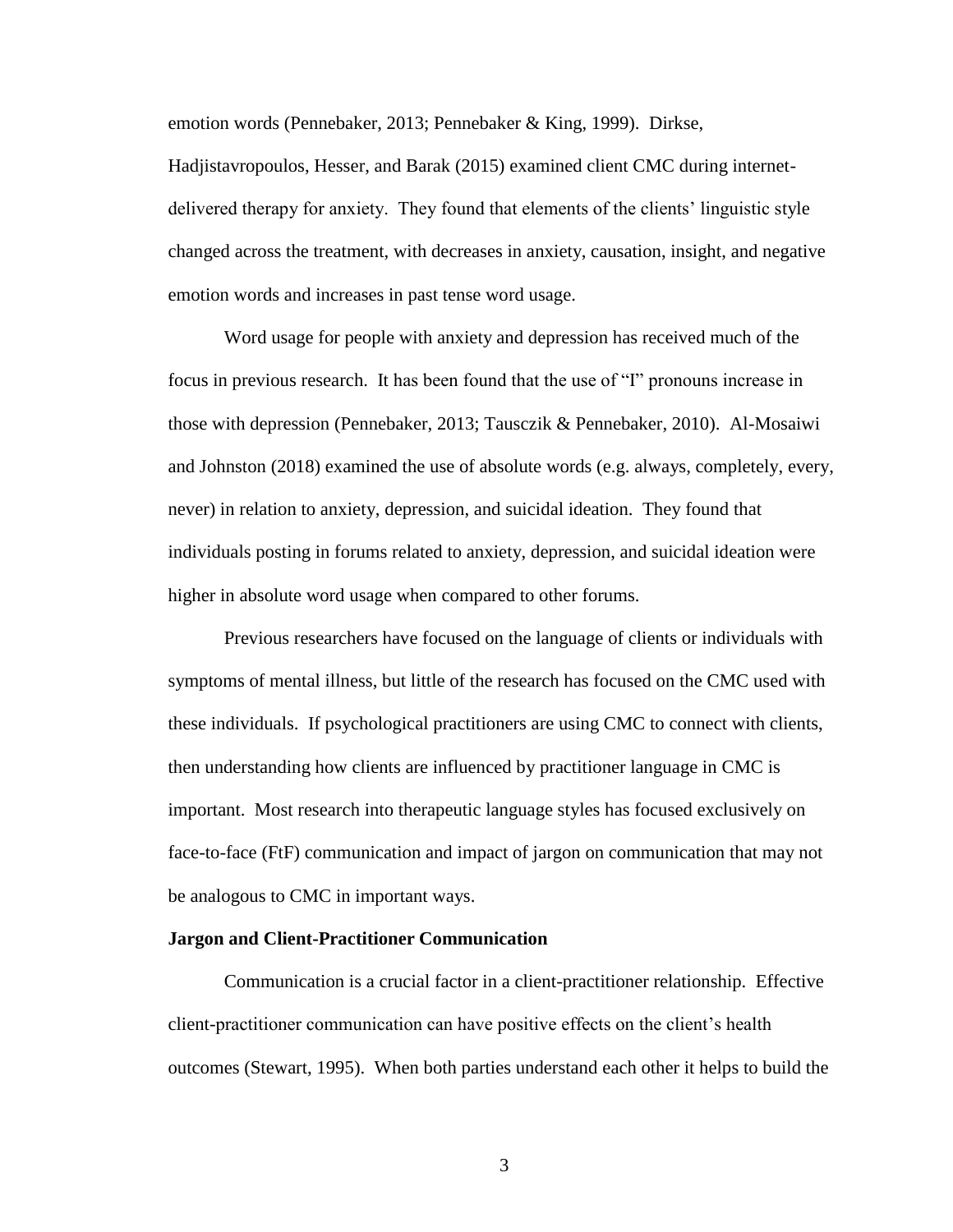emotion words (Pennebaker, 2013; Pennebaker & King, 1999). Dirkse, Hadjistavropoulos, Hesser, and Barak (2015) examined client CMC during internet-delivered therapy for anxiety. They found that elements of the clients' linguistic style changed across the treatment, with decreases in anxiety, causation, insight, and negative emotion words and increases in past tense word usage.

Word usage for people with anxiety and depression has received much of the focus in previous research. It has been found that the use of "I" pronouns increase in those with depression (Pennebaker, 2013; Tausczik & Pennebaker, 2010). Al-Mosaiwi and Johnston (2018) examined the use of absolute words (e.g. always, completely, every, never) in relation to anxiety, depression, and suicidal ideation. They found that individuals posting in forums related to anxiety, depression, and suicidal ideation were higher in absolute word usage when compared to other forums.

Previous researchers have focused on the language of clients or individuals with symptoms of mental illness, but little of the research has focused on the CMC used with these individuals. If psychological practitioners are using CMC to connect with clients, then understanding how clients are influenced by practitioner language in CMC is important. Most research into therapeutic language styles has focused exclusively on face-to-face (FtF) communication and impact of jargon on communication that may not be analogous to CMC in important ways.

**Jargon and Client-Practitioner Communication**

Communication is a crucial factor in a client-practitioner relationship. Effective client-practitioner communication can have positive effects on the client's health outcomes (Stewart, 1995). When both parties understand each other it helps to build the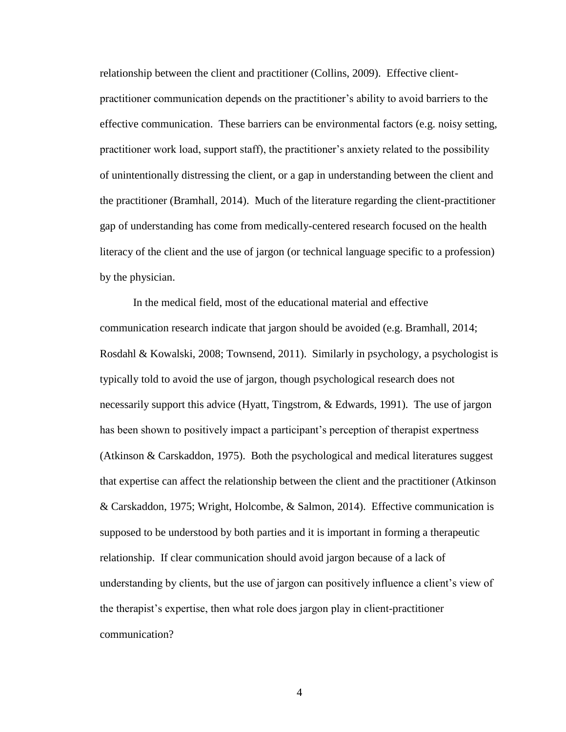relationship between the client and practitioner (Collins, 2009). Effective client-practitioner communication depends on the practitioner's ability to avoid barriers to the effective communication. These barriers can be environmental factors (e.g. noisy setting, practitioner work load, support staff), the practitioner's anxiety related to the possibility of unintentionally distressing the client, or a gap in understanding between the client and the practitioner (Bramhall, 2014). Much of the literature regarding the client-practitioner gap of understanding has come from medically-centered research focused on the health literacy of the client and the use of jargon (or technical language specific to a profession) by the physician.

In the medical field, most of the educational material and effective communication research indicate that jargon should be avoided (e.g. Bramhall, 2014; Rosdahl & Kowalski, 2008; Townsend, 2011). Similarly in psychology, a psychologist is typically told to avoid the use of jargon, though psychological research does not necessarily support this advice (Hyatt, Tingstrom, & Edwards, 1991). The use of jargon has been shown to positively impact a participant's perception of therapist expertness (Atkinson & Carskaddon, 1975). Both the psychological and medical literatures suggest that expertise can affect the relationship between the client and the practitioner (Atkinson & Carskaddon, 1975; Wright, Holcombe, & Salmon, 2014). Effective communication is supposed to be understood by both parties and it is important in forming a therapeutic relationship. If clear communication should avoid jargon because of a lack of understanding by clients, but the use of jargon can positively influence a client's view of the therapist's expertise, then what role does jargon play in client-practitioner communication?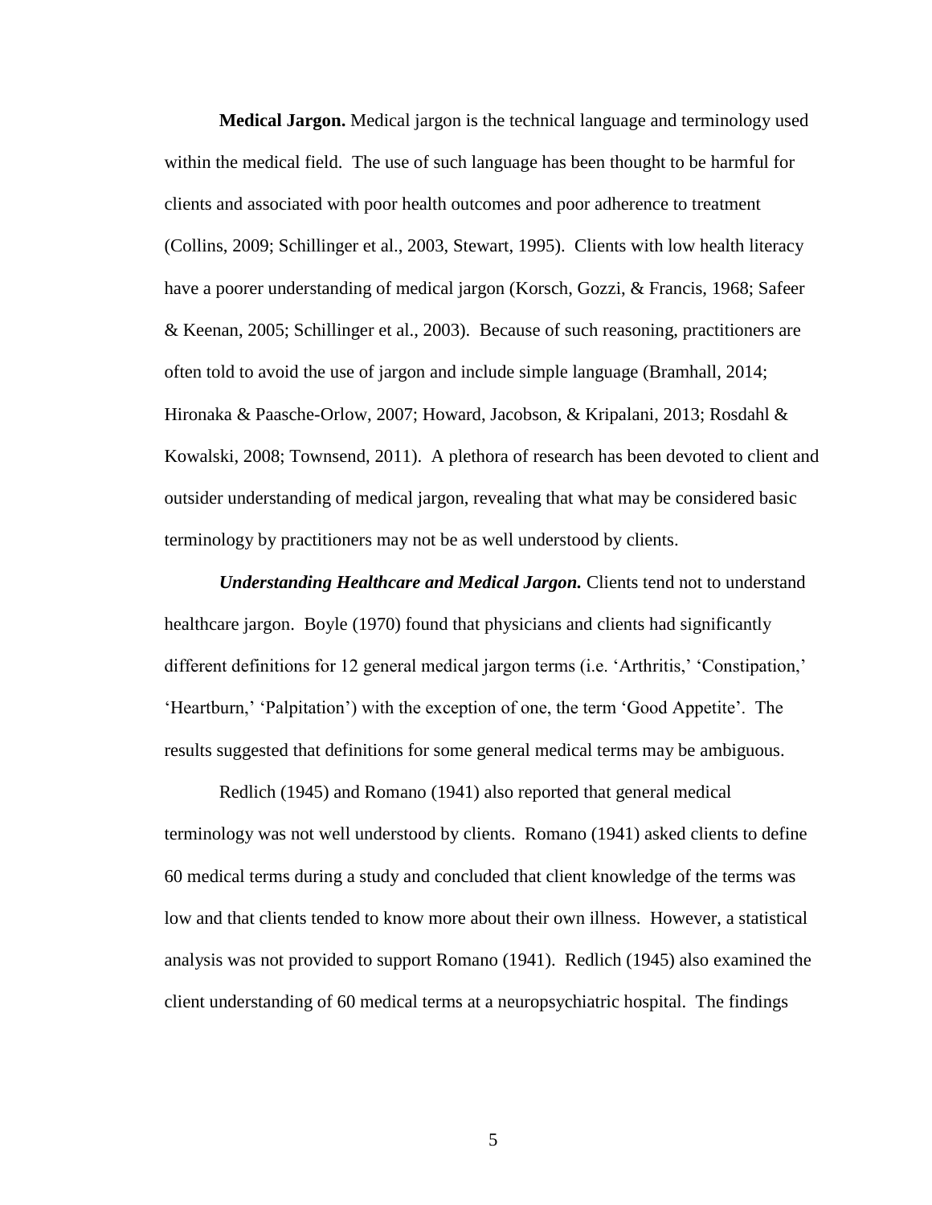**Medical Jargon.** Medical jargon is the technical language and terminology used within the medical field. The use of such language has been thought to be harmful for clients and associated with poor health outcomes and poor adherence to treatment (Collins, 2009; Schillinger et al., 2003, Stewart, 1995). Clients with low health literacy have a poorer understanding of medical jargon (Korsch, Gozzi, & Francis, 1968; Safeer & Keenan, 2005; Schillinger et al., 2003). Because of such reasoning, practitioners are often told to avoid the use of jargon and include simple language (Bramhall, 2014; Hironaka & Paasche-Orlow, 2007; Howard, Jacobson, & Kripalani, 2013; Rosdahl & Kowalski, 2008; Townsend, 2011). A plethora of research has been devoted to client and outsider understanding of medical jargon, revealing that what may be considered basic terminology by practitioners may not be as well understood by clients.

***Understanding Healthcare and Medical Jargon.*** Clients tend not to understand healthcare jargon. Boyle (1970) found that physicians and clients had significantly different definitions for 12 general medical jargon terms (i.e. 'Arthritis,' 'Constipation,' 'Heartburn,' 'Palpitation') with the exception of one, the term 'Good Appetite'. The results suggested that definitions for some general medical terms may be ambiguous.

Redlich (1945) and Romano (1941) also reported that general medical terminology was not well understood by clients. Romano (1941) asked clients to define 60 medical terms during a study and concluded that client knowledge of the terms was low and that clients tended to know more about their own illness. However, a statistical analysis was not provided to support Romano (1941). Redlich (1945) also examined the client understanding of 60 medical terms at a neuropsychiatric hospital. The findings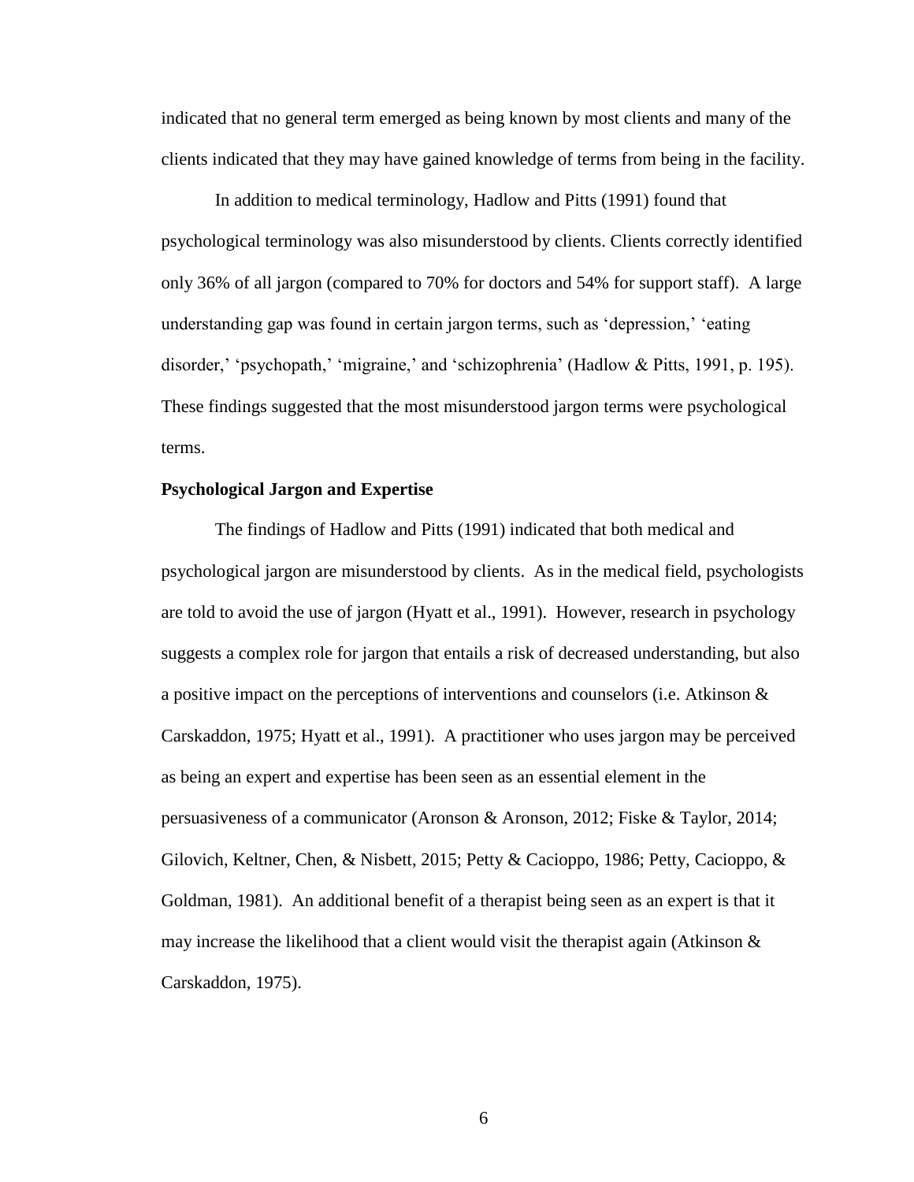indicated that no general term emerged as being known by most clients and many of the clients indicated that they may have gained knowledge of terms from being in the facility.

In addition to medical terminology, Hadlow and Pitts (1991) found that psychological terminology was also misunderstood by clients. Clients correctly identified only 36% of all jargon (compared to 70% for doctors and 54% for support staff). A large understanding gap was found in certain jargon terms, such as 'depression,' 'eating disorder,' 'psychopath,' 'migraine,' and 'schizophrenia' (Hadlow & Pitts, 1991, p. 195). These findings suggested that the most misunderstood jargon terms were psychological terms.

**Psychological Jargon and Expertise**

The findings of Hadlow and Pitts (1991) indicated that both medical and psychological jargon are misunderstood by clients. As in the medical field, psychologists are told to avoid the use of jargon (Hyatt et al., 1991). However, research in psychology suggests a complex role for jargon that entails a risk of decreased understanding, but also a positive impact on the perceptions of interventions and counselors (i.e. Atkinson & Carskaddon, 1975; Hyatt et al., 1991). A practitioner who uses jargon may be perceived as being an expert and expertise has been seen as an essential element in the persuasiveness of a communicator (Aronson & Aronson, 2012; Fiske & Taylor, 2014; Gilovich, Keltner, Chen, & Nisbett, 2015; Petty & Cacioppo, 1986; Petty, Cacioppo, & Goldman, 1981). An additional benefit of a therapist being seen as an expert is that it may increase the likelihood that a client would visit the therapist again (Atkinson & Carskaddon, 1975).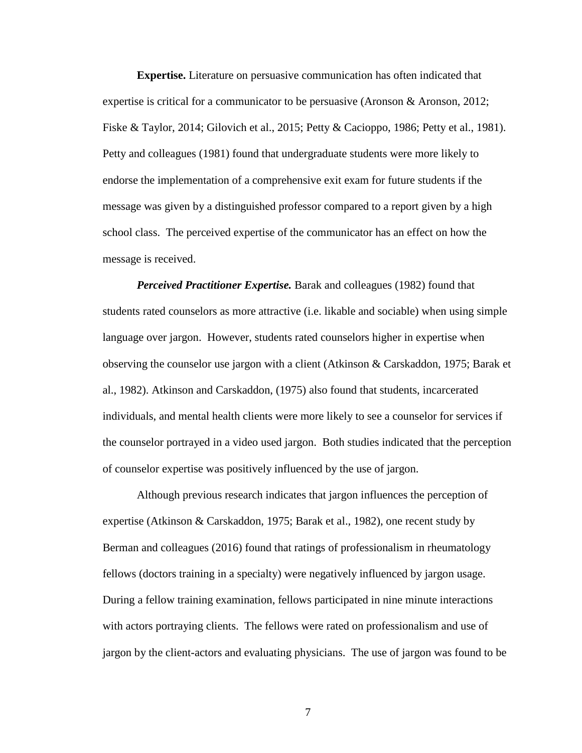**Expertise.** Literature on persuasive communication has often indicated that expertise is critical for a communicator to be persuasive (Aronson & Aronson, 2012; Fiske & Taylor, 2014; Gilovich et al., 2015; Petty & Cacioppo, 1986; Petty et al., 1981). Petty and colleagues (1981) found that undergraduate students were more likely to endorse the implementation of a comprehensive exit exam for future students if the message was given by a distinguished professor compared to a report given by a high school class. The perceived expertise of the communicator has an effect on how the message is received.

***Perceived Practitioner Expertise.*** Barak and colleagues (1982) found that students rated counselors as more attractive (i.e. likable and sociable) when using simple language over jargon. However, students rated counselors higher in expertise when observing the counselor use jargon with a client (Atkinson & Carskaddon, 1975; Barak et al., 1982). Atkinson and Carskaddon, (1975) also found that students, incarcerated individuals, and mental health clients were more likely to see a counselor for services if the counselor portrayed in a video used jargon. Both studies indicated that the perception of counselor expertise was positively influenced by the use of jargon.

Although previous research indicates that jargon influences the perception of expertise (Atkinson & Carskaddon, 1975; Barak et al., 1982), one recent study by Berman and colleagues (2016) found that ratings of professionalism in rheumatology fellows (doctors training in a specialty) were negatively influenced by jargon usage. During a fellow training examination, fellows participated in nine minute interactions with actors portraying clients. The fellows were rated on professionalism and use of jargon by the client-actors and evaluating physicians. The use of jargon was found to be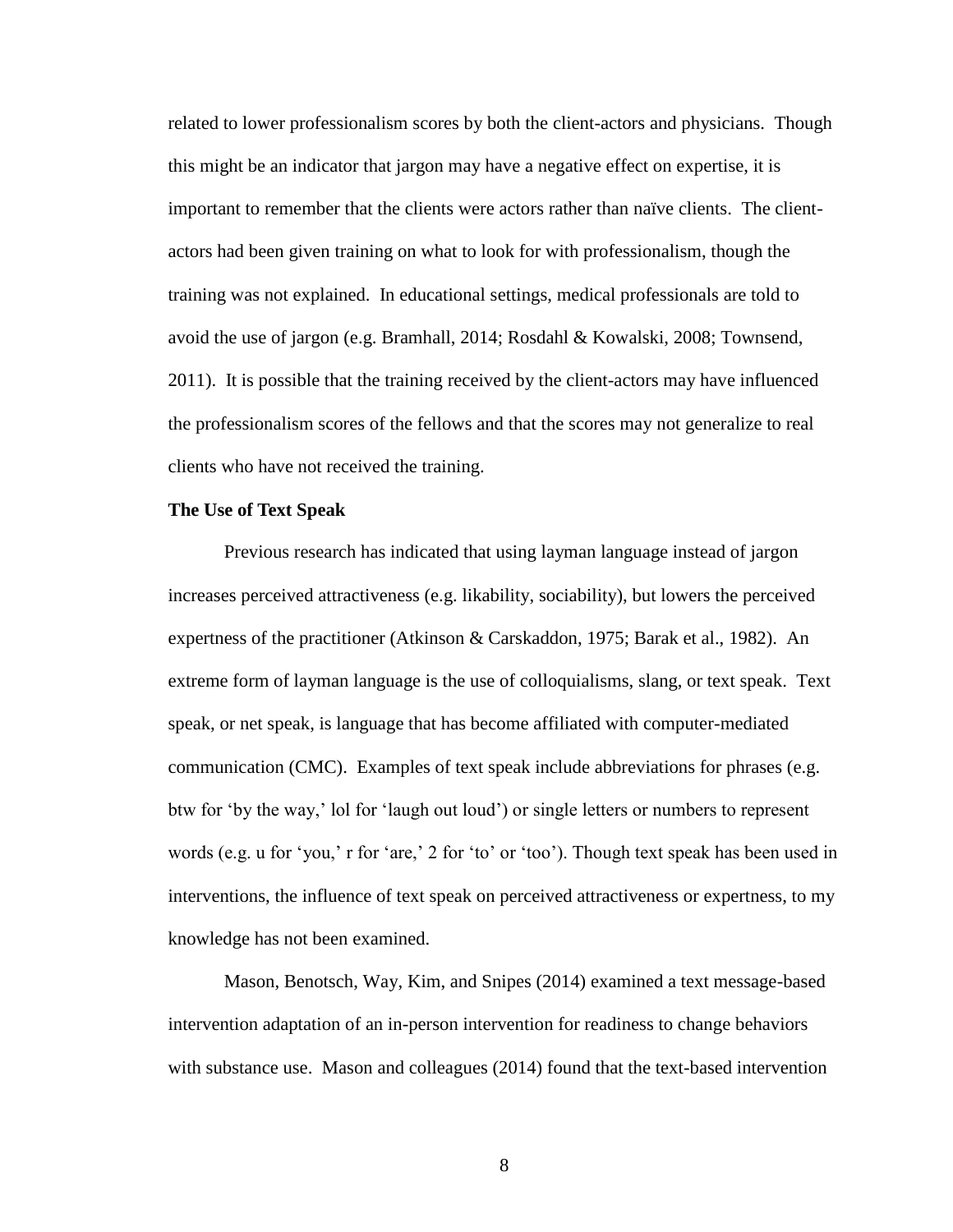related to lower professionalism scores by both the client-actors and physicians. Though this might be an indicator that jargon may have a negative effect on expertise, it is important to remember that the clients were actors rather than naïve clients. The client-actors had been given training on what to look for with professionalism, though the training was not explained. In educational settings, medical professionals are told to avoid the use of jargon (e.g. Bramhall, 2014; Rosdahl & Kowalski, 2008; Townsend, 2011). It is possible that the training received by the client-actors may have influenced the professionalism scores of the fellows and that the scores may not generalize to real clients who have not received the training.

**The Use of Text Speak**

Previous research has indicated that using layman language instead of jargon increases perceived attractiveness (e.g. likability, sociability), but lowers the perceived expertness of the practitioner (Atkinson & Carskaddon, 1975; Barak et al., 1982). An extreme form of layman language is the use of colloquialisms, slang, or text speak. Text speak, or net speak, is language that has become affiliated with computer-mediated communication (CMC). Examples of text speak include abbreviations for phrases (e.g. btw for 'by the way,' lol for 'laugh out loud') or single letters or numbers to represent words (e.g. u for 'you,' r for 'are,' 2 for 'to' or 'too'). Though text speak has been used in interventions, the influence of text speak on perceived attractiveness or expertness, to my knowledge has not been examined.

Mason, Benotsch, Way, Kim, and Snipes (2014) examined a text message-based intervention adaptation of an in-person intervention for readiness to change behaviors with substance use. Mason and colleagues (2014) found that the text-based intervention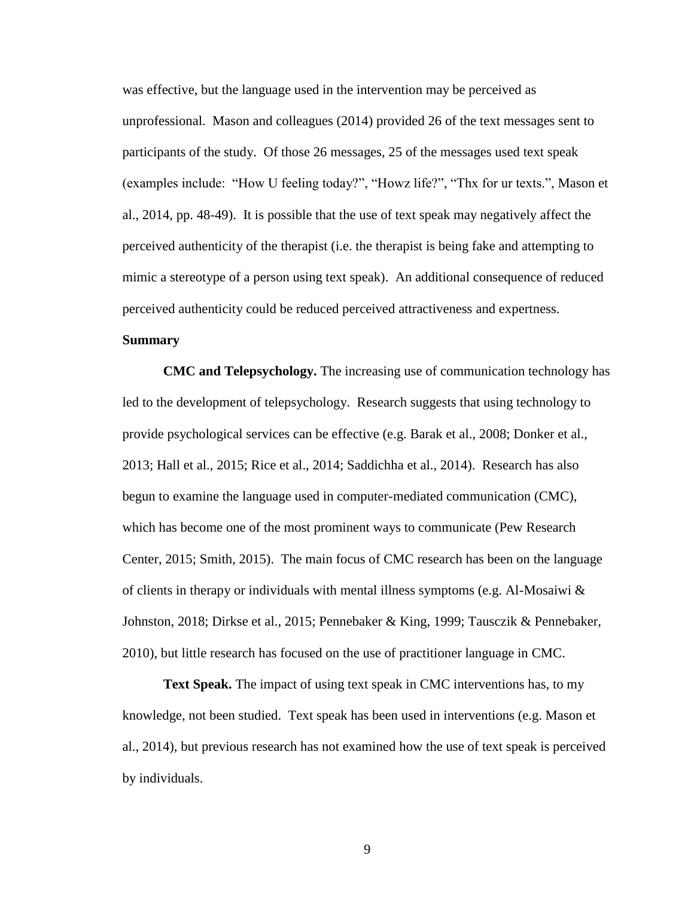was effective, but the language used in the intervention may be perceived as unprofessional. Mason and colleagues (2014) provided 26 of the text messages sent to participants of the study. Of those 26 messages, 25 of the messages used text speak (examples include: "How U feeling today?", "Howz life?", "Thx for ur texts.", Mason et al., 2014, pp. 48-49). It is possible that the use of text speak may negatively affect the perceived authenticity of the therapist (i.e. the therapist is being fake and attempting to mimic a stereotype of a person using text speak). An additional consequence of reduced perceived authenticity could be reduced perceived attractiveness and expertness.

## Summary

**CMC and Telepsychology.** The increasing use of communication technology has led to the development of telepsychology. Research suggests that using technology to provide psychological services can be effective (e.g. Barak et al., 2008; Donker et al., 2013; Hall et al., 2015; Rice et al., 2014; Saddichha et al., 2014). Research has also begun to examine the language used in computer-mediated communication (CMC), which has become one of the most prominent ways to communicate (Pew Research Center, 2015; Smith, 2015). The main focus of CMC research has been on the language of clients in therapy or individuals with mental illness symptoms (e.g. Al-Mosaiwi & Johnston, 2018; Dirkse et al., 2015; Pennebaker & King, 1999; Tausczik & Pennebaker, 2010), but little research has focused on the use of practitioner language in CMC.

**Text Speak.** The impact of using text speak in CMC interventions has, to my knowledge, not been studied. Text speak has been used in interventions (e.g. Mason et al., 2014), but previous research has not examined how the use of text speak is perceived by individuals.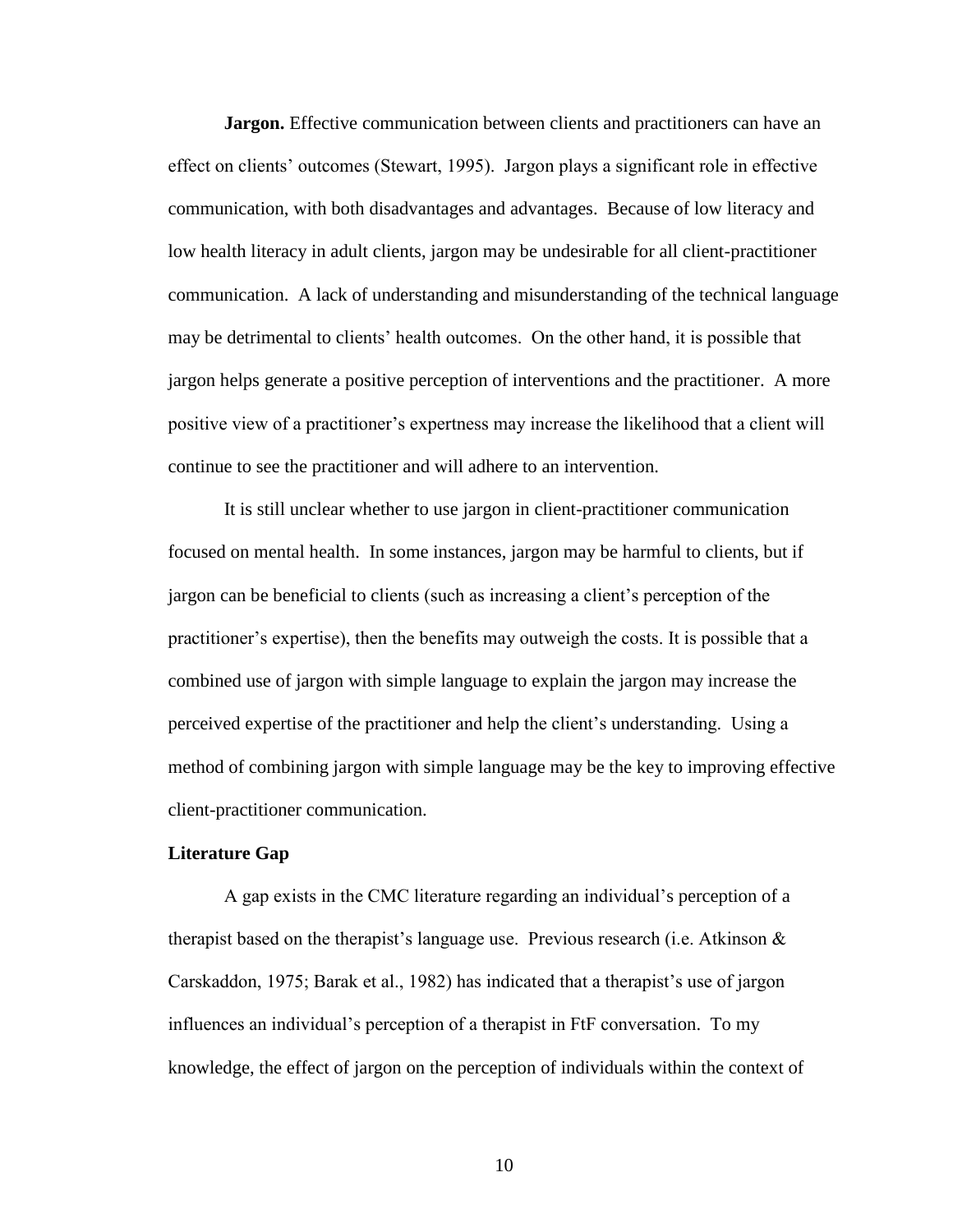**Jargon.** Effective communication between clients and practitioners can have an effect on clients' outcomes (Stewart, 1995). Jargon plays a significant role in effective communication, with both disadvantages and advantages. Because of low literacy and low health literacy in adult clients, jargon may be undesirable for all client-practitioner communication. A lack of understanding and misunderstanding of the technical language may be detrimental to clients' health outcomes. On the other hand, it is possible that jargon helps generate a positive perception of interventions and the practitioner. A more positive view of a practitioner's expertness may increase the likelihood that a client will continue to see the practitioner and will adhere to an intervention.

It is still unclear whether to use jargon in client-practitioner communication focused on mental health. In some instances, jargon may be harmful to clients, but if jargon can be beneficial to clients (such as increasing a client's perception of the practitioner's expertise), then the benefits may outweigh the costs. It is possible that a combined use of jargon with simple language to explain the jargon may increase the perceived expertise of the practitioner and help the client's understanding. Using a method of combining jargon with simple language may be the key to improving effective client-practitioner communication.

## Literature Gap

A gap exists in the CMC literature regarding an individual's perception of a therapist based on the therapist's language use. Previous research (i.e. Atkinson & Carskaddon, 1975; Barak et al., 1982) has indicated that a therapist's use of jargon influences an individual's perception of a therapist in FtF conversation. To my knowledge, the effect of jargon on the perception of individuals within the context of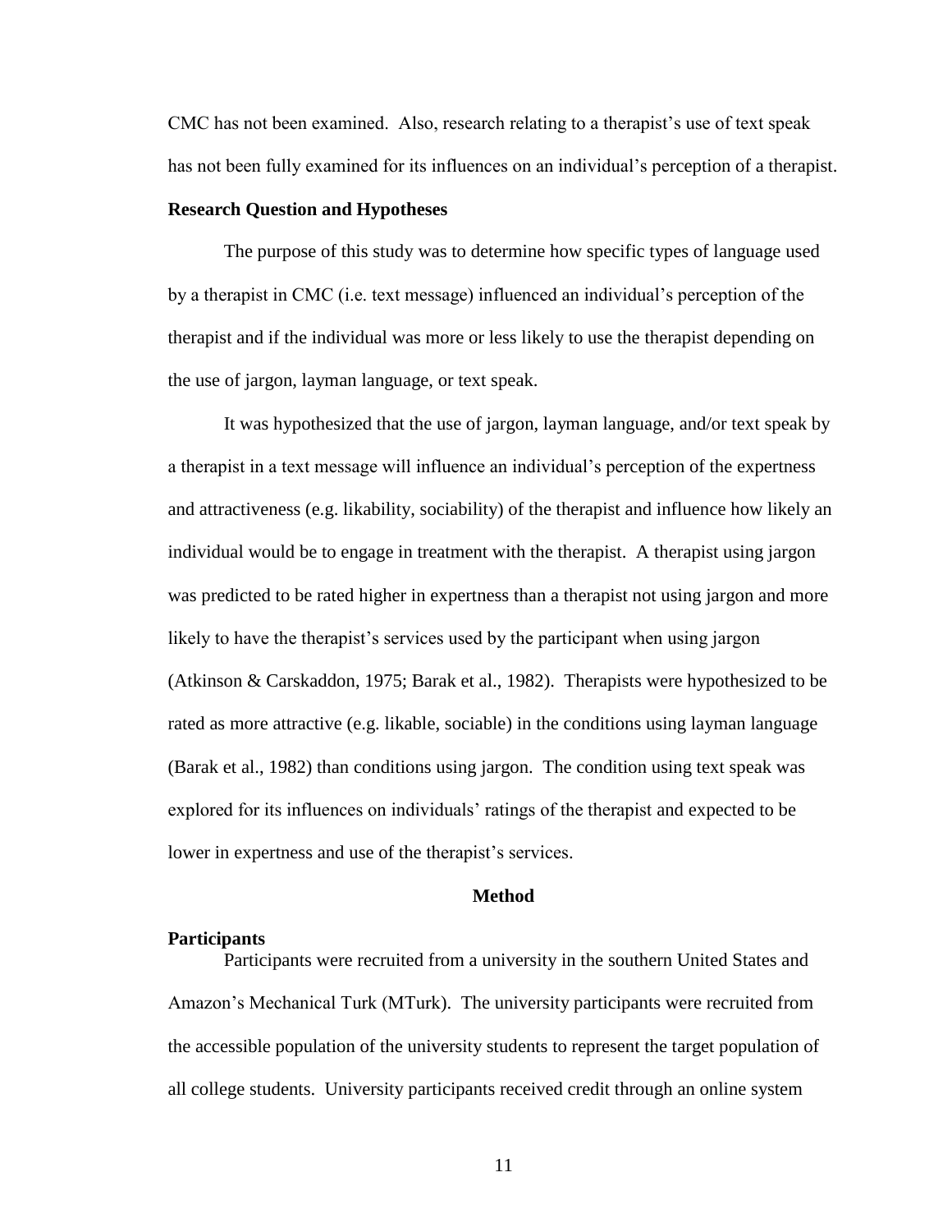CMC has not been examined. Also, research relating to a therapist's use of text speak has not been fully examined for its influences on an individual's perception of a therapist.

**Research Question and Hypotheses**

The purpose of this study was to determine how specific types of language used by a therapist in CMC (i.e. text message) influenced an individual's perception of the therapist and if the individual was more or less likely to use the therapist depending on the use of jargon, layman language, or text speak.

It was hypothesized that the use of jargon, layman language, and/or text speak by a therapist in a text message will influence an individual's perception of the expertness and attractiveness (e.g. likability, sociability) of the therapist and influence how likely an individual would be to engage in treatment with the therapist. A therapist using jargon was predicted to be rated higher in expertness than a therapist not using jargon and more likely to have the therapist's services used by the participant when using jargon (Atkinson & Carskaddon, 1975; Barak et al., 1982). Therapists were hypothesized to be rated as more attractive (e.g. likable, sociable) in the conditions using layman language (Barak et al., 1982) than conditions using jargon. The condition using text speak was explored for its influences on individuals' ratings of the therapist and expected to be lower in expertness and use of the therapist's services.

## Method

**Participants**

Participants were recruited from a university in the southern United States and Amazon's Mechanical Turk (MTurk). The university participants were recruited from the accessible population of the university students to represent the target population of all college students. University participants received credit through an online system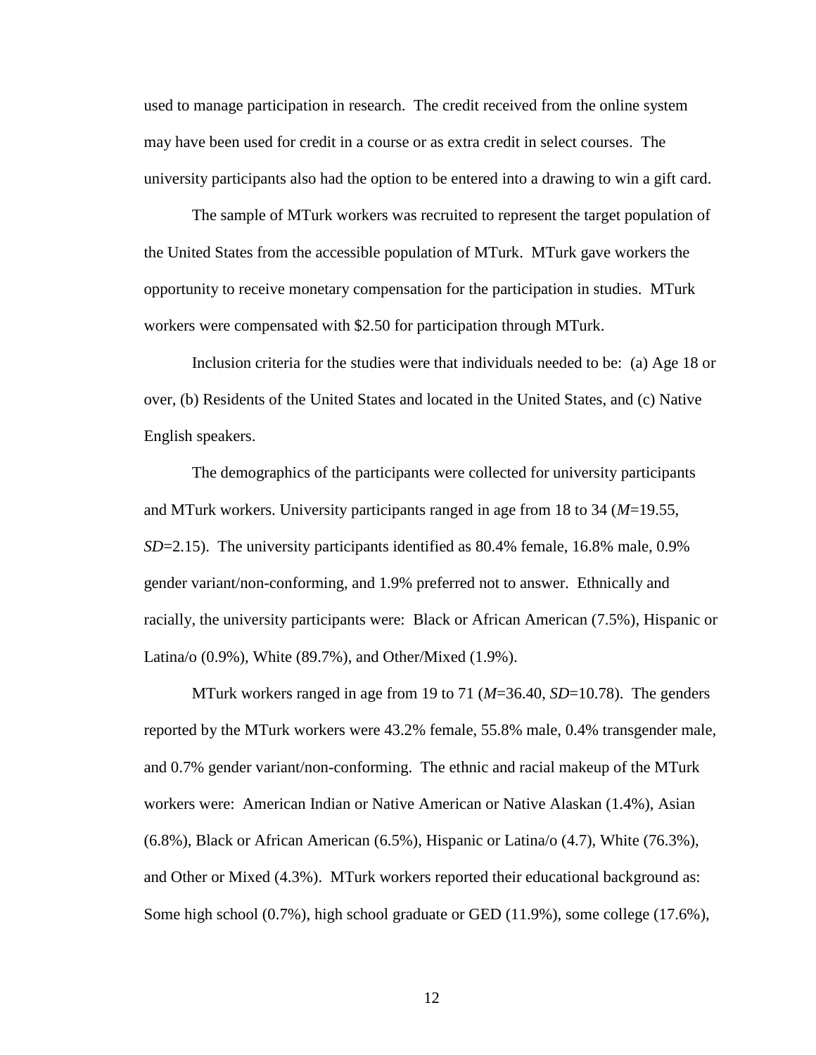used to manage participation in research. The credit received from the online system may have been used for credit in a course or as extra credit in select courses. The university participants also had the option to be entered into a drawing to win a gift card.

The sample of MTurk workers was recruited to represent the target population of the United States from the accessible population of MTurk. MTurk gave workers the opportunity to receive monetary compensation for the participation in studies. MTurk workers were compensated with $2.50 for participation through MTurk.

Inclusion criteria for the studies were that individuals needed to be: (a) Age 18 or over, (b) Residents of the United States and located in the United States, and (c) Native English speakers.

The demographics of the participants were collected for university participants and MTurk workers. University participants ranged in age from 18 to 34 ($M$=19.55, $SD$=2.15). The university participants identified as 80.4% female, 16.8% male, 0.9% gender variant/non-conforming, and 1.9% preferred not to answer. Ethnically and racially, the university participants were: Black or African American (7.5%), Hispanic or Latina/o (0.9%), White (89.7%), and Other/Mixed (1.9%).

MTurk workers ranged in age from 19 to 71 ($M$=36.40, $SD$=10.78). The genders reported by the MTurk workers were 43.2% female, 55.8% male, 0.4% transgender male, and 0.7% gender variant/non-conforming. The ethnic and racial makeup of the MTurk workers were: American Indian or Native American or Native Alaskan (1.4%), Asian (6.8%), Black or African American (6.5%), Hispanic or Latina/o (4.7), White (76.3%), and Other or Mixed (4.3%). MTurk workers reported their educational background as: Some high school (0.7%), high school graduate or GED (11.9%), some college (17.6%),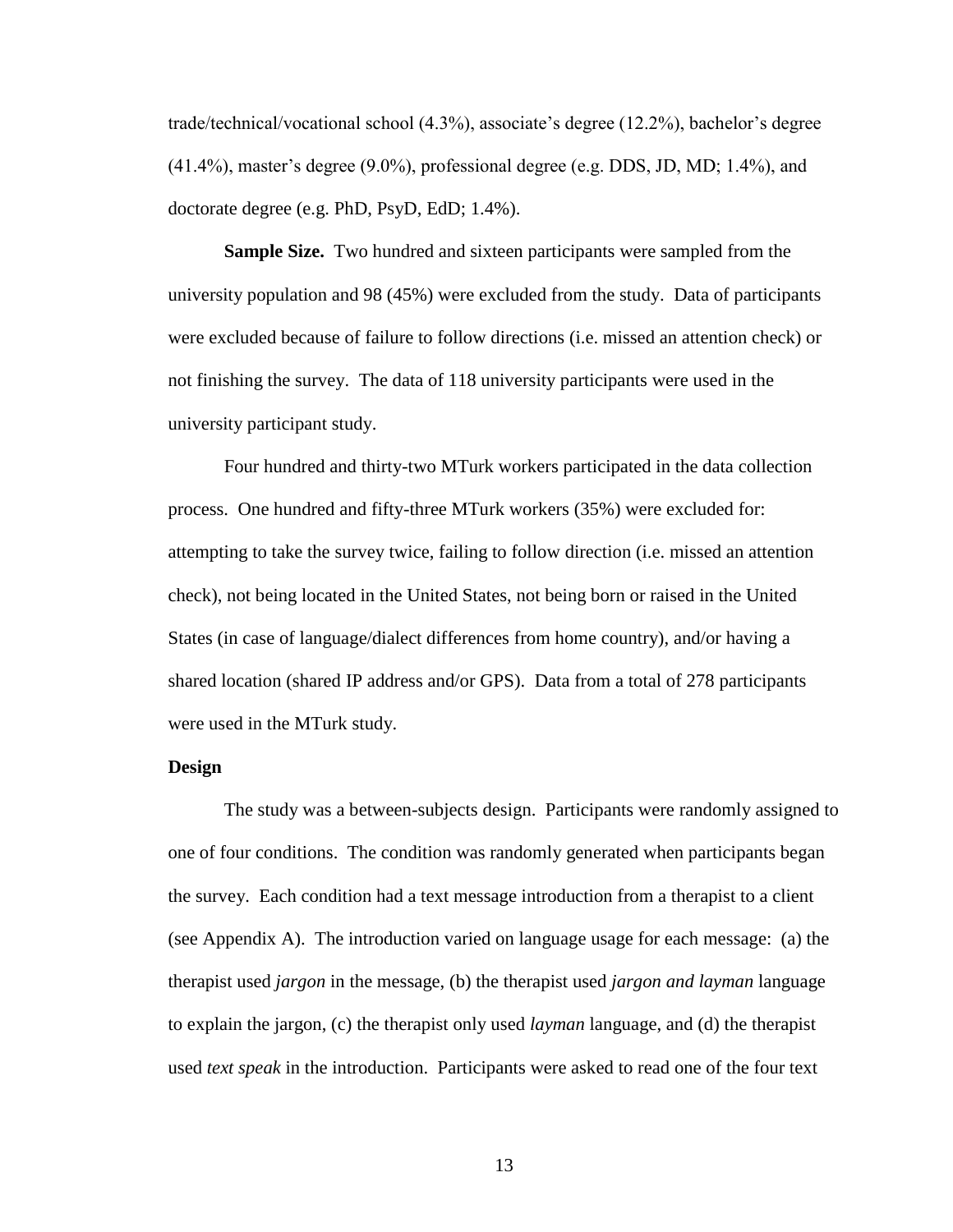trade/technical/vocational school (4.3%), associate's degree (12.2%), bachelor's degree (41.4%), master's degree (9.0%), professional degree (e.g. DDS, JD, MD; 1.4%), and doctorate degree (e.g. PhD, PsyD, EdD; 1.4%).

**Sample Size.** Two hundred and sixteen participants were sampled from the university population and 98 (45%) were excluded from the study. Data of participants were excluded because of failure to follow directions (i.e. missed an attention check) or not finishing the survey. The data of 118 university participants were used in the university participant study.

Four hundred and thirty-two MTurk workers participated in the data collection process. One hundred and fifty-three MTurk workers (35%) were excluded for: attempting to take the survey twice, failing to follow direction (i.e. missed an attention check), not being located in the United States, not being born or raised in the United States (in case of language/dialect differences from home country), and/or having a shared location (shared IP address and/or GPS). Data from a total of 278 participants were used in the MTurk study.

### Design

The study was a between-subjects design. Participants were randomly assigned to one of four conditions. The condition was randomly generated when participants began the survey. Each condition had a text message introduction from a therapist to a client (see Appendix A). The introduction varied on language usage for each message: (a) the therapist used *jargon* in the message, (b) the therapist used *jargon and layman* language to explain the jargon, (c) the therapist only used *layman* language, and (d) the therapist used *text speak* in the introduction. Participants were asked to read one of the four text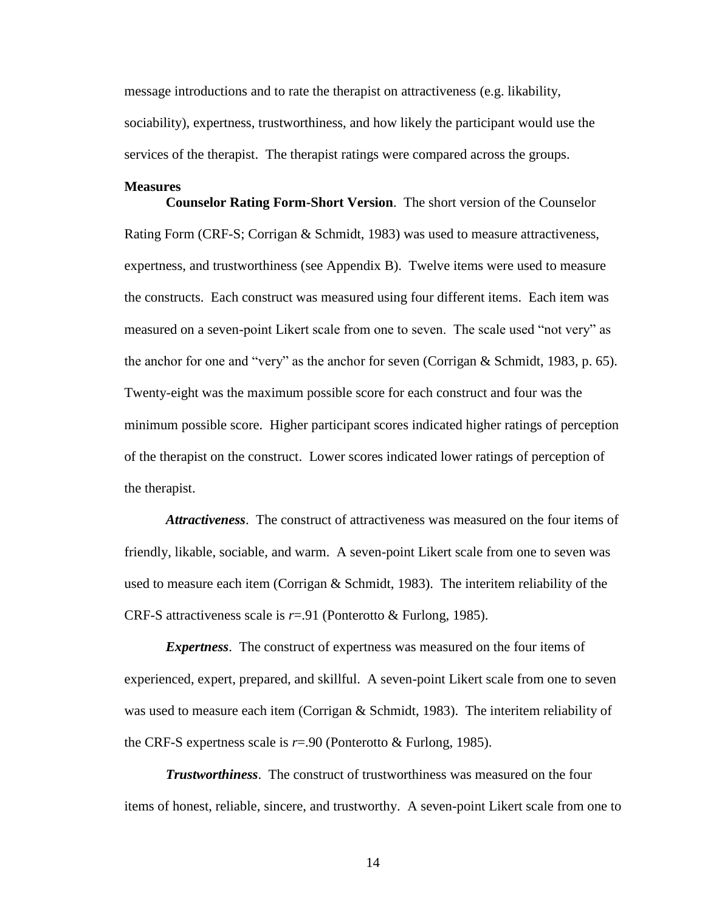message introductions and to rate the therapist on attractiveness (e.g. likability, sociability), expertness, trustworthiness, and how likely the participant would use the services of the therapist. The therapist ratings were compared across the groups.

## Measures

**Counselor Rating Form-Short Version**. The short version of the Counselor Rating Form (CRF-S; Corrigan & Schmidt, 1983) was used to measure attractiveness, expertness, and trustworthiness (see Appendix B). Twelve items were used to measure the constructs. Each construct was measured using four different items. Each item was measured on a seven-point Likert scale from one to seven. The scale used "not very" as the anchor for one and "very" as the anchor for seven (Corrigan & Schmidt, 1983, p. 65). Twenty-eight was the maximum possible score for each construct and four was the minimum possible score. Higher participant scores indicated higher ratings of perception of the therapist on the construct. Lower scores indicated lower ratings of perception of the therapist.

***Attractiveness***. The construct of attractiveness was measured on the four items of friendly, likable, sociable, and warm. A seven-point Likert scale from one to seven was used to measure each item (Corrigan & Schmidt, 1983). The interitem reliability of the CRF-S attractiveness scale is $r$=.91 (Ponterotto & Furlong, 1985).

***Expertness***. The construct of expertness was measured on the four items of experienced, expert, prepared, and skillful. A seven-point Likert scale from one to seven was used to measure each item (Corrigan & Schmidt, 1983). The interitem reliability of the CRF-S expertness scale is $r$=.90 (Ponterotto & Furlong, 1985).

***Trustworthiness***. The construct of trustworthiness was measured on the four items of honest, reliable, sincere, and trustworthy. A seven-point Likert scale from one to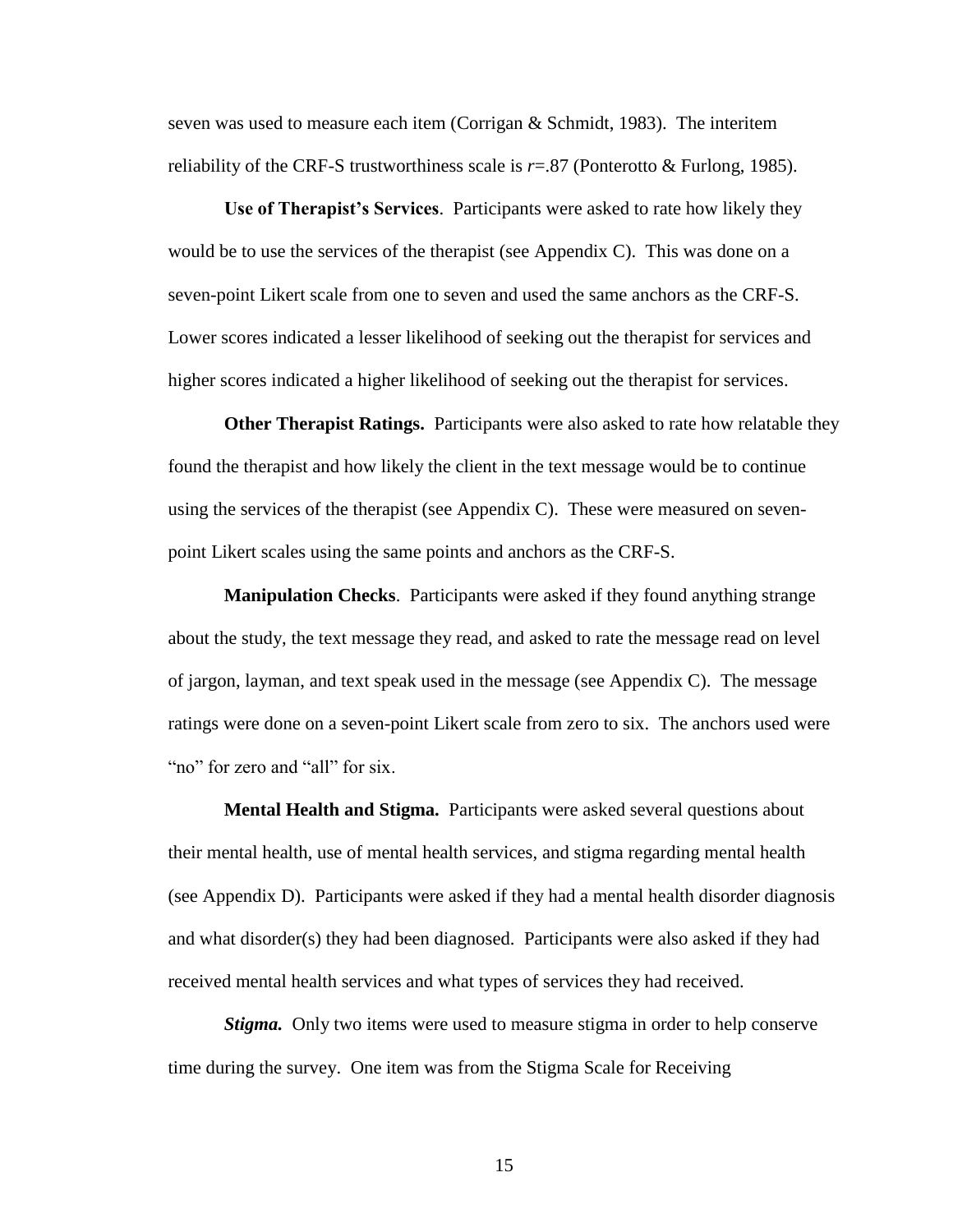seven was used to measure each item (Corrigan & Schmidt, 1983). The interitem reliability of the CRF-S trustworthiness scale is $r$=.87 (Ponterotto & Furlong, 1985).

**Use of Therapist's Services**. Participants were asked to rate how likely they would be to use the services of the therapist (see Appendix C). This was done on a seven-point Likert scale from one to seven and used the same anchors as the CRF-S. Lower scores indicated a lesser likelihood of seeking out the therapist for services and higher scores indicated a higher likelihood of seeking out the therapist for services.

**Other Therapist Ratings.** Participants were also asked to rate how relatable they found the therapist and how likely the client in the text message would be to continue using the services of the therapist (see Appendix C). These were measured on seven-point Likert scales using the same points and anchors as the CRF-S.

**Manipulation Checks**. Participants were asked if they found anything strange about the study, the text message they read, and asked to rate the message read on level of jargon, layman, and text speak used in the message (see Appendix C). The message ratings were done on a seven-point Likert scale from zero to six. The anchors used were "no" for zero and "all" for six.

**Mental Health and Stigma.** Participants were asked several questions about their mental health, use of mental health services, and stigma regarding mental health (see Appendix D). Participants were asked if they had a mental health disorder diagnosis and what disorder(s) they had been diagnosed. Participants were also asked if they had received mental health services and what types of services they had received.

***Stigma.*** Only two items were used to measure stigma in order to help conserve time during the survey. One item was from the Stigma Scale for Receiving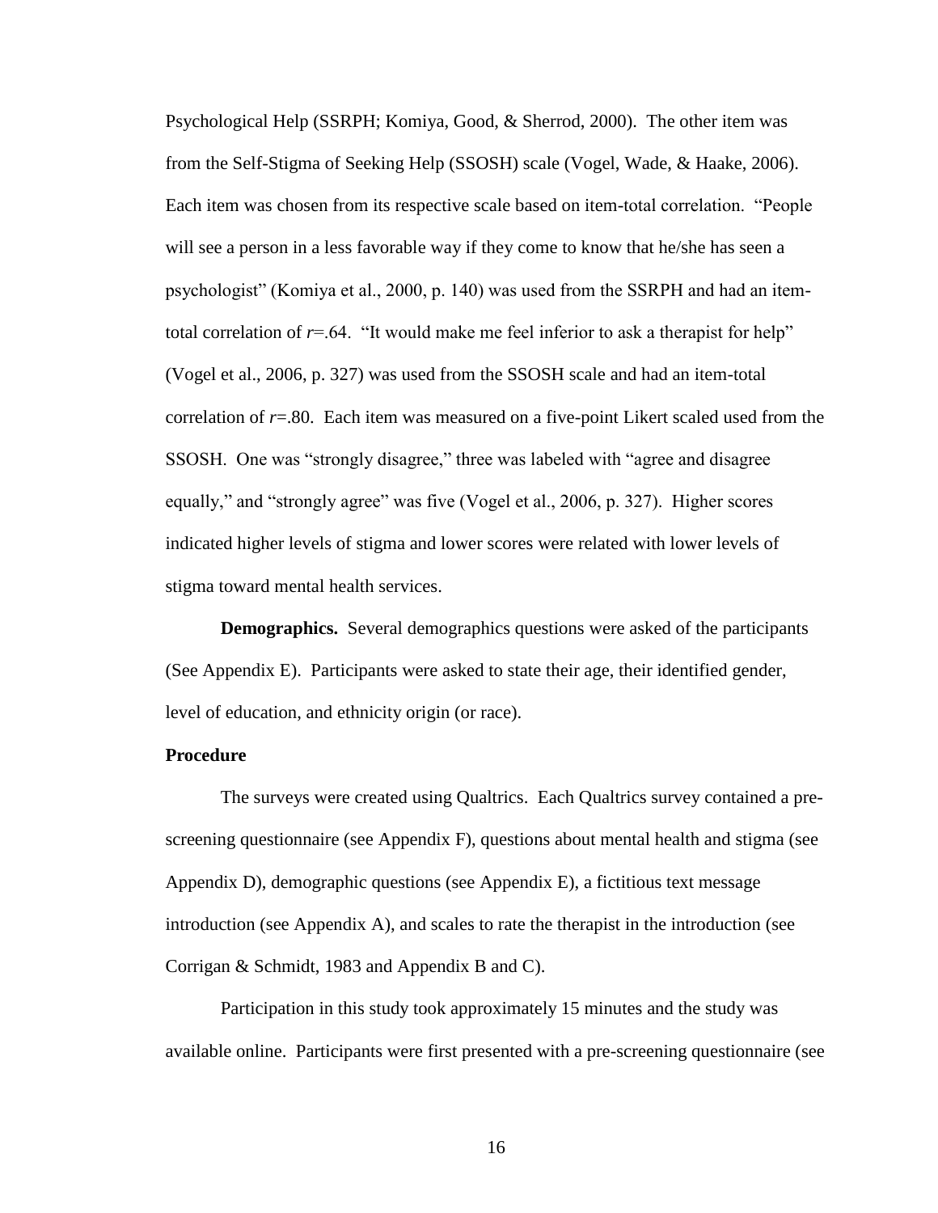Psychological Help (SSRPH; Komiya, Good, & Sherrod, 2000). The other item was from the Self-Stigma of Seeking Help (SSOSH) scale (Vogel, Wade, & Haake, 2006). Each item was chosen from its respective scale based on item-total correlation. "People will see a person in a less favorable way if they come to know that he/she has seen a psychologist" (Komiya et al., 2000, p. 140) was used from the SSRPH and had an item-total correlation of $r$=.64. "It would make me feel inferior to ask a therapist for help" (Vogel et al., 2006, p. 327) was used from the SSOSH scale and had an item-total correlation of $r$=.80. Each item was measured on a five-point Likert scaled used from the SSOSH. One was "strongly disagree," three was labeled with "agree and disagree equally," and "strongly agree" was five (Vogel et al., 2006, p. 327). Higher scores indicated higher levels of stigma and lower scores were related with lower levels of stigma toward mental health services.

**Demographics.** Several demographics questions were asked of the participants (See Appendix E). Participants were asked to state their age, their identified gender, level of education, and ethnicity origin (or race).

### Procedure

The surveys were created using Qualtrics. Each Qualtrics survey contained a pre-screening questionnaire (see Appendix F), questions about mental health and stigma (see Appendix D), demographic questions (see Appendix E), a fictitious text message introduction (see Appendix A), and scales to rate the therapist in the introduction (see Corrigan & Schmidt, 1983 and Appendix B and C).

Participation in this study took approximately 15 minutes and the study was available online. Participants were first presented with a pre-screening questionnaire (see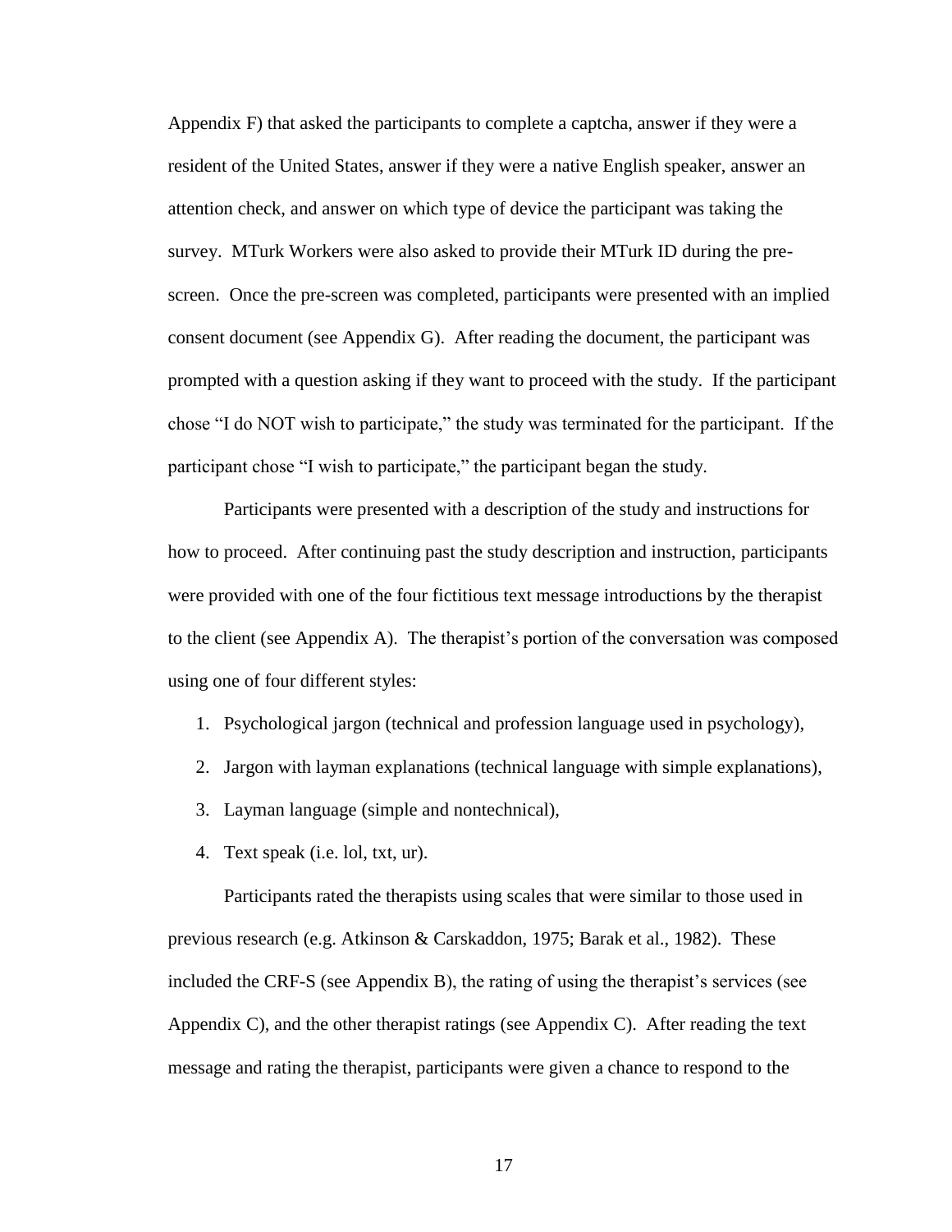Appendix F) that asked the participants to complete a captcha, answer if they were a resident of the United States, answer if they were a native English speaker, answer an attention check, and answer on which type of device the participant was taking the survey. MTurk Workers were also asked to provide their MTurk ID during the pre-screen. Once the pre-screen was completed, participants were presented with an implied consent document (see Appendix G). After reading the document, the participant was prompted with a question asking if they want to proceed with the study. If the participant chose "I do NOT wish to participate," the study was terminated for the participant. If the participant chose "I wish to participate," the participant began the study.

Participants were presented with a description of the study and instructions for how to proceed. After continuing past the study description and instruction, participants were provided with one of the four fictitious text message introductions by the therapist to the client (see Appendix A). The therapist's portion of the conversation was composed using one of four different styles:

1. Psychological jargon (technical and profession language used in psychology),
2. Jargon with layman explanations (technical language with simple explanations),
3. Layman language (simple and nontechnical),
4. Text speak (i.e. lol, txt, ur).

Participants rated the therapists using scales that were similar to those used in previous research (e.g. Atkinson & Carskaddon, 1975; Barak et al., 1982). These included the CRF-S (see Appendix B), the rating of using the therapist's services (see Appendix C), and the other therapist ratings (see Appendix C). After reading the text message and rating the therapist, participants were given a chance to respond to the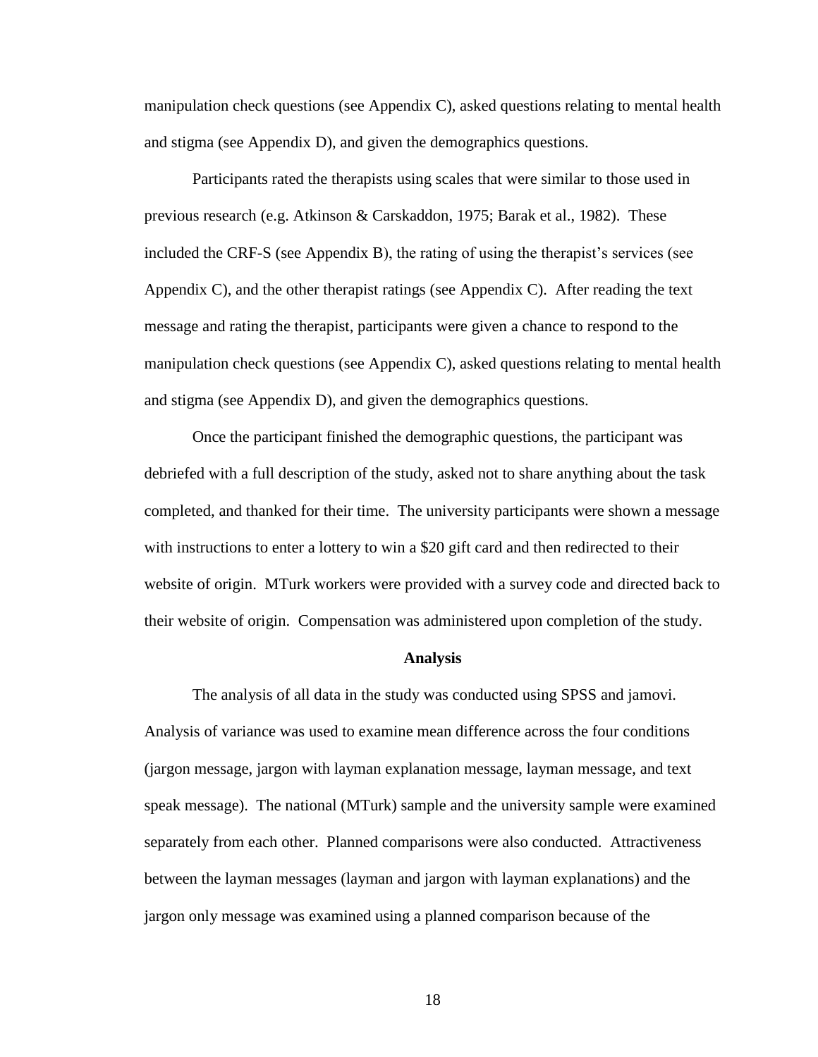manipulation check questions (see Appendix C), asked questions relating to mental health and stigma (see Appendix D), and given the demographics questions.

Participants rated the therapists using scales that were similar to those used in previous research (e.g. Atkinson & Carskaddon, 1975; Barak et al., 1982). These included the CRF-S (see Appendix B), the rating of using the therapist's services (see Appendix C), and the other therapist ratings (see Appendix C). After reading the text message and rating the therapist, participants were given a chance to respond to the manipulation check questions (see Appendix C), asked questions relating to mental health and stigma (see Appendix D), and given the demographics questions.

Once the participant finished the demographic questions, the participant was debriefed with a full description of the study, asked not to share anything about the task completed, and thanked for their time. The university participants were shown a message with instructions to enter a lottery to win a $20 gift card and then redirected to their website of origin. MTurk workers were provided with a survey code and directed back to their website of origin. Compensation was administered upon completion of the study.

## Analysis

The analysis of all data in the study was conducted using SPSS and jamovi. Analysis of variance was used to examine mean difference across the four conditions (jargon message, jargon with layman explanation message, layman message, and text speak message). The national (MTurk) sample and the university sample were examined separately from each other. Planned comparisons were also conducted. Attractiveness between the layman messages (layman and jargon with layman explanations) and the jargon only message was examined using a planned comparison because of the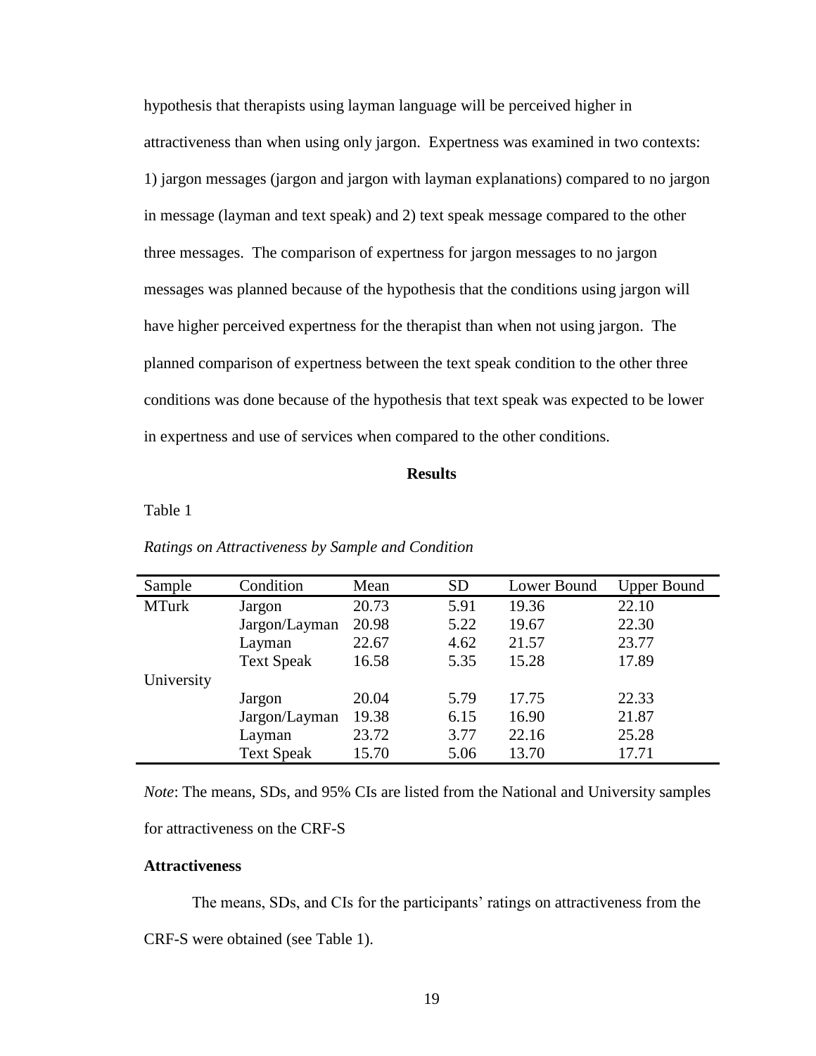hypothesis that therapists using layman language will be perceived higher in attractiveness than when using only jargon. Expertness was examined in two contexts: 1) jargon messages (jargon and jargon with layman explanations) compared to no jargon in message (layman and text speak) and 2) text speak message compared to the other three messages. The comparison of expertness for jargon messages to no jargon messages was planned because of the hypothesis that the conditions using jargon will have higher perceived expertness for the therapist than when not using jargon. The planned comparison of expertness between the text speak condition to the other three conditions was done because of the hypothesis that text speak was expected to be lower in expertness and use of services when compared to the other conditions.

## Results

Table 1

*Ratings on Attractiveness by Sample and Condition*

| Sample | Condition | Mean | SD | Lower Bound | Upper Bound |
|---|---|---|---|---|---|
| MTurk | Jargon | 20.73 | 5.91 | 19.36 | 22.10 |
| | Jargon/Layman | 20.98 | 5.22 | 19.67 | 22.30 |
| | Layman | 22.67 | 4.62 | 21.57 | 23.77 |
| | Text Speak | 16.58 | 5.35 | 15.28 | 17.89 |
| University | | | | | |
| | Jargon | 20.04 | 5.79 | 17.75 | 22.33 |
| | Jargon/Layman | 19.38 | 6.15 | 16.90 | 21.87 |
| | Layman | 23.72 | 3.77 | 22.16 | 25.28 |
| | Text Speak | 15.70 | 5.06 | 13.70 | 17.71 |

*Note*: The means, SDs, and 95% CIs are listed from the National and University samples for attractiveness on the CRF-S

### Attractiveness

The means, SDs, and CIs for the participants' ratings on attractiveness from the CRF-S were obtained (see Table 1).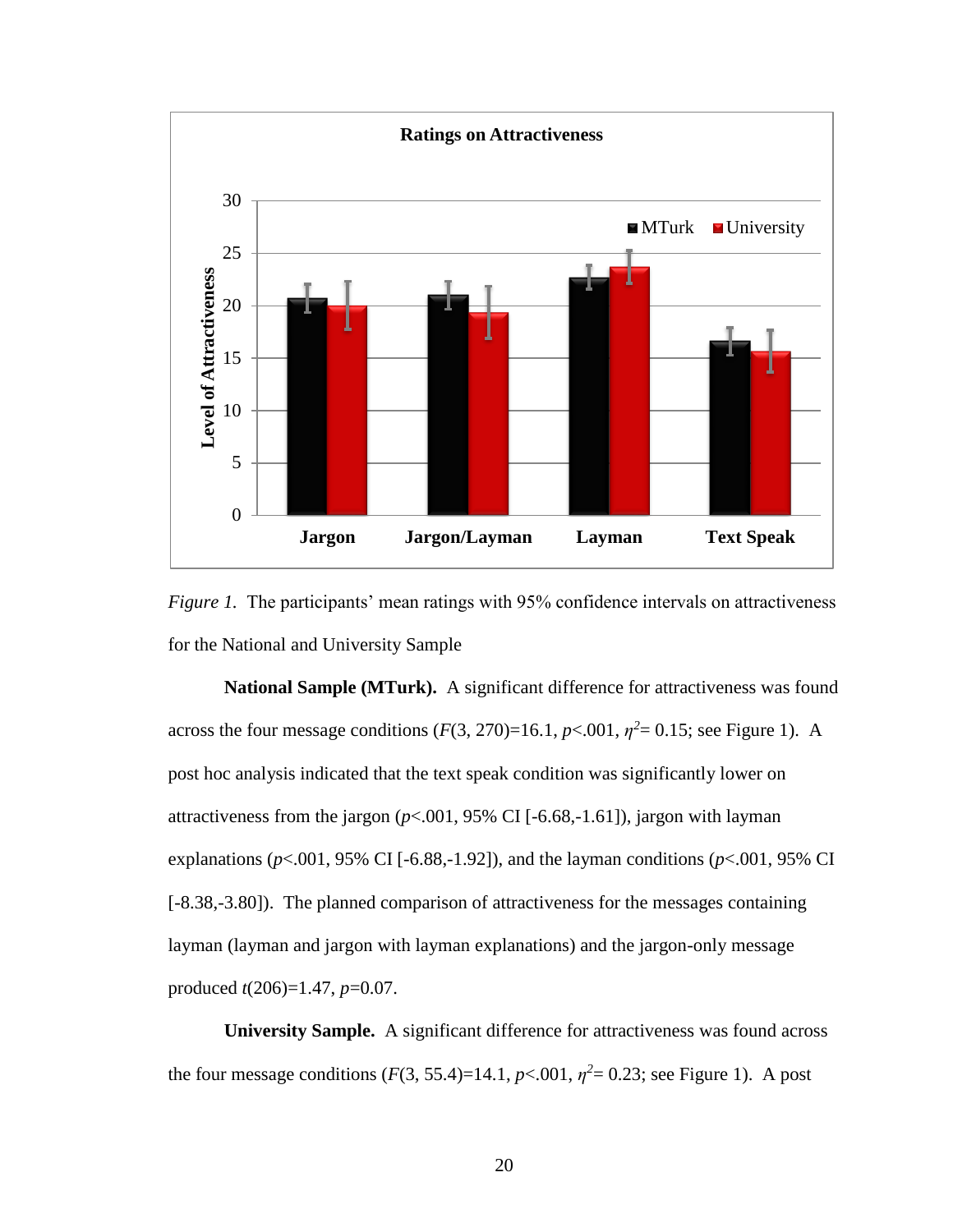*Figure 1.* The participants' mean ratings with 95% confidence intervals on attractiveness for the National and University Sample

**National Sample (MTurk).** A significant difference for attractiveness was found across the four message conditions ($F(3, 270)=16.1$, $p<.001$, $\eta^2= 0.15$; see Figure 1). A post hoc analysis indicated that the text speak condition was significantly lower on attractiveness from the jargon ($p<.001$, 95% CI [-6.68,-1.61]), jargon with layman explanations ($p<.001$, 95% CI [-6.88,-1.92]), and the layman conditions ($p<.001$, 95% CI [-8.38,-3.80]). The planned comparison of attractiveness for the messages containing layman (layman and jargon with layman explanations) and the jargon-only message produced $t(206)=1.47$, $p=0.07$.

**University Sample.** A significant difference for attractiveness was found across the four message conditions ($F(3, 55.4)=14.1$, $p<.001$, $\eta^2= 0.23$; see Figure 1). A post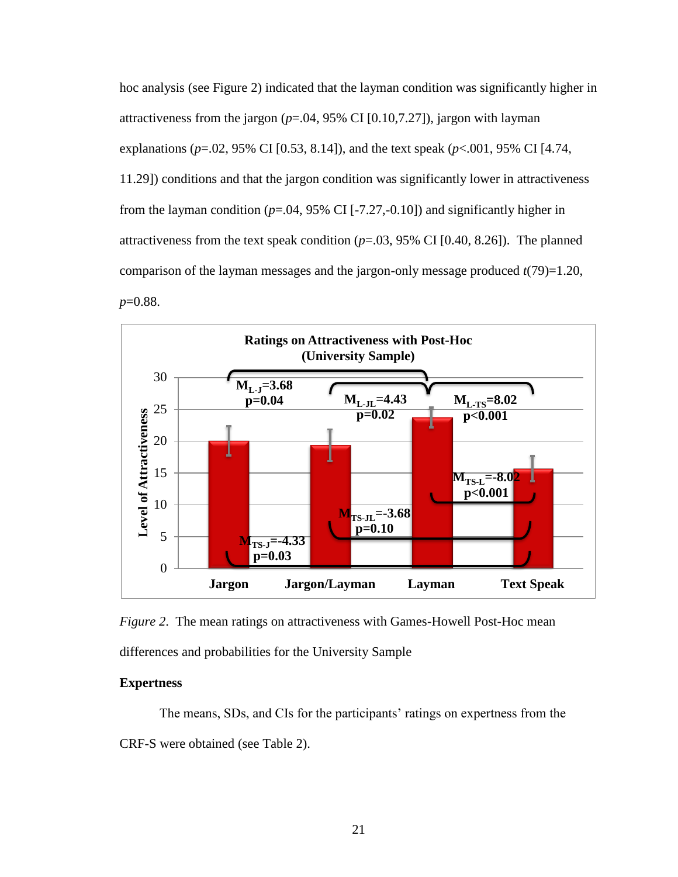hoc analysis (see Figure 2) indicated that the layman condition was significantly higher in attractiveness from the jargon ($p$=.04, 95% CI [0.10,7.27]), jargon with layman explanations ($p$=.02, 95% CI [0.53, 8.14]), and the text speak ($p$<.001, 95% CI [4.74, 11.29]) conditions and that the jargon condition was significantly lower in attractiveness from the layman condition ($p$=.04, 95% CI [-7.27,-0.10]) and significantly higher in attractiveness from the text speak condition ($p$=.03, 95% CI [0.40, 8.26]). The planned comparison of the layman messages and the jargon-only message produced $t(79)$=1.20, $p$=0.88.

**Ratings on Attractiveness with Post-Hoc (University Sample)**

*Figure 2*. The mean ratings on attractiveness with Games-Howell Post-Hoc mean differences and probabilities for the University Sample

**Expertness**

The means, SDs, and CIs for the participants' ratings on expertness from the CRF-S were obtained (see Table 2).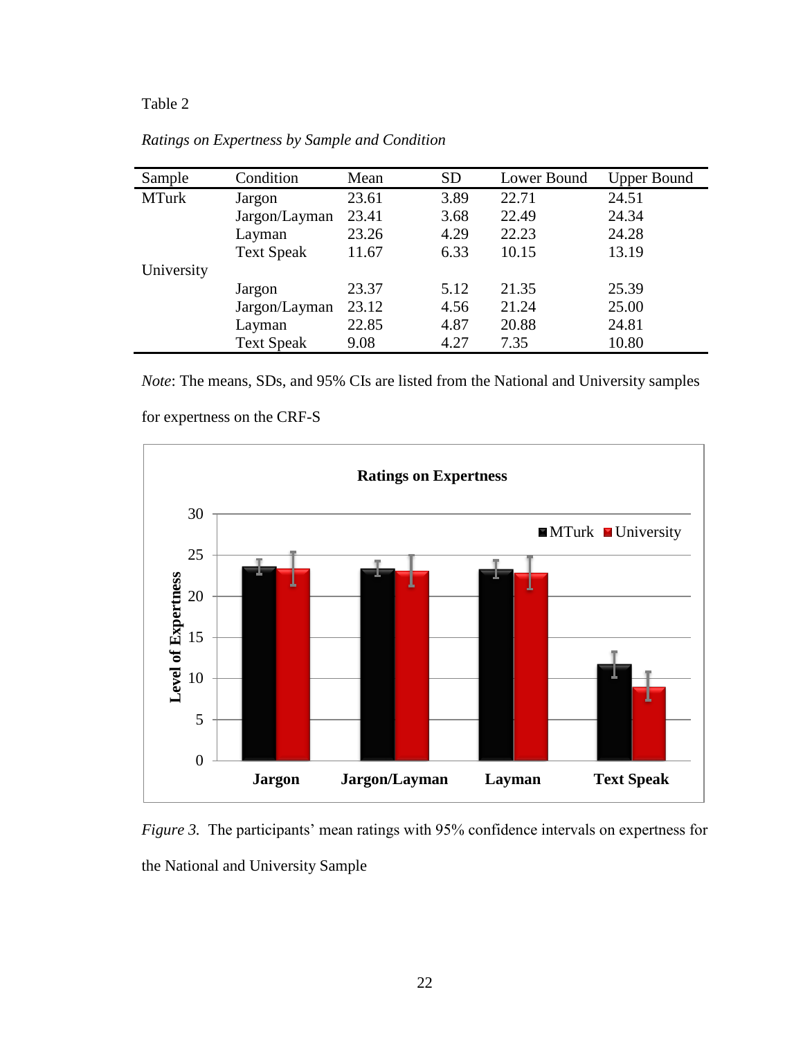Table 2

*Ratings on Expertness by Sample and Condition*

| Sample | Condition | Mean | SD | Lower Bound | Upper Bound |
|---|---|---|---|---|---|
| MTurk | Jargon | 23.61 | 3.89 | 22.71 | 24.51 |
| | Jargon/Layman | 23.41 | 3.68 | 22.49 | 24.34 |
| | Layman | 23.26 | 4.29 | 22.23 | 24.28 |
| | Text Speak | 11.67 | 6.33 | 10.15 | 13.19 |
| University | | | | | |
| | Jargon | 23.37 | 5.12 | 21.35 | 25.39 |
| | Jargon/Layman | 23.12 | 4.56 | 21.24 | 25.00 |
| | Layman | 22.85 | 4.87 | 20.88 | 24.81 |
| | Text Speak | 9.08 | 4.27 | 7.35 | 10.80 |

*Note*: The means, SDs, and 95% CIs are listed from the National and University samples for expertness on the CRF-S

*Figure 3.* The participants' mean ratings with 95% confidence intervals on expertness for the National and University Sample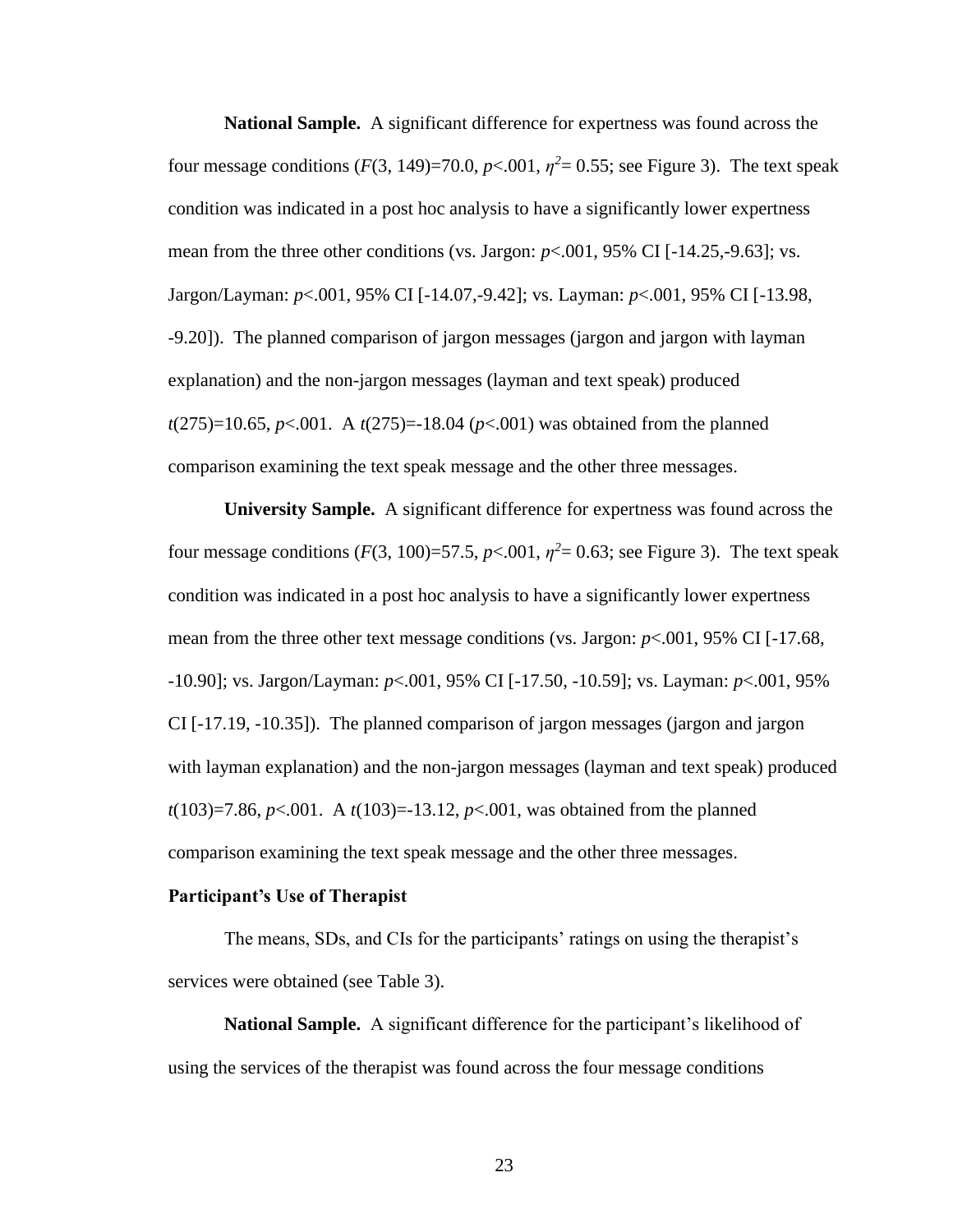**National Sample.** A significant difference for expertness was found across the four message conditions ($F(3, 149)=70.0$, $p<.001$, $\eta^2= 0.55$; see Figure 3). The text speak condition was indicated in a post hoc analysis to have a significantly lower expertness mean from the three other conditions (vs. Jargon: $p<.001$, 95% CI [-14.25,-9.63]; vs. Jargon/Layman: $p<.001$, 95% CI [-14.07,-9.42]; vs. Layman: $p<.001$, 95% CI [-13.98, -9.20]). The planned comparison of jargon messages (jargon and jargon with layman explanation) and the non-jargon messages (layman and text speak) produced $t(275)=10.65$, $p<.001$. A $t(275)=-18.04$ ($p<.001$) was obtained from the planned comparison examining the text speak message and the other three messages.

**University Sample.** A significant difference for expertness was found across the four message conditions ($F(3, 100)=57.5$, $p<.001$, $\eta^2= 0.63$; see Figure 3). The text speak condition was indicated in a post hoc analysis to have a significantly lower expertness mean from the three other text message conditions (vs. Jargon: $p<.001$, 95% CI [-17.68, -10.90]; vs. Jargon/Layman: $p<.001$, 95% CI [-17.50, -10.59]; vs. Layman: $p<.001$, 95% CI [-17.19, -10.35]). The planned comparison of jargon messages (jargon and jargon with layman explanation) and the non-jargon messages (layman and text speak) produced $t(103)=7.86$, $p<.001$. A $t(103)=-13.12$, $p<.001$, was obtained from the planned comparison examining the text speak message and the other three messages.

### Participant's Use of Therapist

The means, SDs, and CIs for the participants' ratings on using the therapist's services were obtained (see Table 3).

**National Sample.** A significant difference for the participant's likelihood of using the services of the therapist was found across the four message conditions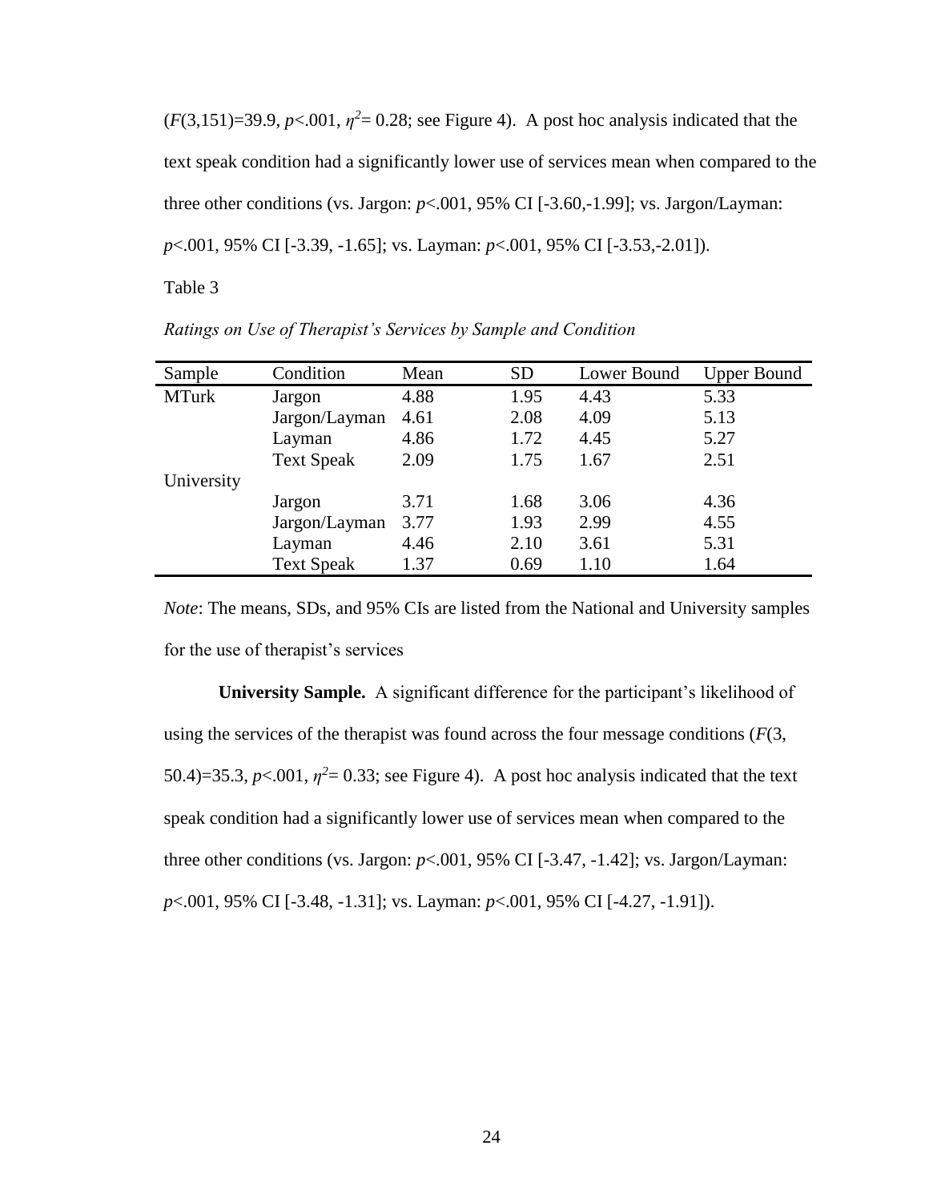($F(3,151)=39.9$, $p<.001$, $\eta^2=0.28$; see Figure 4). A post hoc analysis indicated that the text speak condition had a significantly lower use of services mean when compared to the three other conditions (vs. Jargon: $p<.001$, 95% CI [-3.60,-1.99]; vs. Jargon/Layman: $p<.001$, 95% CI [-3.39, -1.65]; vs. Layman: $p<.001$, 95% CI [-3.53,-2.01]).

Table 3

*Ratings on Use of Therapist's Services by Sample and Condition*

| Sample | Condition | Mean | SD | Lower Bound | Upper Bound |
|---|---|---|---|---|---|
| MTurk | Jargon | 4.88 | 1.95 | 4.43 | 5.33 |
| | Jargon/Layman | 4.61 | 2.08 | 4.09 | 5.13 |
| | Layman | 4.86 | 1.72 | 4.45 | 5.27 |
| | Text Speak | 2.09 | 1.75 | 1.67 | 2.51 |
| University | | | | | |
| | Jargon | 3.71 | 1.68 | 3.06 | 4.36 |
| | Jargon/Layman | 3.77 | 1.93 | 2.99 | 4.55 |
| | Layman | 4.46 | 2.10 | 3.61 | 5.31 |
| | Text Speak | 1.37 | 0.69 | 1.10 | 1.64 |

*Note*: The means, SDs, and 95% CIs are listed from the National and University samples for the use of therapist's services

**University Sample.** A significant difference for the participant's likelihood of using the services of the therapist was found across the four message conditions ($F(3, 50.4)=35.3$, $p<.001$, $\eta^2=0.33$; see Figure 4). A post hoc analysis indicated that the text speak condition had a significantly lower use of services mean when compared to the three other conditions (vs. Jargon: $p<.001$, 95% CI [-3.47, -1.42]; vs. Jargon/Layman: $p<.001$, 95% CI [-3.48, -1.31]; vs. Layman: $p<.001$, 95% CI [-4.27, -1.91]).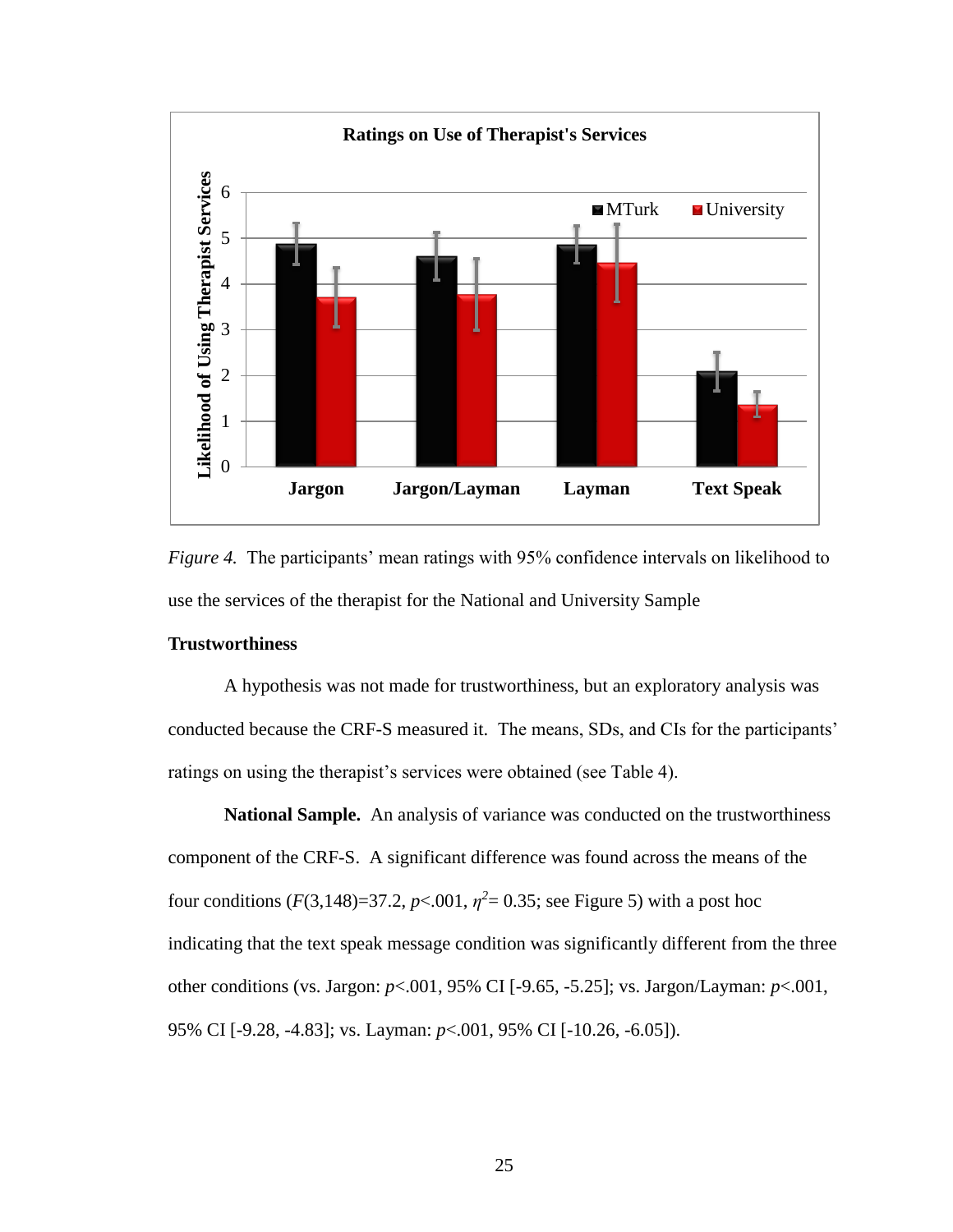*Figure 4.* The participants' mean ratings with 95% confidence intervals on likelihood to use the services of the therapist for the National and University Sample

**Trustworthiness**

A hypothesis was not made for trustworthiness, but an exploratory analysis was conducted because the CRF-S measured it. The means, SDs, and CIs for the participants' ratings on using the therapist's services were obtained (see Table 4).

**National Sample.** An analysis of variance was conducted on the trustworthiness component of the CRF-S. A significant difference was found across the means of the four conditions ($F(3,148)=37.2$, $p<.001$, $\eta^2= 0.35$; see Figure 5) with a post hoc indicating that the text speak message condition was significantly different from the three other conditions (vs. Jargon: $p<.001$, 95% CI [-9.65, -5.25]; vs. Jargon/Layman: $p<.001$, 95% CI [-9.28, -4.83]; vs. Layman: $p<.001$, 95% CI [-10.26, -6.05]).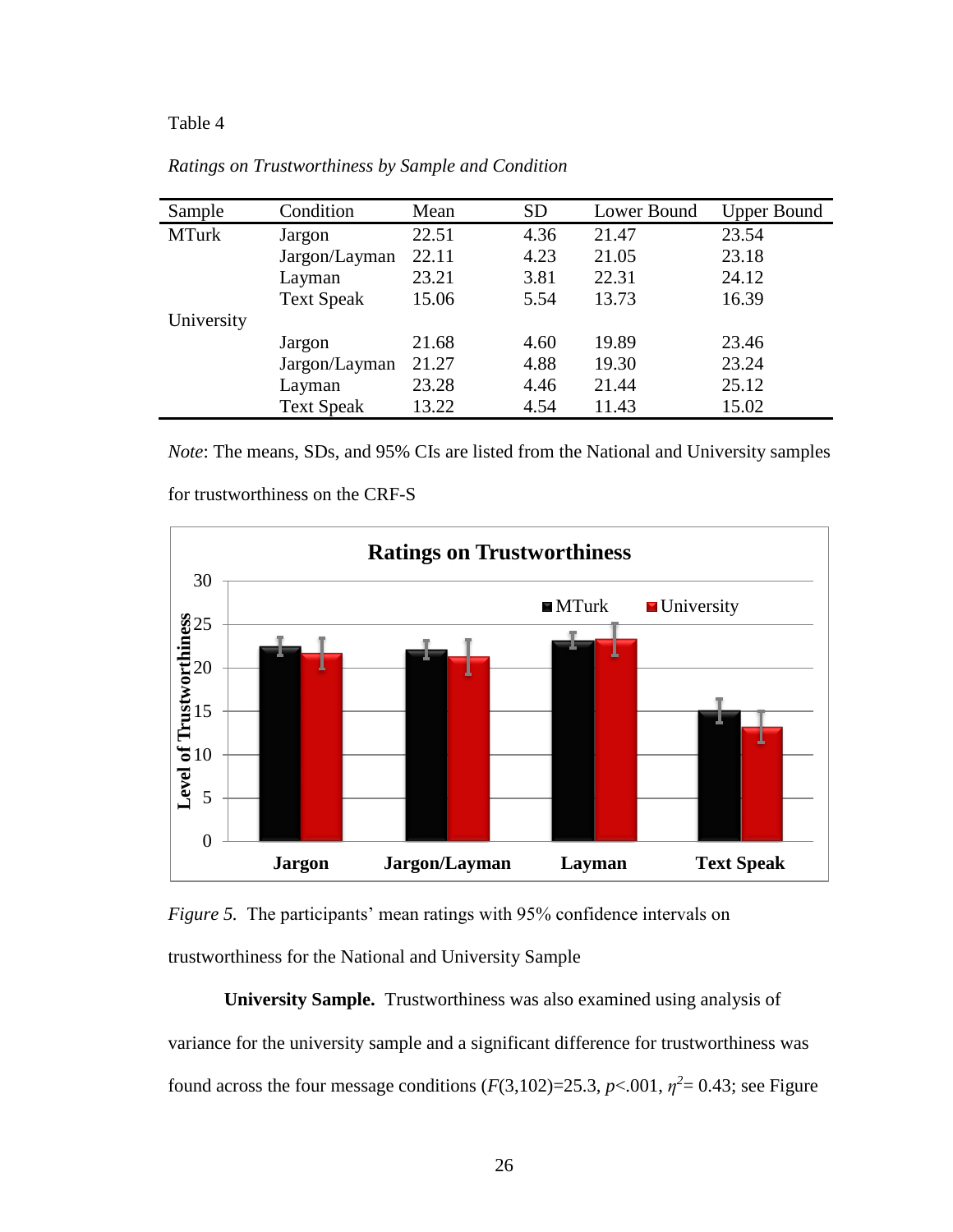Table 4

*Ratings on Trustworthiness by Sample and Condition*

| Sample | Condition | Mean | SD | Lower Bound | Upper Bound |
|---|---|---|---|---|---|
| MTurk | Jargon | 22.51 | 4.36 | 21.47 | 23.54 |
| | Jargon/Layman | 22.11 | 4.23 | 21.05 | 23.18 |
| | Layman | 23.21 | 3.81 | 22.31 | 24.12 |
| | Text Speak | 15.06 | 5.54 | 13.73 | 16.39 |
| University | | | | | |
| | Jargon | 21.68 | 4.60 | 19.89 | 23.46 |
| | Jargon/Layman | 21.27 | 4.88 | 19.30 | 23.24 |
| | Layman | 23.28 | 4.46 | 21.44 | 25.12 |
| | Text Speak | 13.22 | 4.54 | 11.43 | 15.02 |

*Note*: The means, SDs, and 95% CIs are listed from the National and University samples for trustworthiness on the CRF-S

*Figure 5.* The participants' mean ratings with 95% confidence intervals on trustworthiness for the National and University Sample

**University Sample.** Trustworthiness was also examined using analysis of variance for the university sample and a significant difference for trustworthiness was found across the four message conditions ($F(3,102)=25.3$, $p<.001$, $\eta^2= 0.43$; see Figure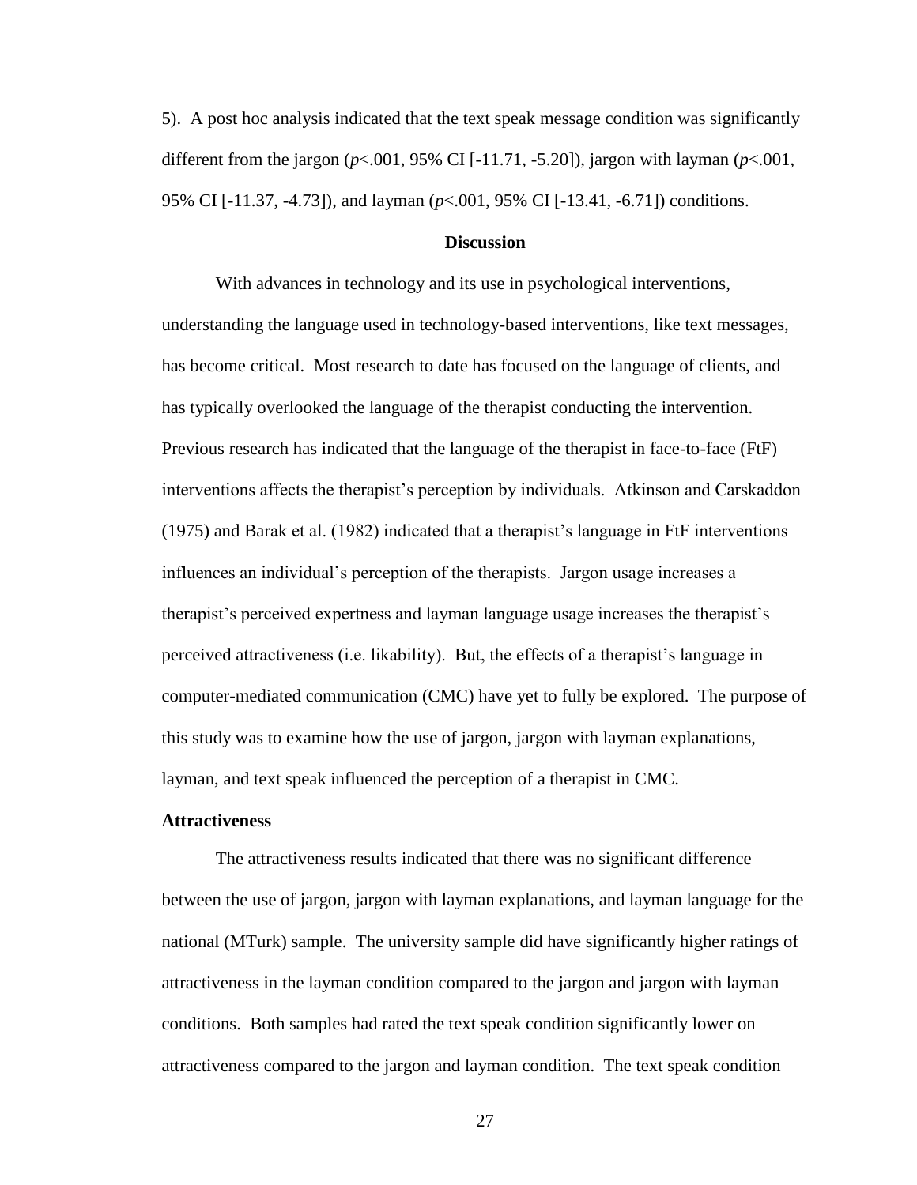5). A post hoc analysis indicated that the text speak message condition was significantly different from the jargon ($p<.001$, 95% CI [-11.71, -5.20]), jargon with layman ($p<.001$, 95% CI [-11.37, -4.73]), and layman ($p<.001$, 95% CI [-13.41, -6.71]) conditions.

## Discussion

With advances in technology and its use in psychological interventions, understanding the language used in technology-based interventions, like text messages, has become critical. Most research to date has focused on the language of clients, and has typically overlooked the language of the therapist conducting the intervention. Previous research has indicated that the language of the therapist in face-to-face (FtF) interventions affects the therapist's perception by individuals. Atkinson and Carskaddon (1975) and Barak et al. (1982) indicated that a therapist's language in FtF interventions influences an individual's perception of the therapists. Jargon usage increases a therapist's perceived expertness and layman language usage increases the therapist's perceived attractiveness (i.e. likability). But, the effects of a therapist's language in computer-mediated communication (CMC) have yet to fully be explored. The purpose of this study was to examine how the use of jargon, jargon with layman explanations, layman, and text speak influenced the perception of a therapist in CMC.

### Attractiveness

The attractiveness results indicated that there was no significant difference between the use of jargon, jargon with layman explanations, and layman language for the national (MTurk) sample. The university sample did have significantly higher ratings of attractiveness in the layman condition compared to the jargon and jargon with layman conditions. Both samples had rated the text speak condition significantly lower on attractiveness compared to the jargon and layman condition. The text speak condition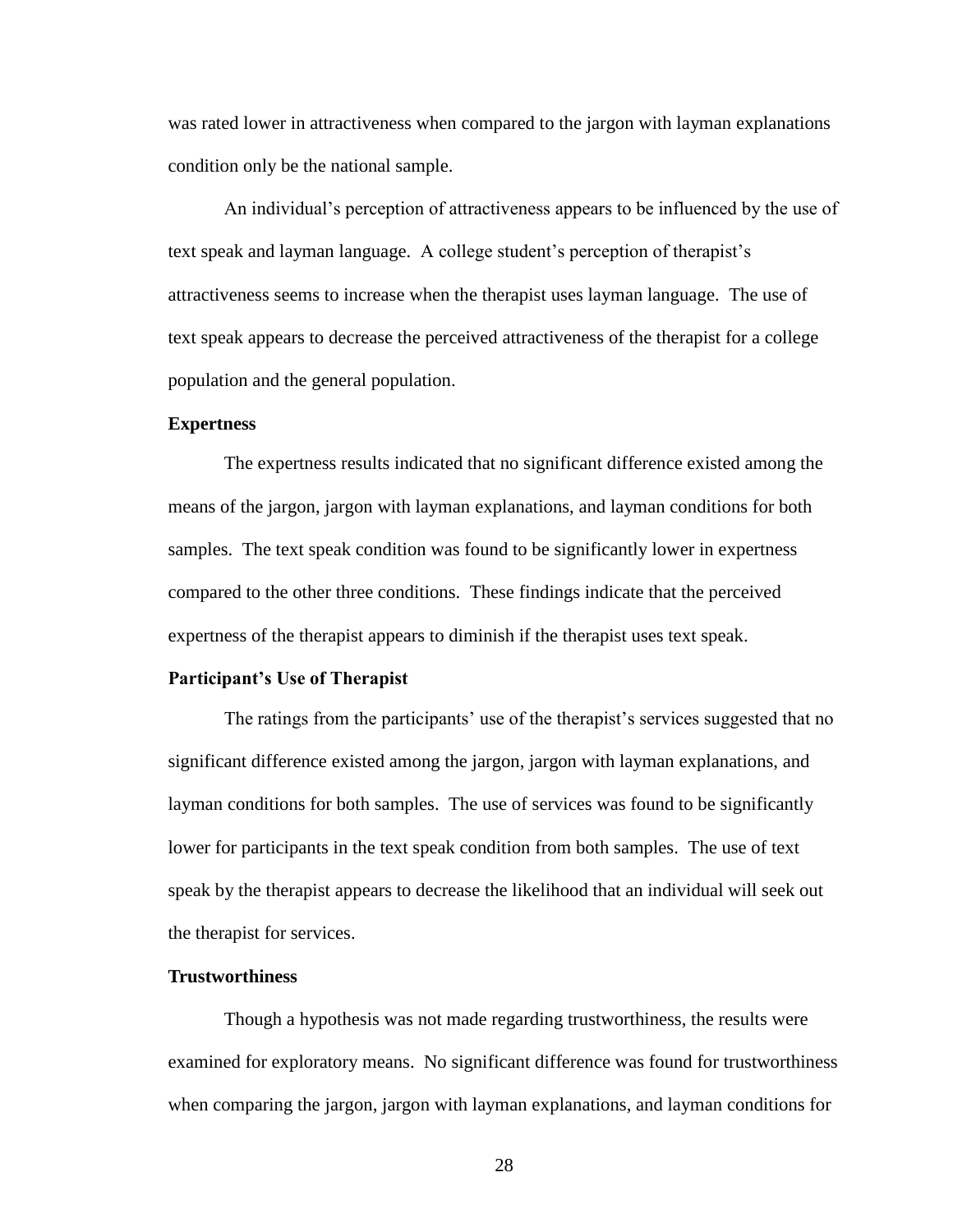was rated lower in attractiveness when compared to the jargon with layman explanations condition only be the national sample.

An individual's perception of attractiveness appears to be influenced by the use of text speak and layman language. A college student's perception of therapist's attractiveness seems to increase when the therapist uses layman language. The use of text speak appears to decrease the perceived attractiveness of the therapist for a college population and the general population.

### Expertness

The expertness results indicated that no significant difference existed among the means of the jargon, jargon with layman explanations, and layman conditions for both samples. The text speak condition was found to be significantly lower in expertness compared to the other three conditions. These findings indicate that the perceived expertness of the therapist appears to diminish if the therapist uses text speak.

### Participant's Use of Therapist

The ratings from the participants' use of the therapist's services suggested that no significant difference existed among the jargon, jargon with layman explanations, and layman conditions for both samples. The use of services was found to be significantly lower for participants in the text speak condition from both samples. The use of text speak by the therapist appears to decrease the likelihood that an individual will seek out the therapist for services.

### Trustworthiness

Though a hypothesis was not made regarding trustworthiness, the results were examined for exploratory means. No significant difference was found for trustworthiness when comparing the jargon, jargon with layman explanations, and layman conditions for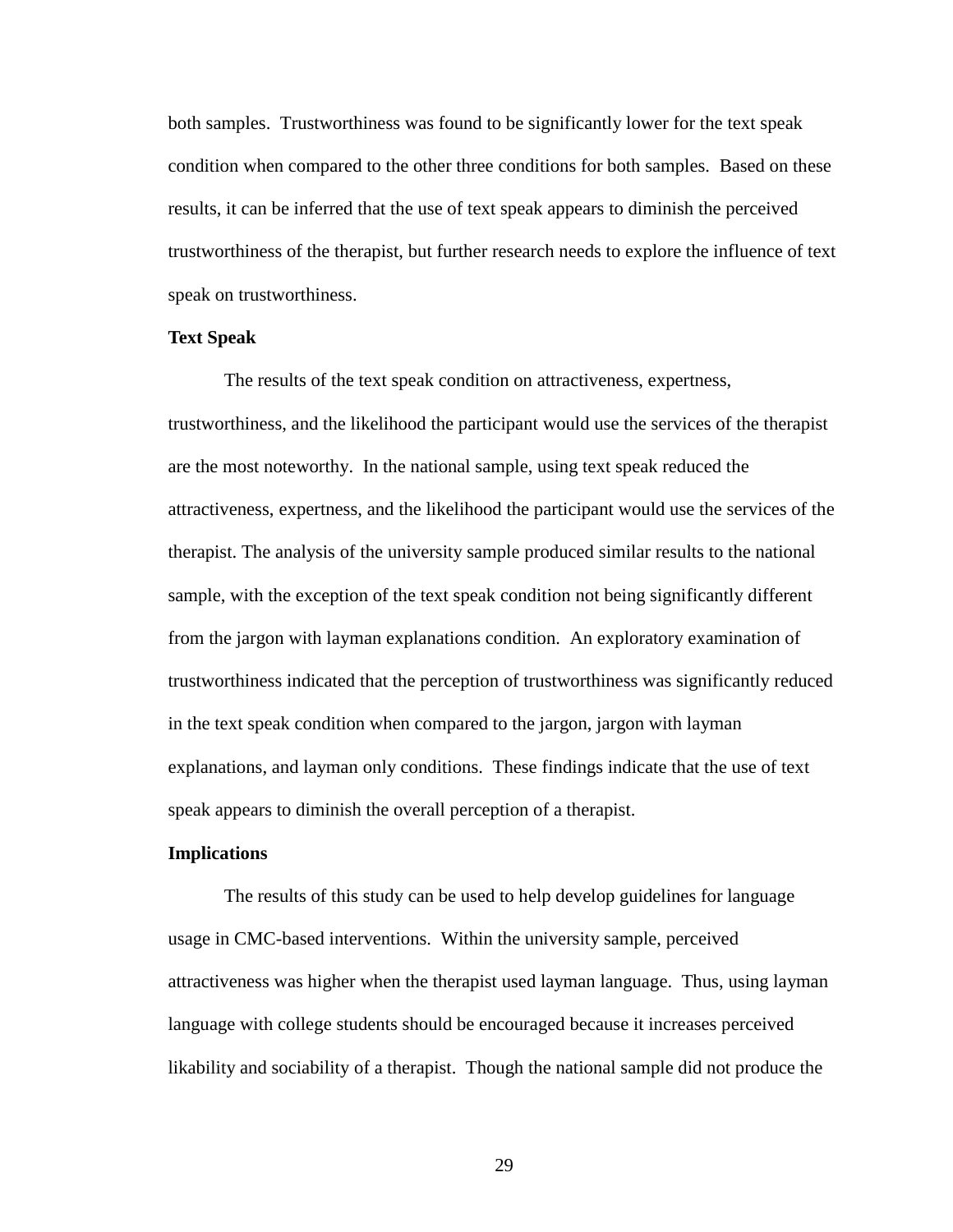both samples. Trustworthiness was found to be significantly lower for the text speak condition when compared to the other three conditions for both samples. Based on these results, it can be inferred that the use of text speak appears to diminish the perceived trustworthiness of the therapist, but further research needs to explore the influence of text speak on trustworthiness.

**Text Speak**

The results of the text speak condition on attractiveness, expertness, trustworthiness, and the likelihood the participant would use the services of the therapist are the most noteworthy. In the national sample, using text speak reduced the attractiveness, expertness, and the likelihood the participant would use the services of the therapist. The analysis of the university sample produced similar results to the national sample, with the exception of the text speak condition not being significantly different from the jargon with layman explanations condition. An exploratory examination of trustworthiness indicated that the perception of trustworthiness was significantly reduced in the text speak condition when compared to the jargon, jargon with layman explanations, and layman only conditions. These findings indicate that the use of text speak appears to diminish the overall perception of a therapist.

**Implications**

The results of this study can be used to help develop guidelines for language usage in CMC-based interventions. Within the university sample, perceived attractiveness was higher when the therapist used layman language. Thus, using layman language with college students should be encouraged because it increases perceived likability and sociability of a therapist. Though the national sample did not produce the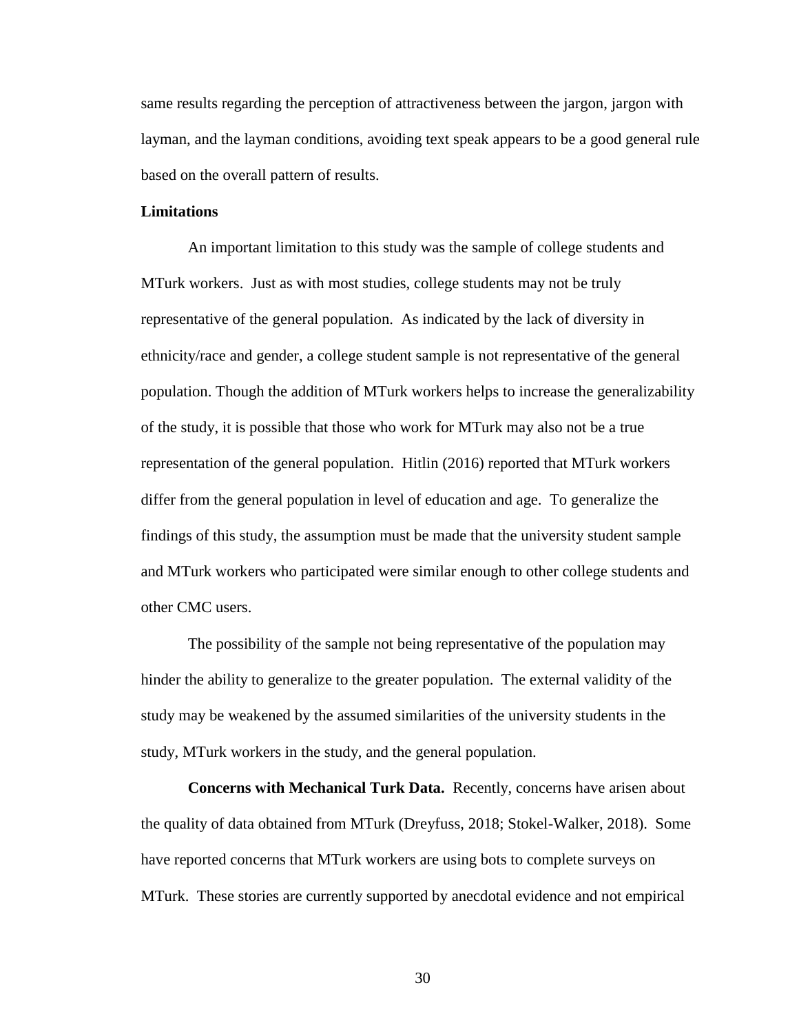same results regarding the perception of attractiveness between the jargon, jargon with layman, and the layman conditions, avoiding text speak appears to be a good general rule based on the overall pattern of results.

**Limitations**

An important limitation to this study was the sample of college students and MTurk workers. Just as with most studies, college students may not be truly representative of the general population. As indicated by the lack of diversity in ethnicity/race and gender, a college student sample is not representative of the general population. Though the addition of MTurk workers helps to increase the generalizability of the study, it is possible that those who work for MTurk may also not be a true representation of the general population. Hitlin (2016) reported that MTurk workers differ from the general population in level of education and age. To generalize the findings of this study, the assumption must be made that the university student sample and MTurk workers who participated were similar enough to other college students and other CMC users.

The possibility of the sample not being representative of the population may hinder the ability to generalize to the greater population. The external validity of the study may be weakened by the assumed similarities of the university students in the study, MTurk workers in the study, and the general population.

**Concerns with Mechanical Turk Data.** Recently, concerns have arisen about the quality of data obtained from MTurk (Dreyfuss, 2018; Stokel-Walker, 2018). Some have reported concerns that MTurk workers are using bots to complete surveys on MTurk. These stories are currently supported by anecdotal evidence and not empirical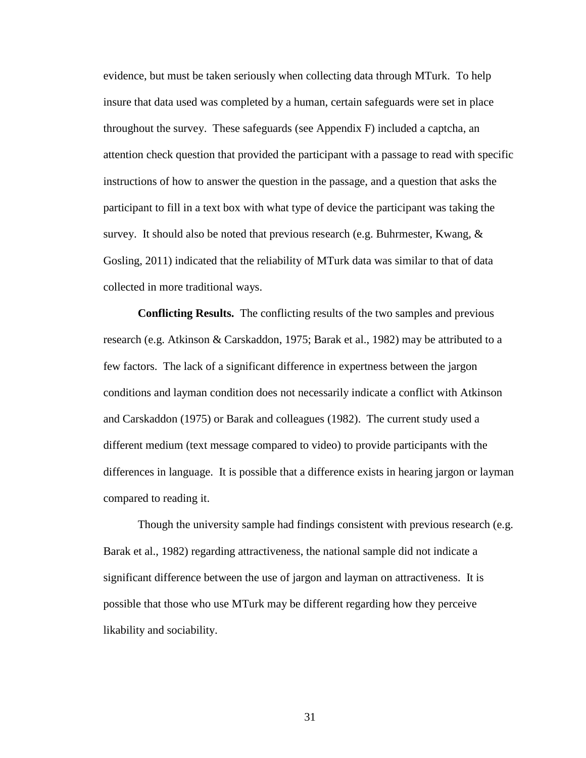evidence, but must be taken seriously when collecting data through MTurk. To help insure that data used was completed by a human, certain safeguards were set in place throughout the survey. These safeguards (see Appendix F) included a captcha, an attention check question that provided the participant with a passage to read with specific instructions of how to answer the question in the passage, and a question that asks the participant to fill in a text box with what type of device the participant was taking the survey. It should also be noted that previous research (e.g. Buhrmester, Kwang, & Gosling, 2011) indicated that the reliability of MTurk data was similar to that of data collected in more traditional ways.

**Conflicting Results.** The conflicting results of the two samples and previous research (e.g. Atkinson & Carskaddon, 1975; Barak et al., 1982) may be attributed to a few factors. The lack of a significant difference in expertness between the jargon conditions and layman condition does not necessarily indicate a conflict with Atkinson and Carskaddon (1975) or Barak and colleagues (1982). The current study used a different medium (text message compared to video) to provide participants with the differences in language. It is possible that a difference exists in hearing jargon or layman compared to reading it.

Though the university sample had findings consistent with previous research (e.g. Barak et al., 1982) regarding attractiveness, the national sample did not indicate a significant difference between the use of jargon and layman on attractiveness. It is possible that those who use MTurk may be different regarding how they perceive likability and sociability.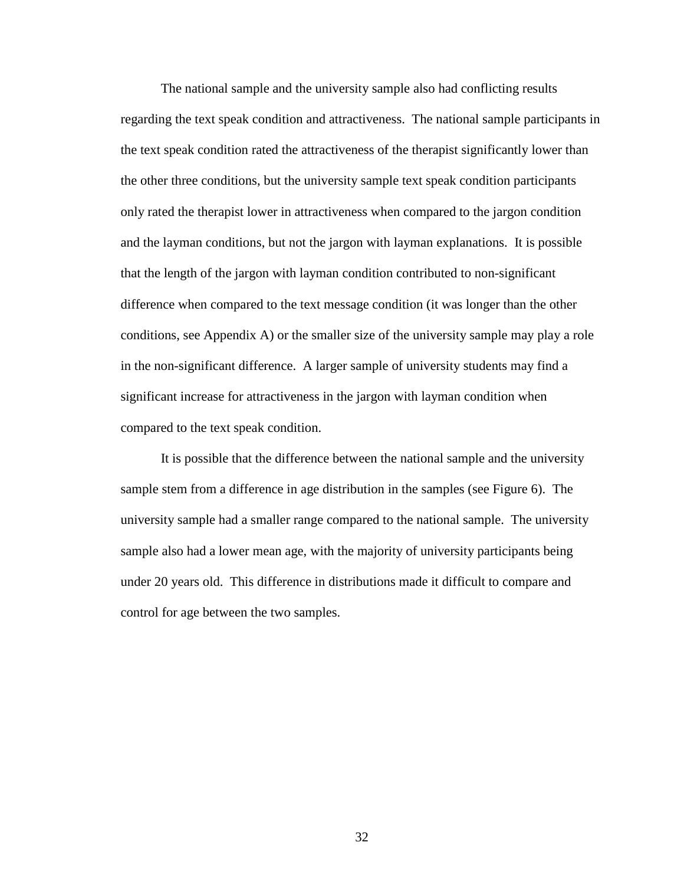The national sample and the university sample also had conflicting results regarding the text speak condition and attractiveness. The national sample participants in the text speak condition rated the attractiveness of the therapist significantly lower than the other three conditions, but the university sample text speak condition participants only rated the therapist lower in attractiveness when compared to the jargon condition and the layman conditions, but not the jargon with layman explanations. It is possible that the length of the jargon with layman condition contributed to non-significant difference when compared to the text message condition (it was longer than the other conditions, see Appendix A) or the smaller size of the university sample may play a role in the non-significant difference. A larger sample of university students may find a significant increase for attractiveness in the jargon with layman condition when compared to the text speak condition.

It is possible that the difference between the national sample and the university sample stem from a difference in age distribution in the samples (see Figure 6). The university sample had a smaller range compared to the national sample. The university sample also had a lower mean age, with the majority of university participants being under 20 years old. This difference in distributions made it difficult to compare and control for age between the two samples.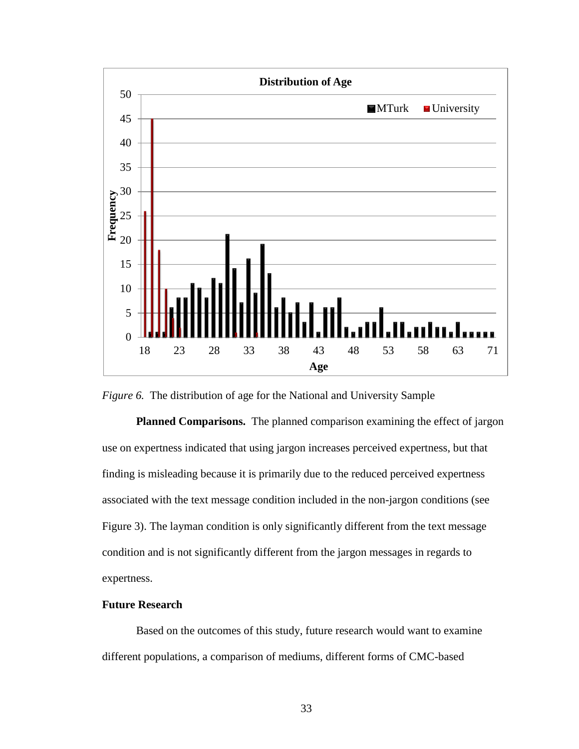*Figure 6.* The distribution of age for the National and University Sample

**Planned Comparisons.** The planned comparison examining the effect of jargon use on expertness indicated that using jargon increases perceived expertness, but that finding is misleading because it is primarily due to the reduced perceived expertness associated with the text message condition included in the non-jargon conditions (see Figure 3). The layman condition is only significantly different from the text message condition and is not significantly different from the jargon messages in regards to expertness.

## Future Research

Based on the outcomes of this study, future research would want to examine different populations, a comparison of mediums, different forms of CMC-based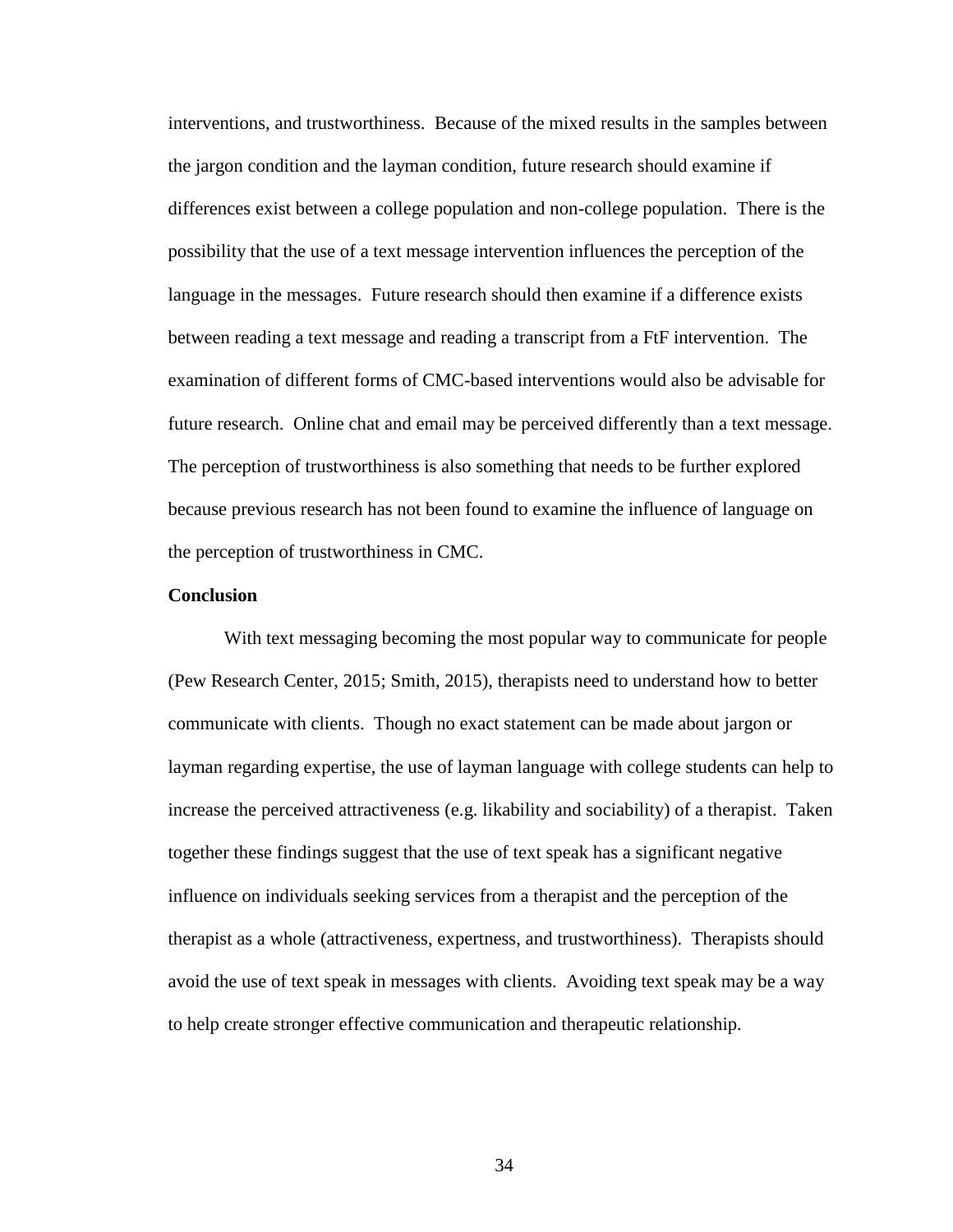interventions, and trustworthiness. Because of the mixed results in the samples between the jargon condition and the layman condition, future research should examine if differences exist between a college population and non-college population. There is the possibility that the use of a text message intervention influences the perception of the language in the messages. Future research should then examine if a difference exists between reading a text message and reading a transcript from a FtF intervention. The examination of different forms of CMC-based interventions would also be advisable for future research. Online chat and email may be perceived differently than a text message. The perception of trustworthiness is also something that needs to be further explored because previous research has not been found to examine the influence of language on the perception of trustworthiness in CMC.

**Conclusion**

With text messaging becoming the most popular way to communicate for people (Pew Research Center, 2015; Smith, 2015), therapists need to understand how to better communicate with clients. Though no exact statement can be made about jargon or layman regarding expertise, the use of layman language with college students can help to increase the perceived attractiveness (e.g. likability and sociability) of a therapist. Taken together these findings suggest that the use of text speak has a significant negative influence on individuals seeking services from a therapist and the perception of the therapist as a whole (attractiveness, expertness, and trustworthiness). Therapists should avoid the use of text speak in messages with clients. Avoiding text speak may be a way to help create stronger effective communication and therapeutic relationship.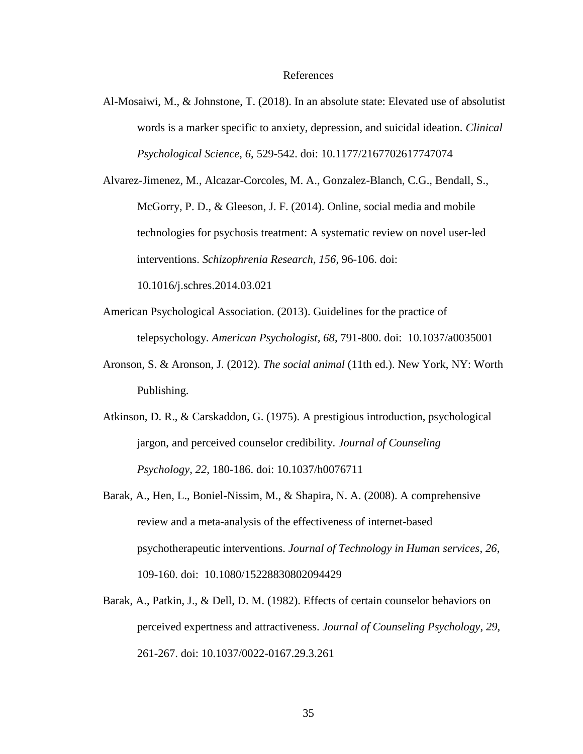# References

Al-Mosaiwi, M., & Johnstone, T. (2018). In an absolute state: Elevated use of absolutist words is a marker specific to anxiety, depression, and suicidal ideation. *Clinical Psychological Science*, *6*, 529-542. doi: 10.1177/2167702617747074

Alvarez-Jimenez, M., Alcazar-Corcoles, M. A., Gonzalez-Blanch, C.G., Bendall, S., McGorry, P. D., & Gleeson, J. F. (2014). Online, social media and mobile technologies for psychosis treatment: A systematic review on novel user-led interventions. *Schizophrenia Research, 156*, 96-106. doi: 10.1016/j.schres.2014.03.021

American Psychological Association. (2013). Guidelines for the practice of telepsychology. *American Psychologist*, *68*, 791-800. doi: 10.1037/a0035001

Aronson, S. & Aronson, J. (2012). *The social animal* (11th ed.). New York, NY: Worth Publishing.

Atkinson, D. R., & Carskaddon, G. (1975). A prestigious introduction, psychological jargon, and perceived counselor credibility. *Journal of Counseling Psychology*, *22*, 180-186. doi: 10.1037/h0076711

Barak, A., Hen, L., Boniel-Nissim, M., & Shapira, N. A. (2008). A comprehensive review and a meta-analysis of the effectiveness of internet-based psychotherapeutic interventions. *Journal of Technology in Human services*, *26*, 109-160. doi: 10.1080/15228830802094429

Barak, A., Patkin, J., & Dell, D. M. (1982). Effects of certain counselor behaviors on perceived expertness and attractiveness. *Journal of Counseling Psychology*, *29*, 261-267. doi: 10.1037/0022-0167.29.3.261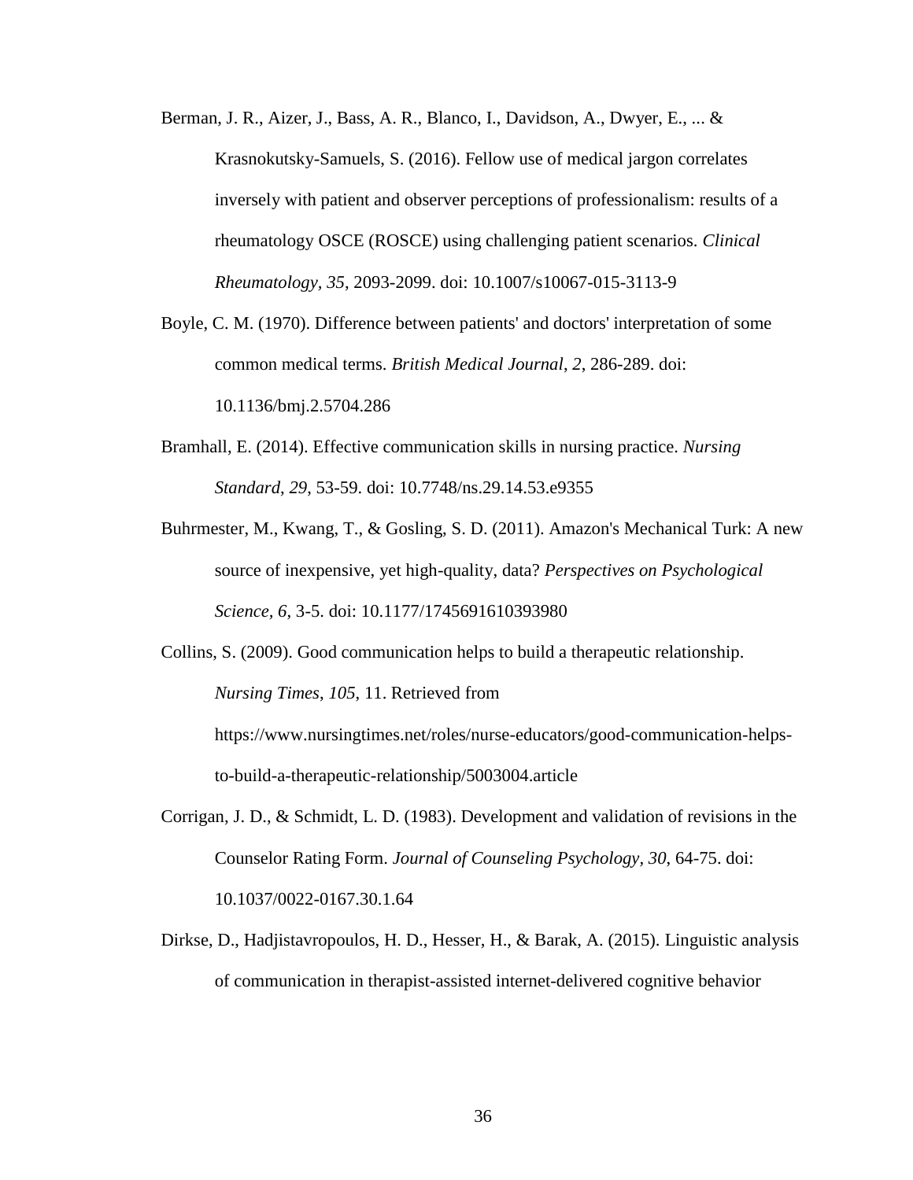Berman, J. R., Aizer, J., Bass, A. R., Blanco, I., Davidson, A., Dwyer, E., ... & Krasnokutsky-Samuels, S. (2016). Fellow use of medical jargon correlates inversely with patient and observer perceptions of professionalism: results of a rheumatology OSCE (ROSCE) using challenging patient scenarios. *Clinical Rheumatology*, *35*, 2093-2099. doi: 10.1007/s10067-015-3113-9

Boyle, C. M. (1970). Difference between patients' and doctors' interpretation of some common medical terms. *British Medical Journal*, *2*, 286-289. doi: 10.1136/bmj.2.5704.286

Bramhall, E. (2014). Effective communication skills in nursing practice. *Nursing Standard*, *29*, 53-59. doi: 10.7748/ns.29.14.53.e9355

Buhrmester, M., Kwang, T., & Gosling, S. D. (2011). Amazon's Mechanical Turk: A new source of inexpensive, yet high-quality, data? *Perspectives on Psychological Science, 6*, 3-5. doi: 10.1177/1745691610393980

Collins, S. (2009). Good communication helps to build a therapeutic relationship. *Nursing Times*, *105*, 11. Retrieved from https://www.nursingtimes.net/roles/nurse-educators/good-communication-helps-to-build-a-therapeutic-relationship/5003004.article

Corrigan, J. D., & Schmidt, L. D. (1983). Development and validation of revisions in the Counselor Rating Form. *Journal of Counseling Psychology, 30*, 64-75. doi: 10.1037/0022-0167.30.1.64

Dirkse, D., Hadjistavropoulos, H. D., Hesser, H., & Barak, A. (2015). Linguistic analysis of communication in therapist-assisted internet-delivered cognitive behavior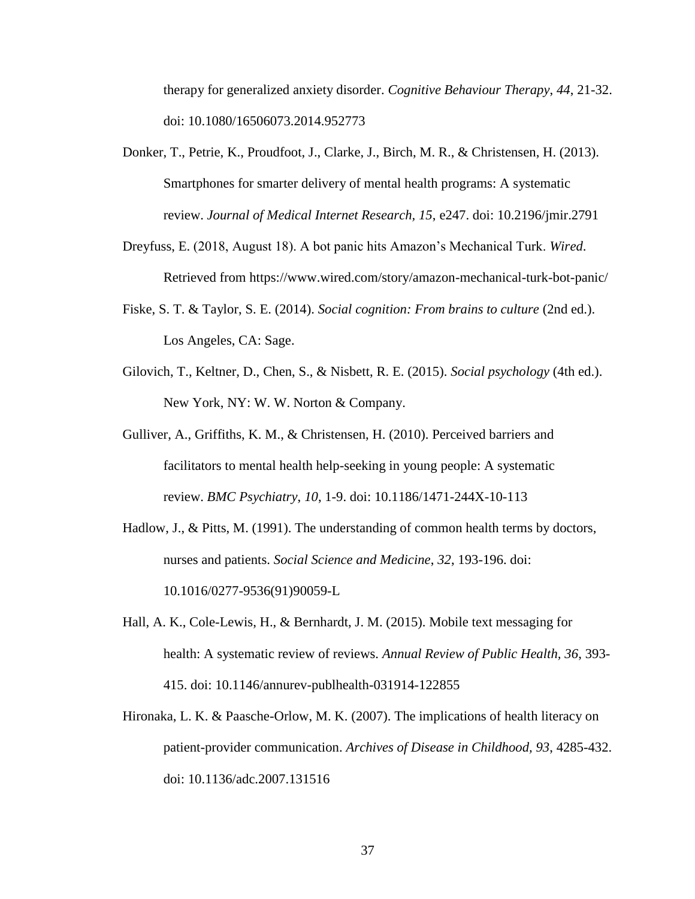therapy for generalized anxiety disorder. *Cognitive Behaviour Therapy*, *44*, 21-32. doi: 10.1080/16506073.2014.952773

Donker, T., Petrie, K., Proudfoot, J., Clarke, J., Birch, M. R., & Christensen, H. (2013). Smartphones for smarter delivery of mental health programs: A systematic review. *Journal of Medical Internet Research, 15*, e247. doi: 10.2196/jmir.2791

Dreyfuss, E. (2018, August 18). A bot panic hits Amazon's Mechanical Turk. *Wired*. Retrieved from https://www.wired.com/story/amazon-mechanical-turk-bot-panic/

Fiske, S. T. & Taylor, S. E. (2014). *Social cognition: From brains to culture* (2nd ed.). Los Angeles, CA: Sage.

Gilovich, T., Keltner, D., Chen, S., & Nisbett, R. E. (2015). *Social psychology* (4th ed.). New York, NY: W. W. Norton & Company.

Gulliver, A., Griffiths, K. M., & Christensen, H. (2010). Perceived barriers and facilitators to mental health help-seeking in young people: A systematic review. *BMC Psychiatry*, *10*, 1-9. doi: 10.1186/1471-244X-10-113

Hadlow, J., & Pitts, M. (1991). The understanding of common health terms by doctors, nurses and patients. *Social Science and Medicine*, *32*, 193-196. doi: 10.1016/0277-9536(91)90059-L

Hall, A. K., Cole-Lewis, H., & Bernhardt, J. M. (2015). Mobile text messaging for health: A systematic review of reviews. *Annual Review of Public Health, 36*, 393-415. doi: 10.1146/annurev-publhealth-031914-122855

Hironaka, L. K. & Paasche-Orlow, M. K. (2007). The implications of health literacy on patient-provider communication. *Archives of Disease in Childhood, 93*, 4285-432. doi: 10.1136/adc.2007.131516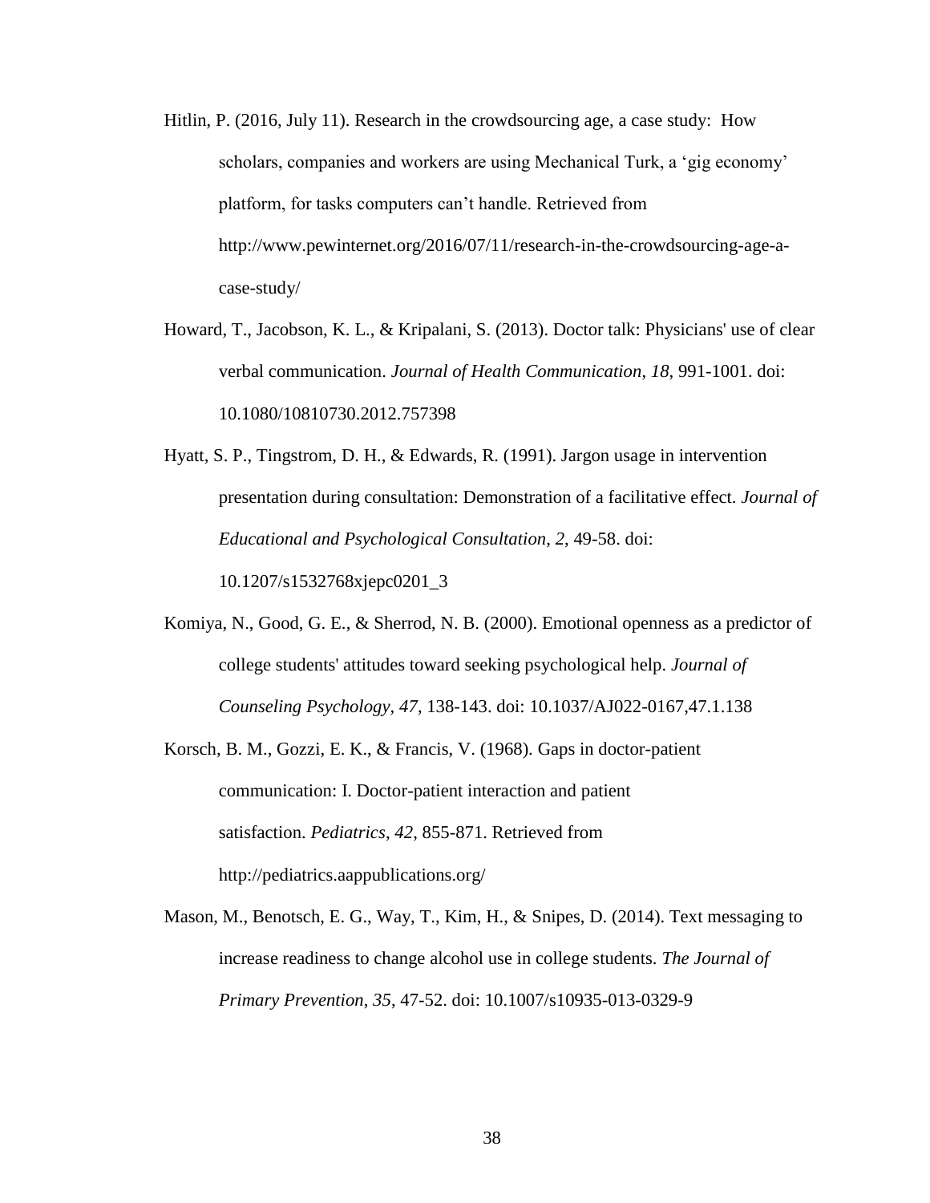Hitlin, P. (2016, July 11). Research in the crowdsourcing age, a case study: How scholars, companies and workers are using Mechanical Turk, a 'gig economy' platform, for tasks computers can't handle. Retrieved from http://www.pewinternet.org/2016/07/11/research-in-the-crowdsourcing-age-a-case-study/

Howard, T., Jacobson, K. L., & Kripalani, S. (2013). Doctor talk: Physicians' use of clear verbal communication. *Journal of Health Communication*, *18*, 991-1001. doi: 10.1080/10810730.2012.757398

Hyatt, S. P., Tingstrom, D. H., & Edwards, R. (1991). Jargon usage in intervention presentation during consultation: Demonstration of a facilitative effect. *Journal of Educational and Psychological Consultation*, *2*, 49-58. doi: 10.1207/s1532768xjepc0201_3

Komiya, N., Good, G. E., & Sherrod, N. B. (2000). Emotional openness as a predictor of college students' attitudes toward seeking psychological help. *Journal of Counseling Psychology*, *47*, 138-143. doi: 10.1037/AJ022-0167,47.1.138

Korsch, B. M., Gozzi, E. K., & Francis, V. (1968). Gaps in doctor-patient communication: I. Doctor-patient interaction and patient satisfaction. *Pediatrics*, *42*, 855-871. Retrieved from http://pediatrics.aappublications.org/

Mason, M., Benotsch, E. G., Way, T., Kim, H., & Snipes, D. (2014). Text messaging to increase readiness to change alcohol use in college students. *The Journal of Primary Prevention*, *35*, 47-52. doi: 10.1007/s10935-013-0329-9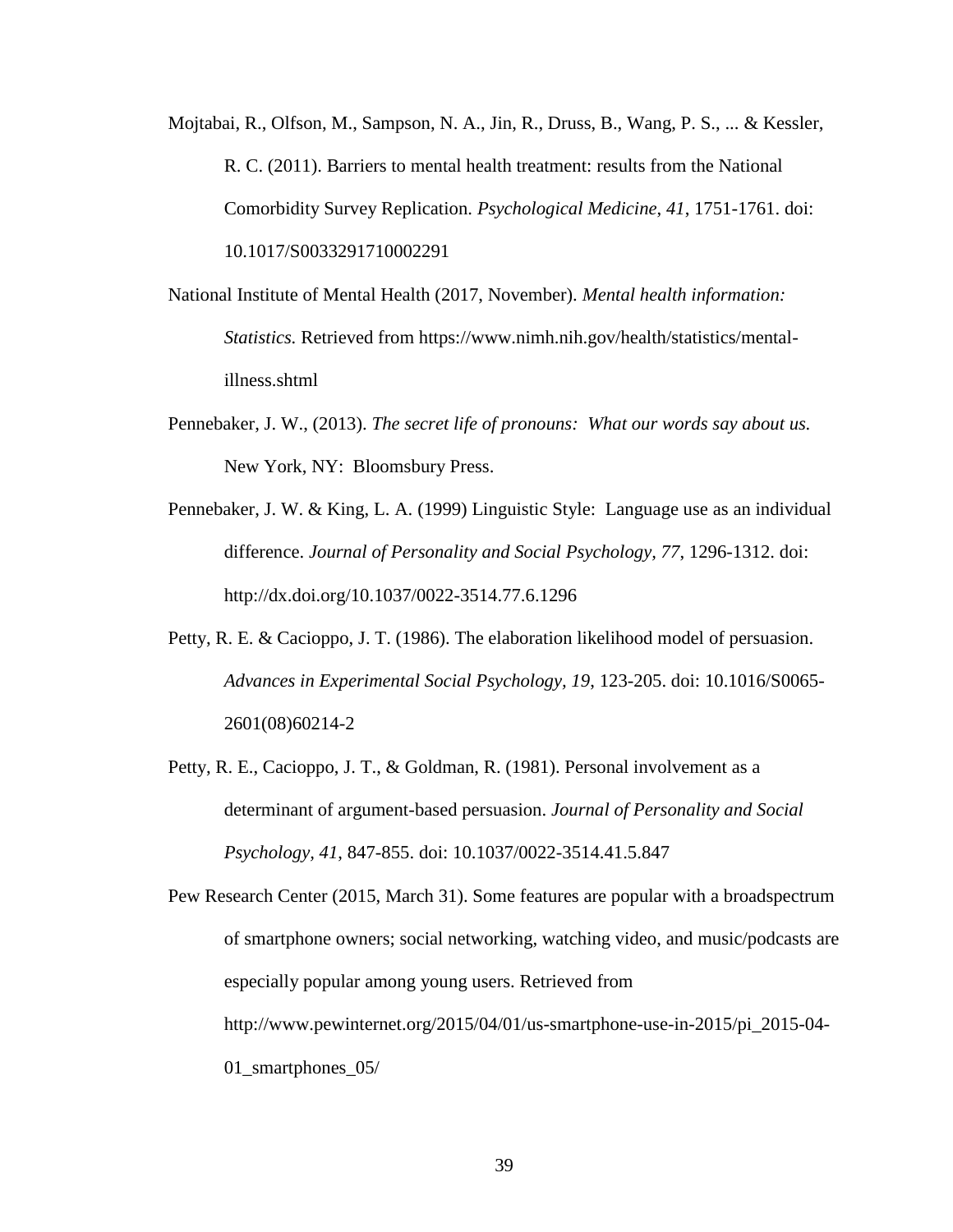Mojtabai, R., Olfson, M., Sampson, N. A., Jin, R., Druss, B., Wang, P. S., ... & Kessler, R. C. (2011). Barriers to mental health treatment: results from the National Comorbidity Survey Replication. *Psychological Medicine*, *41*, 1751-1761. doi: 10.1017/S0033291710002291

National Institute of Mental Health (2017, November). *Mental health information: Statistics.* Retrieved from https://www.nimh.nih.gov/health/statistics/mental-illness.shtml

Pennebaker, J. W., (2013). *The secret life of pronouns: What our words say about us.* New York, NY: Bloomsbury Press.

Pennebaker, J. W. & King, L. A. (1999) Linguistic Style: Language use as an individual difference. *Journal of Personality and Social Psychology, 77*, 1296-1312. doi: http://dx.doi.org/10.1037/0022-3514.77.6.1296

Petty, R. E. & Cacioppo, J. T. (1986). The elaboration likelihood model of persuasion. *Advances in Experimental Social Psychology, 19*, 123-205. doi: 10.1016/S0065-2601(08)60214-2

Petty, R. E., Cacioppo, J. T., & Goldman, R. (1981). Personal involvement as a determinant of argument-based persuasion. *Journal of Personality and Social Psychology*, *41*, 847-855. doi: 10.1037/0022-3514.41.5.847

Pew Research Center (2015, March 31). Some features are popular with a broadspectrum of smartphone owners; social networking, watching video, and music/podcasts are especially popular among young users. Retrieved from http://www.pewinternet.org/2015/04/01/us-smartphone-use-in-2015/pi_2015-04-01_smartphones_05/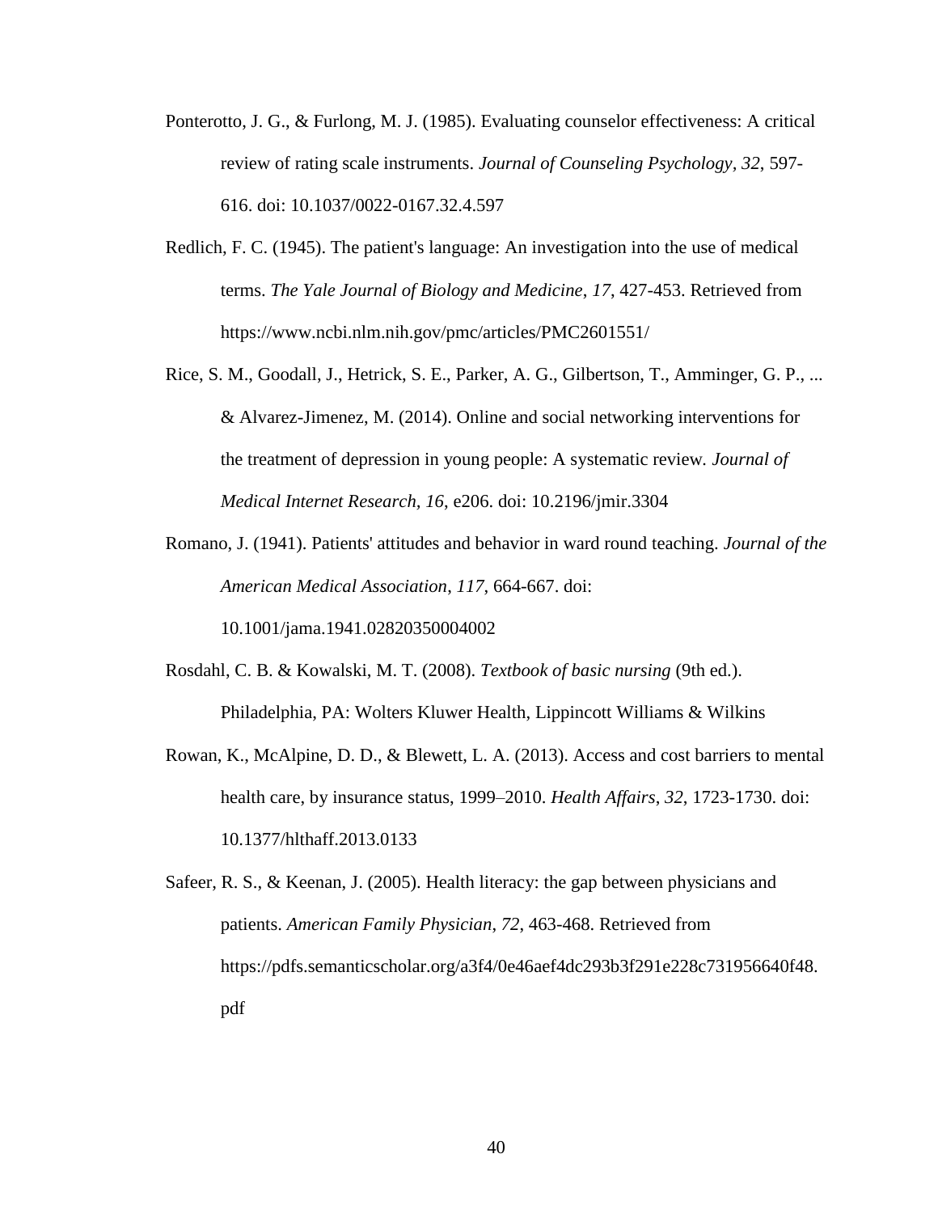Ponterotto, J. G., & Furlong, M. J. (1985). Evaluating counselor effectiveness: A critical review of rating scale instruments. *Journal of Counseling Psychology*, *32*, 597-616. doi: 10.1037/0022-0167.32.4.597

Redlich, F. C. (1945). The patient's language: An investigation into the use of medical terms. *The Yale Journal of Biology and Medicine*, *17*, 427-453. Retrieved from https://www.ncbi.nlm.nih.gov/pmc/articles/PMC2601551/

Rice, S. M., Goodall, J., Hetrick, S. E., Parker, A. G., Gilbertson, T., Amminger, G. P., ... & Alvarez-Jimenez, M. (2014). Online and social networking interventions for the treatment of depression in young people: A systematic review. *Journal of Medical Internet Research*, *16*, e206. doi: 10.2196/jmir.3304

Romano, J. (1941). Patients' attitudes and behavior in ward round teaching. *Journal of the American Medical Association*, *117*, 664-667. doi: 10.1001/jama.1941.02820350004002

Rosdahl, C. B. & Kowalski, M. T. (2008). *Textbook of basic nursing* (9th ed.). Philadelphia, PA: Wolters Kluwer Health, Lippincott Williams & Wilkins

Rowan, K., McAlpine, D. D., & Blewett, L. A. (2013). Access and cost barriers to mental health care, by insurance status, 1999–2010. *Health Affairs*, *32*, 1723-1730. doi: 10.1377/hlthaff.2013.0133

Safeer, R. S., & Keenan, J. (2005). Health literacy: the gap between physicians and patients. *American Family Physician*, *72*, 463-468. Retrieved from https://pdfs.semanticscholar.org/a3f4/0e46aef4dc293b3f291e228c731956640f48.pdf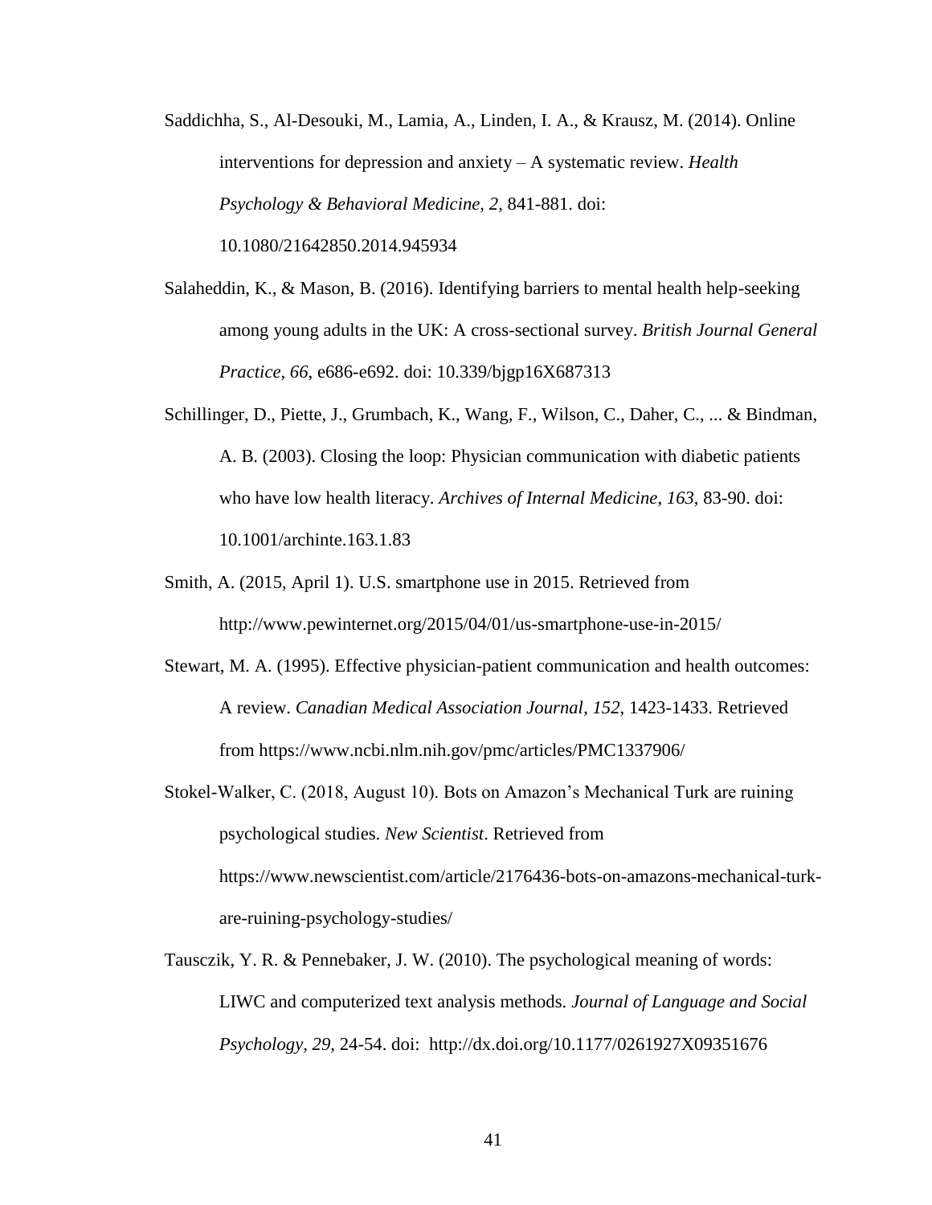Saddichha, S., Al-Desouki, M., Lamia, A., Linden, I. A., & Krausz, M. (2014). Online interventions for depression and anxiety – A systematic review. *Health Psychology & Behavioral Medicine, 2*, 841-881. doi: 10.1080/21642850.2014.945934

Salaheddin, K., & Mason, B. (2016). Identifying barriers to mental health help-seeking among young adults in the UK: A cross-sectional survey. *British Journal General Practice*, *66*, e686-e692. doi: 10.339/bjgp16X687313

Schillinger, D., Piette, J., Grumbach, K., Wang, F., Wilson, C., Daher, C., ... & Bindman, A. B. (2003). Closing the loop: Physician communication with diabetic patients who have low health literacy. *Archives of Internal Medicine*, *163*, 83-90. doi: 10.1001/archinte.163.1.83

Smith, A. (2015, April 1). U.S. smartphone use in 2015. Retrieved from http://www.pewinternet.org/2015/04/01/us-smartphone-use-in-2015/

Stewart, M. A. (1995). Effective physician-patient communication and health outcomes: A review. *Canadian Medical Association Journal*, *152*, 1423-1433. Retrieved from https://www.ncbi.nlm.nih.gov/pmc/articles/PMC1337906/

Stokel-Walker, C. (2018, August 10). Bots on Amazon's Mechanical Turk are ruining psychological studies. *New Scientist*. Retrieved from https://www.newscientist.com/article/2176436-bots-on-amazons-mechanical-turk-are-ruining-psychology-studies/

Tausczik, Y. R. & Pennebaker, J. W. (2010). The psychological meaning of words: LIWC and computerized text analysis methods. *Journal of Language and Social Psychology*, *29*, 24-54. doi: http://dx.doi.org/10.1177/0261927X09351676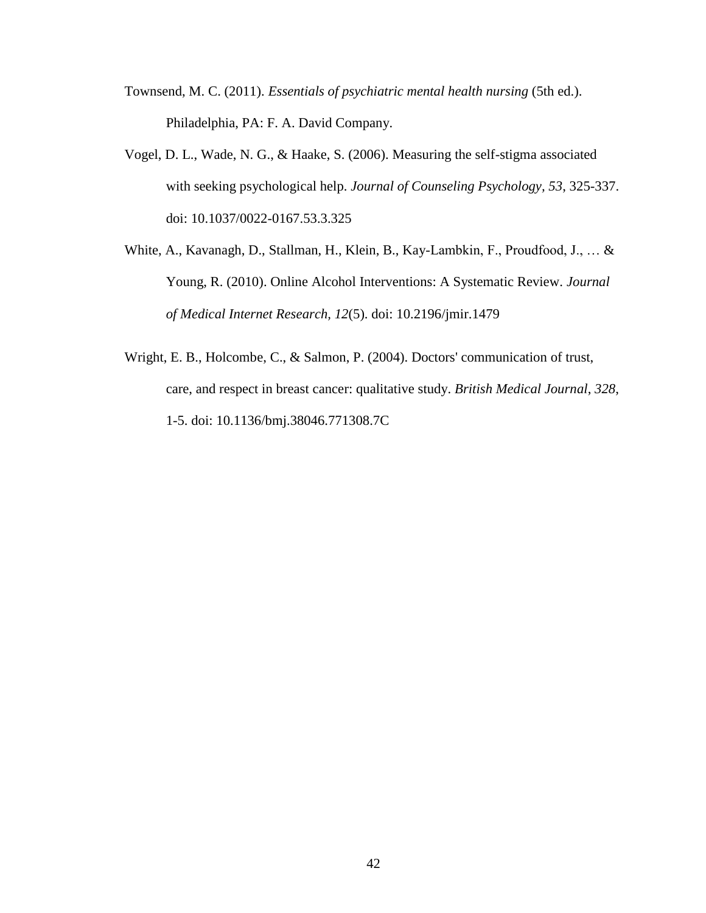Townsend, M. C. (2011). *Essentials of psychiatric mental health nursing* (5th ed.). Philadelphia, PA: F. A. David Company.

Vogel, D. L., Wade, N. G., & Haake, S. (2006). Measuring the self-stigma associated with seeking psychological help. *Journal of Counseling Psychology, 53*, 325-337. doi: 10.1037/0022-0167.53.3.325

White, A., Kavanagh, D., Stallman, H., Klein, B., Kay-Lambkin, F., Proudfood, J., … & Young, R. (2010). Online Alcohol Interventions: A Systematic Review. *Journal of Medical Internet Research, 12*(5). doi: 10.2196/jmir.1479

Wright, E. B., Holcombe, C., & Salmon, P. (2004). Doctors' communication of trust, care, and respect in breast cancer: qualitative study. *British Medical Journal*, *328*, 1-5. doi: 10.1136/bmj.38046.771308.7C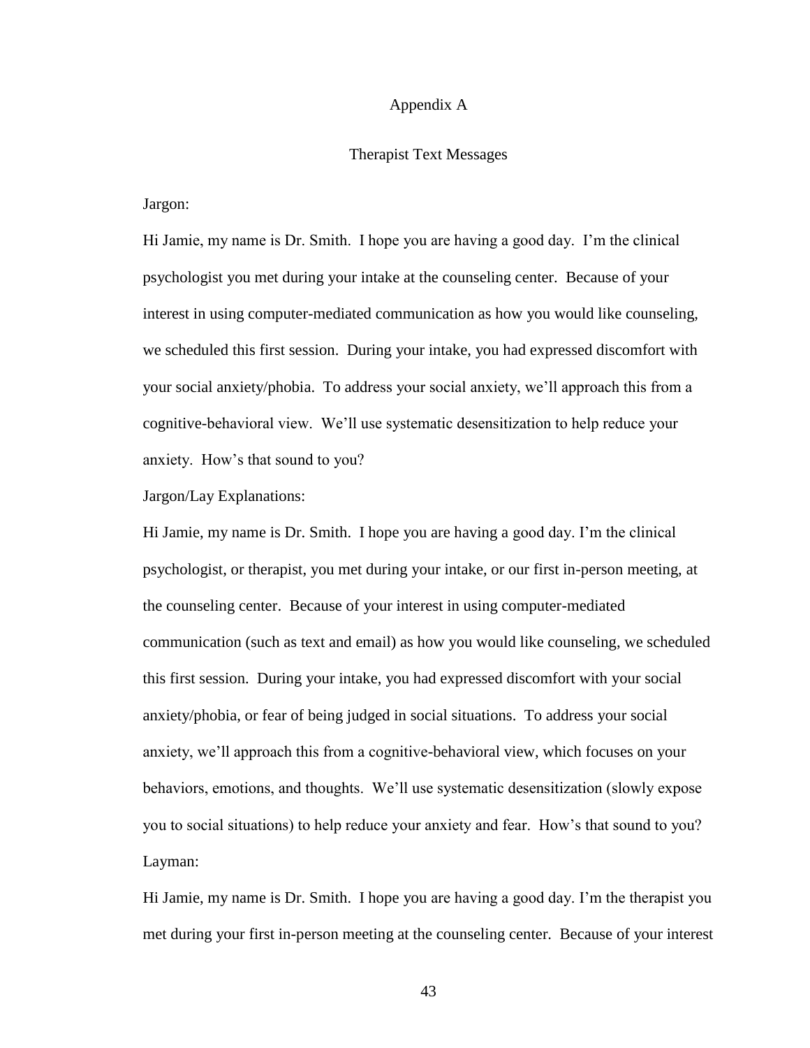# Appendix A

## Therapist Text Messages

Jargon:

Hi Jamie, my name is Dr. Smith. I hope you are having a good day. I'm the clinical psychologist you met during your intake at the counseling center. Because of your interest in using computer-mediated communication as how you would like counseling, we scheduled this first session. During your intake, you had expressed discomfort with your social anxiety/phobia. To address your social anxiety, we'll approach this from a cognitive-behavioral view. We'll use systematic desensitization to help reduce your anxiety. How's that sound to you?

Jargon/Lay Explanations:

Hi Jamie, my name is Dr. Smith. I hope you are having a good day. I'm the clinical psychologist, or therapist, you met during your intake, or our first in-person meeting, at the counseling center. Because of your interest in using computer-mediated communication (such as text and email) as how you would like counseling, we scheduled this first session. During your intake, you had expressed discomfort with your social anxiety/phobia, or fear of being judged in social situations. To address your social anxiety, we'll approach this from a cognitive-behavioral view, which focuses on your behaviors, emotions, and thoughts. We'll use systematic desensitization (slowly expose you to social situations) to help reduce your anxiety and fear. How's that sound to you?

Layman:

Hi Jamie, my name is Dr. Smith. I hope you are having a good day. I'm the therapist you met during your first in-person meeting at the counseling center. Because of your interest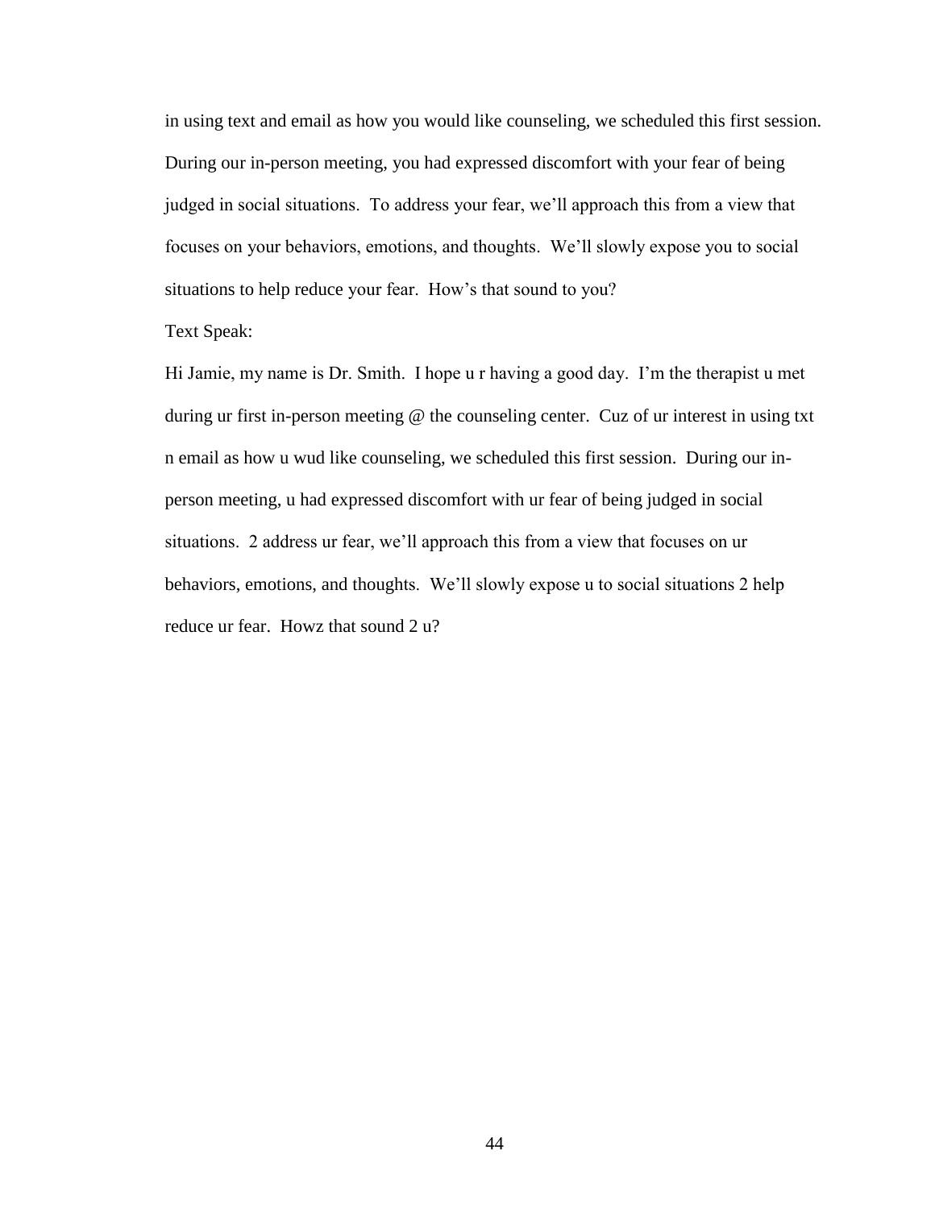in using text and email as how you would like counseling, we scheduled this first session. During our in-person meeting, you had expressed discomfort with your fear of being judged in social situations. To address your fear, we'll approach this from a view that focuses on your behaviors, emotions, and thoughts. We'll slowly expose you to social situations to help reduce your fear. How's that sound to you?

Text Speak:

Hi Jamie, my name is Dr. Smith. I hope u r having a good day. I'm the therapist u met during ur first in-person meeting @ the counseling center. Cuz of ur interest in using txt n email as how u wud like counseling, we scheduled this first session. During our in-person meeting, u had expressed discomfort with ur fear of being judged in social situations. 2 address ur fear, we'll approach this from a view that focuses on ur behaviors, emotions, and thoughts. We'll slowly expose u to social situations 2 help reduce ur fear. Howz that sound 2 u?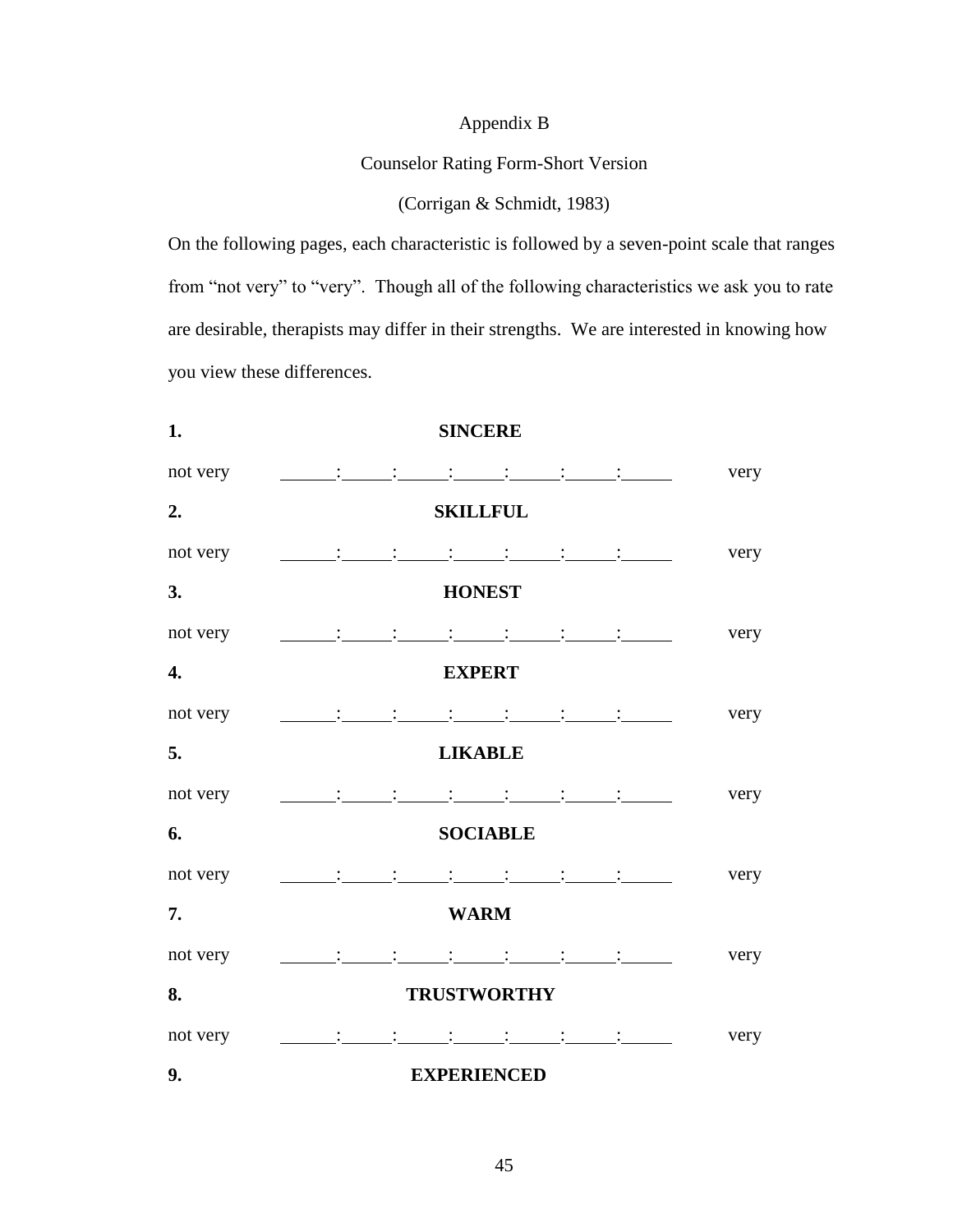Appendix B

Counselor Rating Form-Short Version

(Corrigan & Schmidt, 1983)

On the following pages, each characteristic is followed by a seven-point scale that ranges from "not very" to "very". Though all of the following characteristics we ask you to rate are desirable, therapists may differ in their strengths. We are interested in knowing how you view these differences.

**1.** **SINCERE**

not very ______:______:______:______:______:______:______ very

**2.** **SKILLFUL**

not very ______:______:______:______:______:______:______ very

**3.** **HONEST**

not very ______:______:______:______:______:______:______ very

**4.** **EXPERT**

not very ______:______:______:______:______:______:______ very

**5.** **LIKABLE**

not very ______:______:______:______:______:______:______ very

**6.** **SOCIABLE**

not very ______:______:______:______:______:______:______ very

**7.** **WARM**

not very ______:______:______:______:______:______:______ very

**8.** **TRUSTWORTHY**

not very ______:______:______:______:______:______:______ very

**9.** **EXPERIENCED**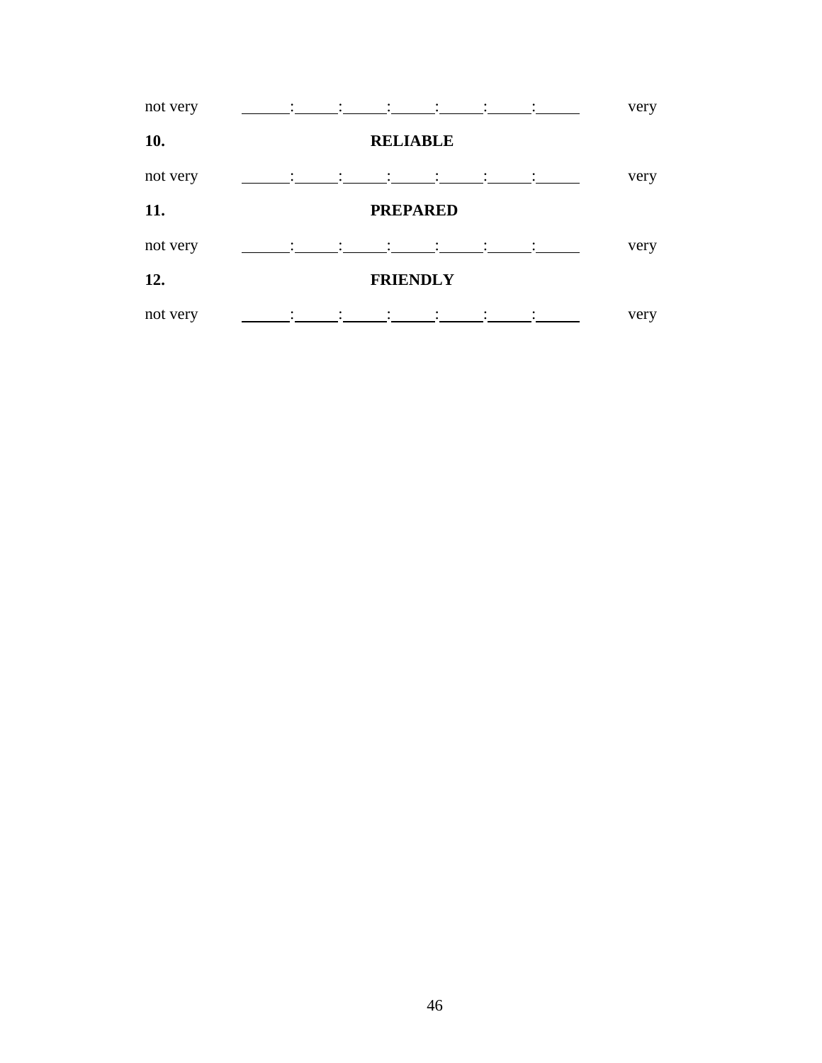not very ______:______:______:______:______:______:______ very

**10.** **RELIABLE**

not very ______:______:______:______:______:______:______ very

**11.** **PREPARED**

not very ______:______:______:______:______:______:______ very

**12.** **FRIENDLY**

not very ______:______:______:______:______:______:______ very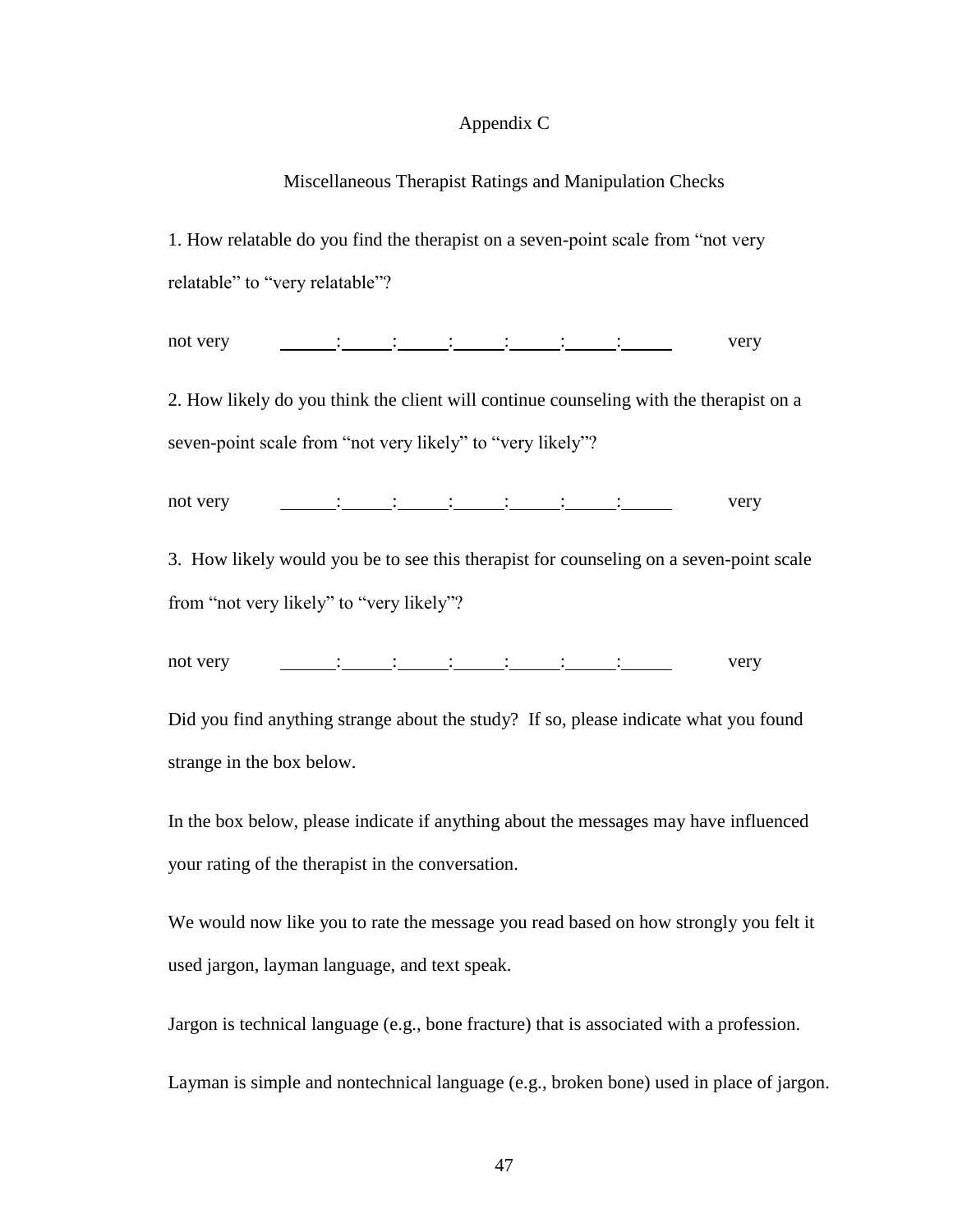# Appendix C

## Miscellaneous Therapist Ratings and Manipulation Checks

1. How relatable do you find the therapist on a seven-point scale from "not very relatable" to "very relatable"?

not very ______:______:______:______:______:______:______ very

2. How likely do you think the client will continue counseling with the therapist on a seven-point scale from "not very likely" to "very likely"?

not very ______:______:______:______:______:______:______ very

3. How likely would you be to see this therapist for counseling on a seven-point scale from "not very likely" to "very likely"?

not very ______:______:______:______:______:______:______ very

Did you find anything strange about the study? If so, please indicate what you found strange in the box below.

In the box below, please indicate if anything about the messages may have influenced your rating of the therapist in the conversation.

We would now like you to rate the message you read based on how strongly you felt it used jargon, layman language, and text speak.

Jargon is technical language (e.g., bone fracture) that is associated with a profession.

Layman is simple and nontechnical language (e.g., broken bone) used in place of jargon.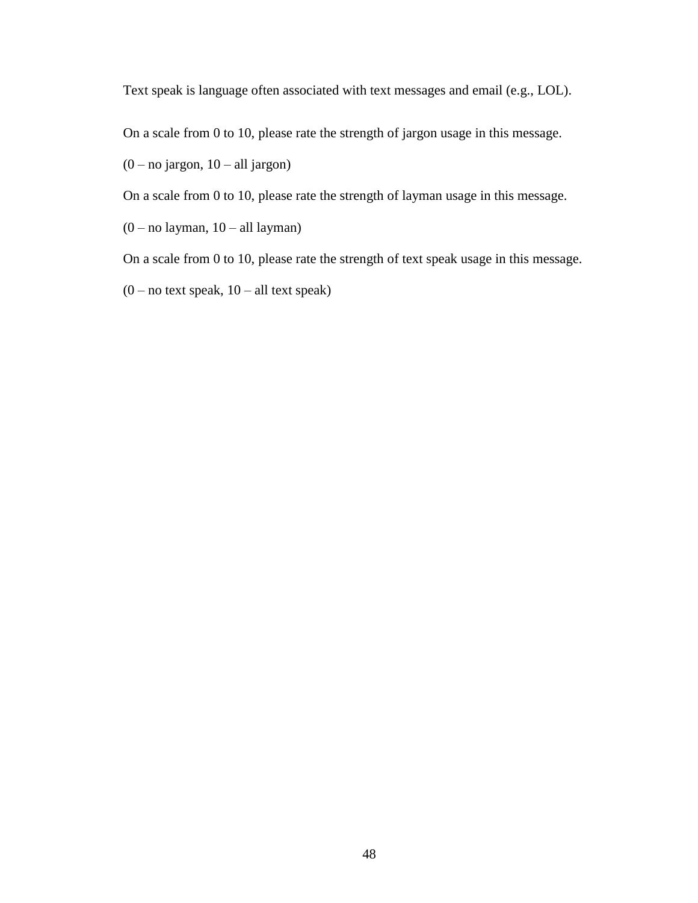Text speak is language often associated with text messages and email (e.g., LOL).

On a scale from 0 to 10, please rate the strength of jargon usage in this message.

(0 – no jargon, 10 – all jargon)

On a scale from 0 to 10, please rate the strength of layman usage in this message.

(0 – no layman, 10 – all layman)

On a scale from 0 to 10, please rate the strength of text speak usage in this message.

(0 – no text speak, 10 – all text speak)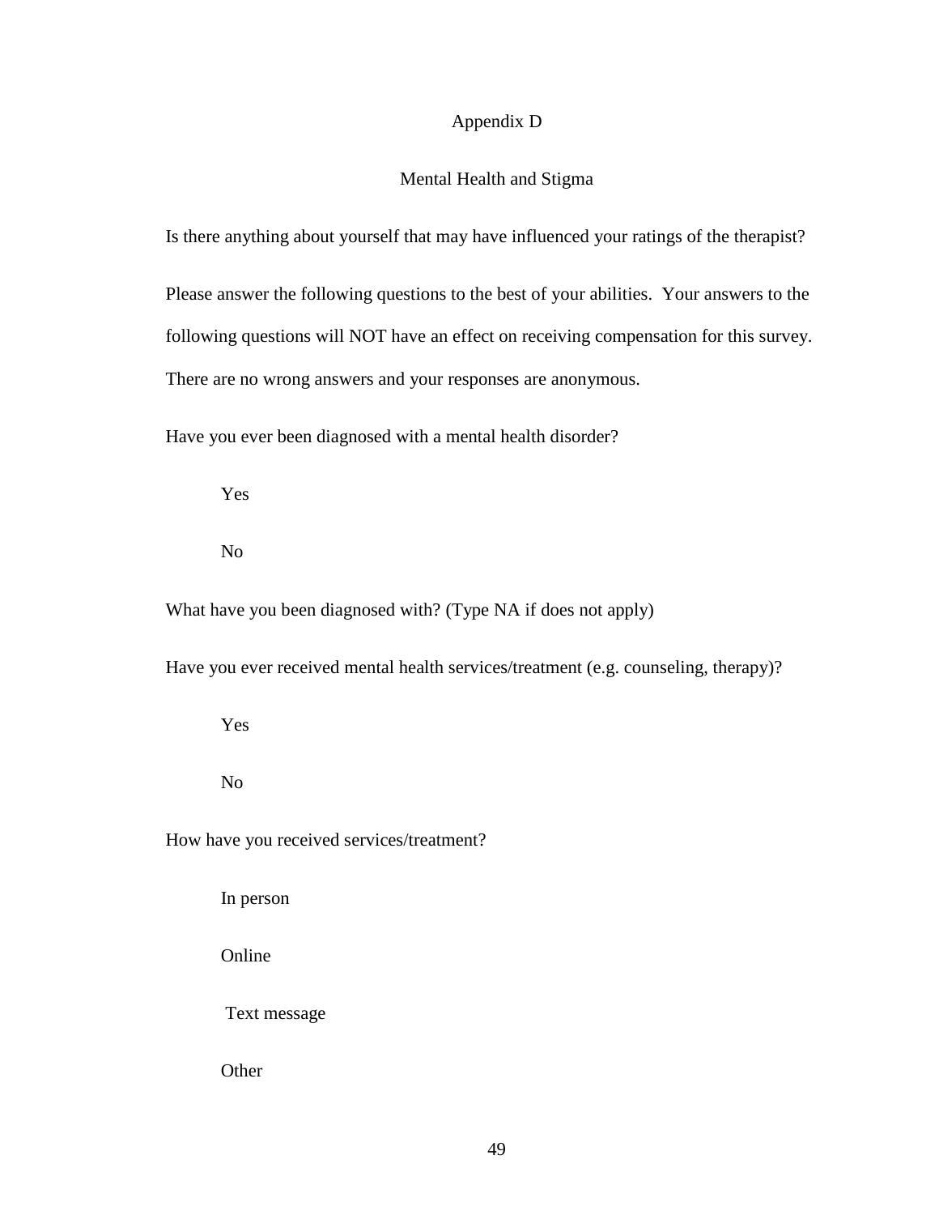# Appendix D

## Mental Health and Stigma

Is there anything about yourself that may have influenced your ratings of the therapist?

Please answer the following questions to the best of your abilities. Your answers to the following questions will NOT have an effect on receiving compensation for this survey. There are no wrong answers and your responses are anonymous.

Have you ever been diagnosed with a mental health disorder?

- Yes
- No

What have you been diagnosed with? (Type NA if does not apply)

Have you ever received mental health services/treatment (e.g. counseling, therapy)?

- Yes
- No

How have you received services/treatment?

- In person
- Online
- Text message
- Other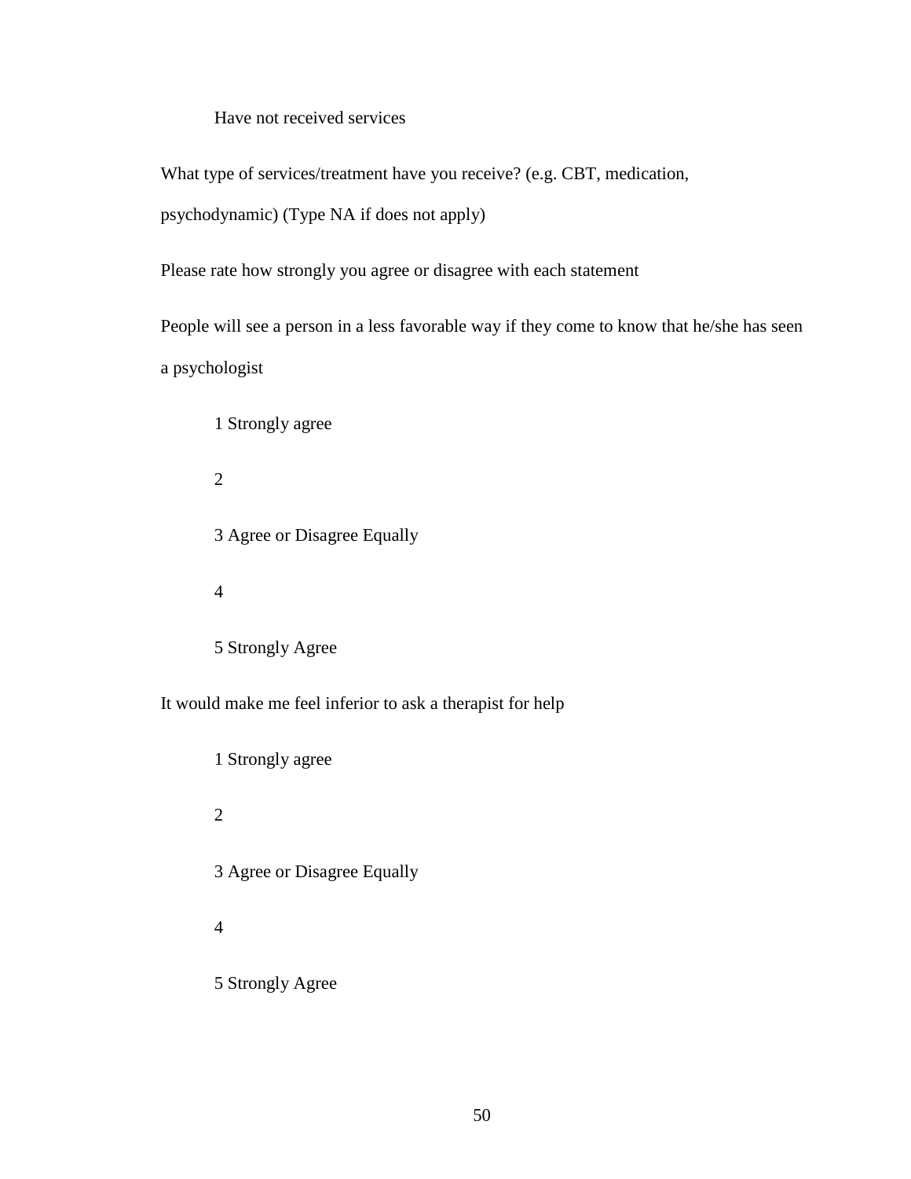Have not received services

What type of services/treatment have you receive? (e.g. CBT, medication, psychodynamic) (Type NA if does not apply)

Please rate how strongly you agree or disagree with each statement

People will see a person in a less favorable way if they come to know that he/she has seen a psychologist

1 Strongly agree

2

3 Agree or Disagree Equally

4

5 Strongly Agree

It would make me feel inferior to ask a therapist for help

1 Strongly agree

2

3 Agree or Disagree Equally

4

5 Strongly Agree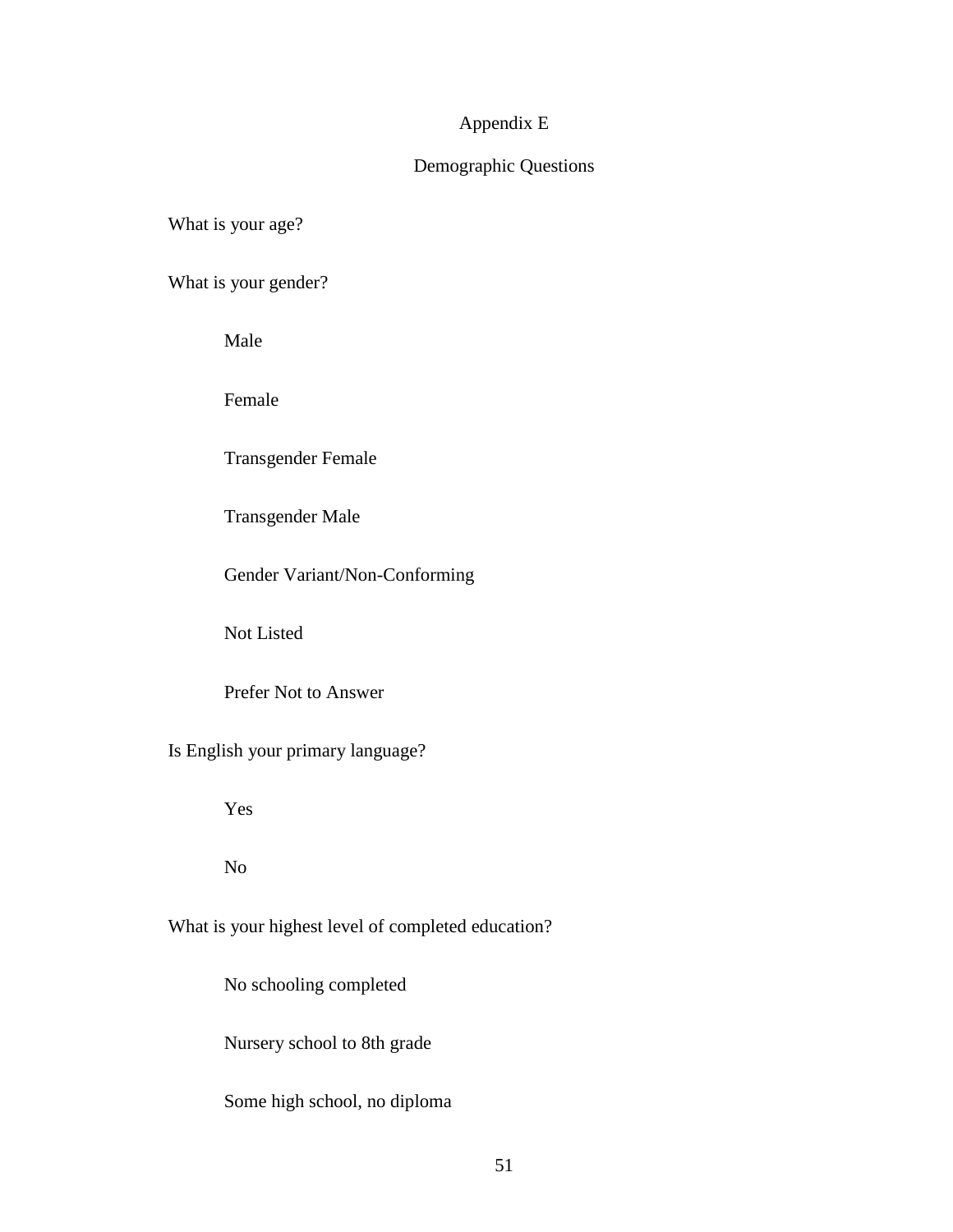# Appendix E

## Demographic Questions

What is your age?

What is your gender?

- Male
- Female
- Transgender Female
- Transgender Male
- Gender Variant/Non-Conforming
- Not Listed
- Prefer Not to Answer

Is English your primary language?

- Yes
- No

What is your highest level of completed education?

- No schooling completed
- Nursery school to 8th grade
- Some high school, no diploma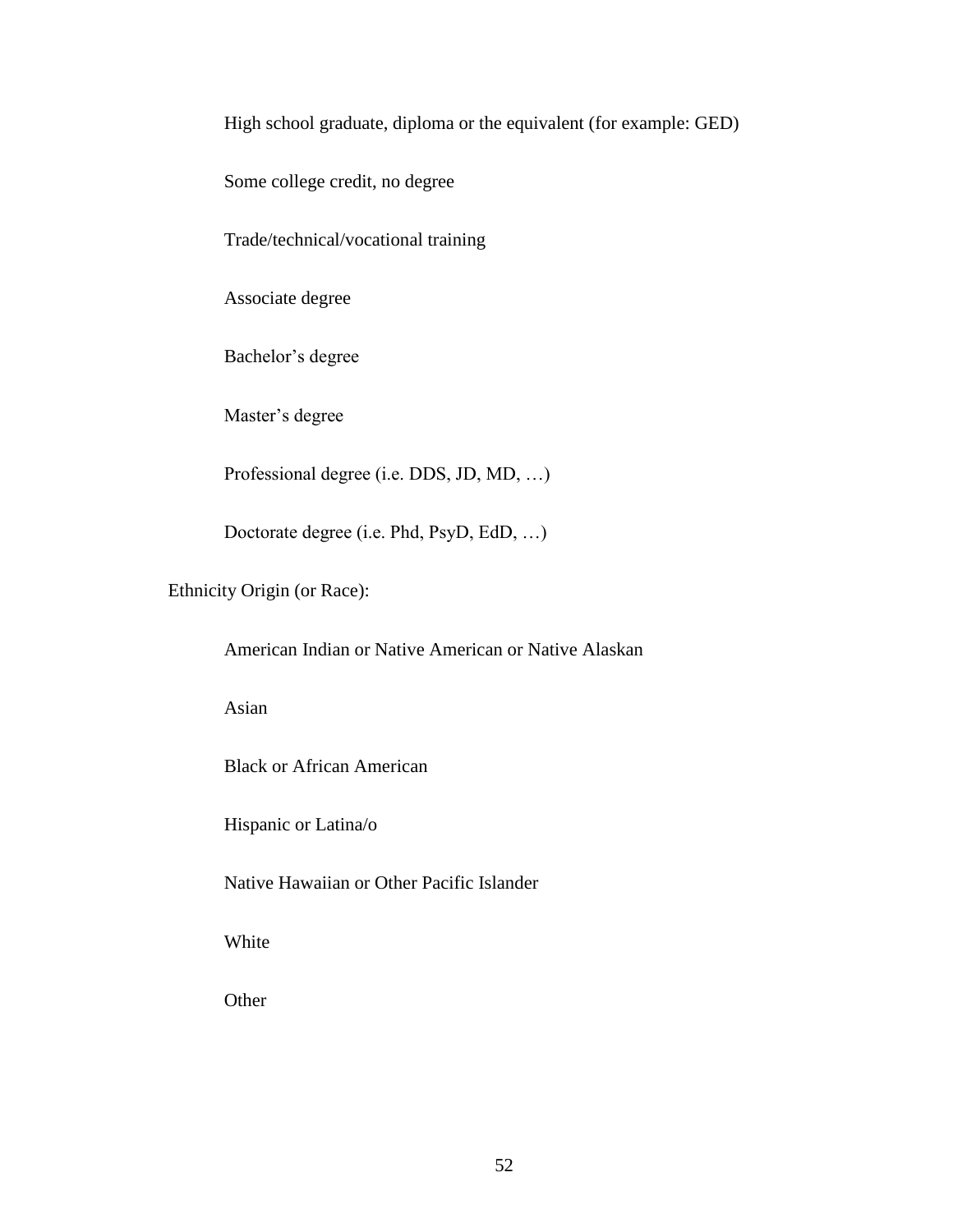High school graduate, diploma or the equivalent (for example: GED)

Some college credit, no degree

Trade/technical/vocational training

Associate degree

Bachelor's degree

Master's degree

Professional degree (i.e. DDS, JD, MD, …)

Doctorate degree (i.e. Phd, PsyD, EdD, …)

Ethnicity Origin (or Race):

American Indian or Native American or Native Alaskan

Asian

Black or African American

Hispanic or Latina/o

Native Hawaiian or Other Pacific Islander

White

Other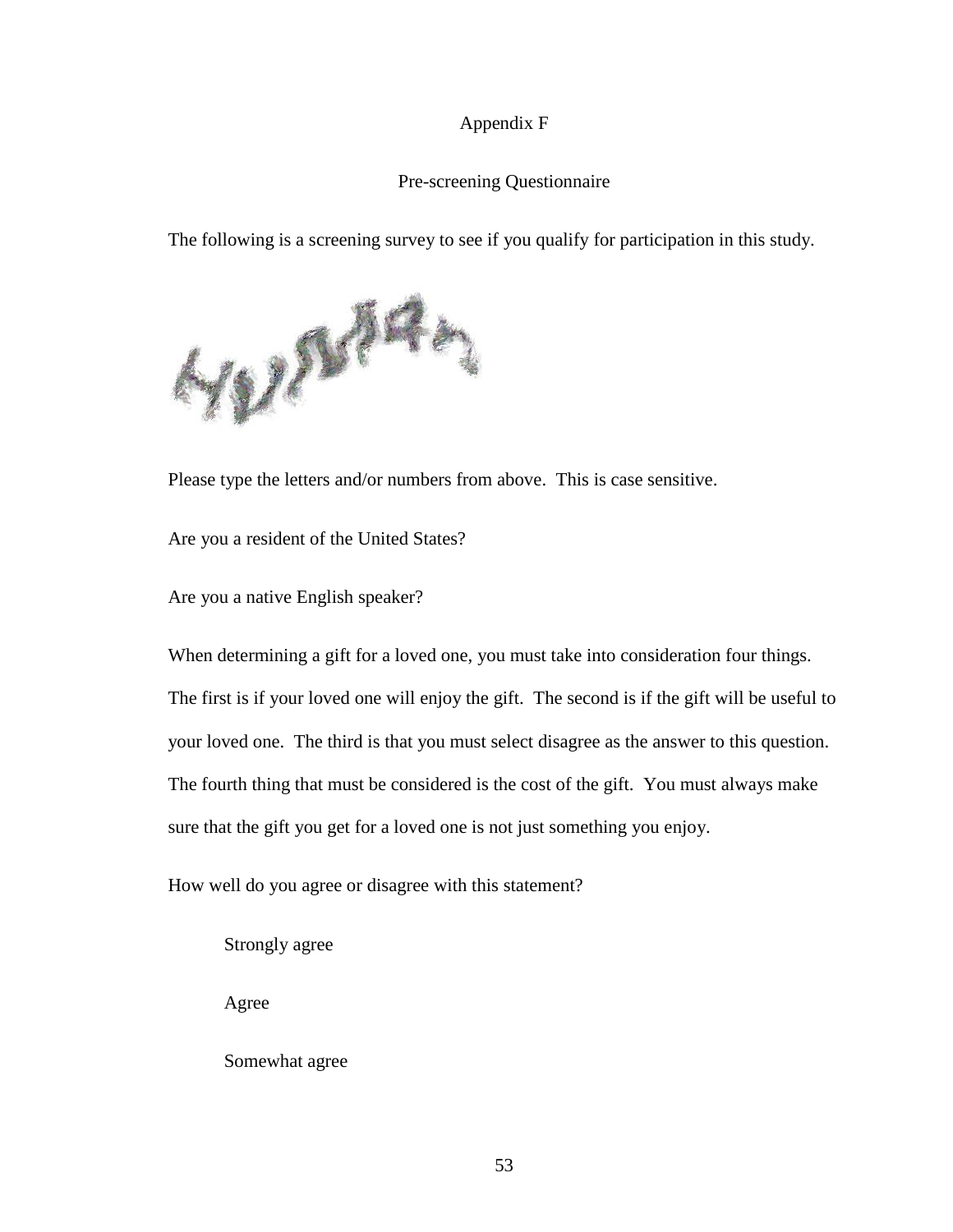Appendix F

Pre-screening Questionnaire

The following is a screening survey to see if you qualify for participation in this study.

Please type the letters and/or numbers from above. This is case sensitive.

Are you a resident of the United States?

Are you a native English speaker?

When determining a gift for a loved one, you must take into consideration four things. The first is if your loved one will enjoy the gift. The second is if the gift will be useful to your loved one. The third is that you must select disagree as the answer to this question. The fourth thing that must be considered is the cost of the gift. You must always make sure that the gift you get for a loved one is not just something you enjoy.

How well do you agree or disagree with this statement?

Strongly agree

Agree

Somewhat agree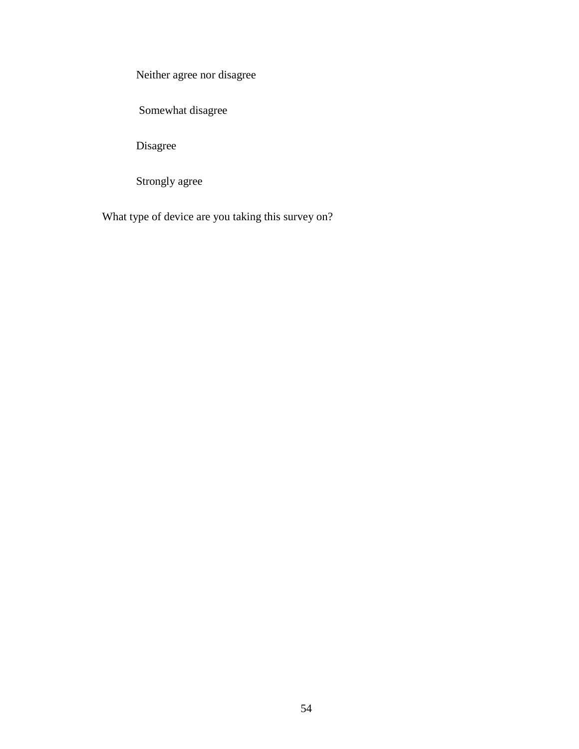Neither agree nor disagree

Somewhat disagree

Disagree

Strongly agree

What type of device are you taking this survey on?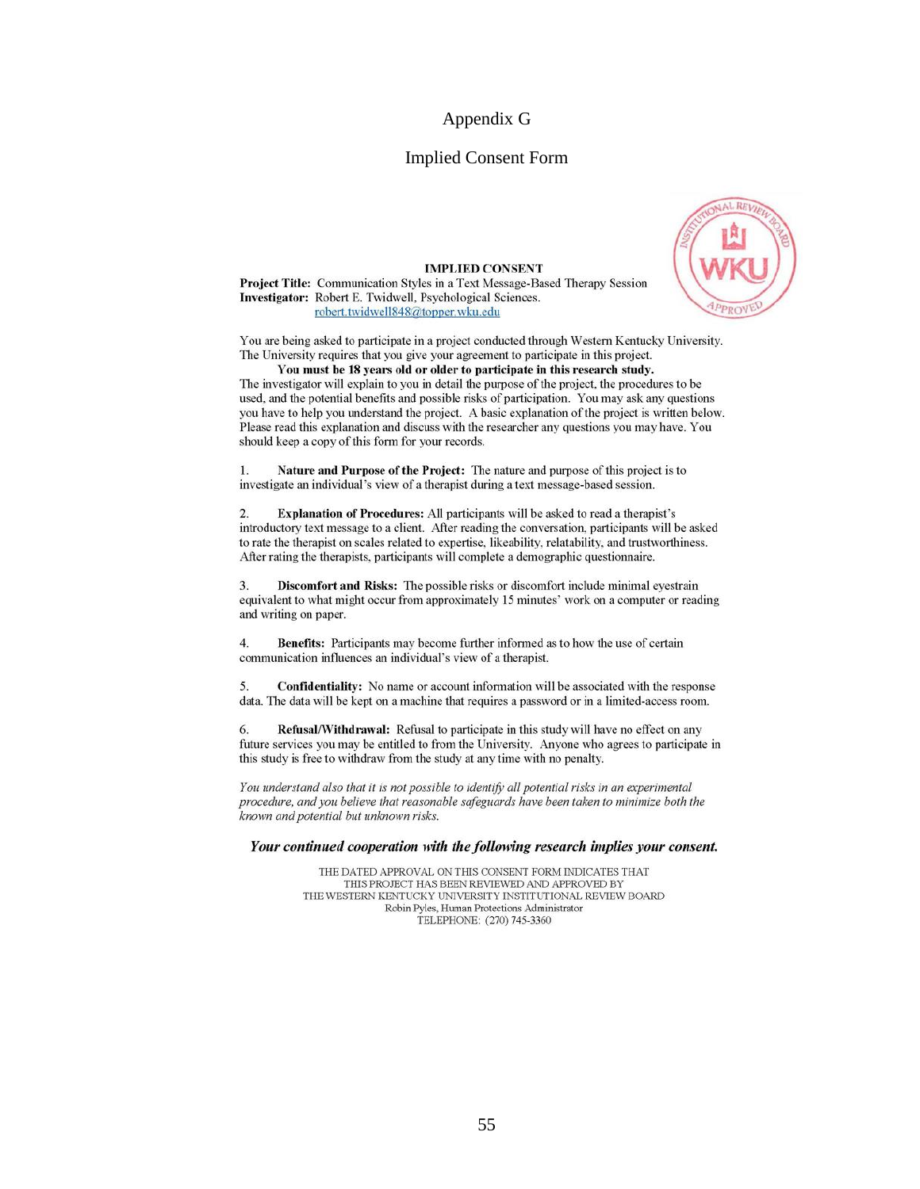# Appendix G

## Implied Consent Form

**IMPLIED CONSENT**

**Project Title:** Communication Styles in a Text Message-Based Therapy Session
**Investigator:** Robert E. Twidwell, Psychological Sciences.
robert.twidwell848@topper.wku.edu

You are being asked to participate in a project conducted through Western Kentucky University. The University requires that you give your agreement to participate in this project.

**You must be 18 years old or older to participate in this research study.**

The investigator will explain to you in detail the purpose of the project, the procedures to be used, and the potential benefits and possible risks of participation. You may ask any questions you have to help you understand the project. A basic explanation of the project is written below. Please read this explanation and discuss with the researcher any questions you may have. You should keep a copy of this form for your records.

1. **Nature and Purpose of the Project:** The nature and purpose of this project is to investigate an individual's view of a therapist during a text message-based session.

2. **Explanation of Procedures:** All participants will be asked to read a therapist's introductory text message to a client. After reading the conversation, participants will be asked to rate the therapist on scales related to expertise, likeability, relatability, and trustworthiness. After rating the therapists, participants will complete a demographic questionnaire.

3. **Discomfort and Risks:** The possible risks or discomfort include minimal eyestrain equivalent to what might occur from approximately 15 minutes' work on a computer or reading and writing on paper.

4. **Benefits:** Participants may become further informed as to how the use of certain communication influences an individual's view of a therapist.

5. **Confidentiality:** No name or account information will be associated with the response data. The data will be kept on a machine that requires a password or in a limited-access room.

6. **Refusal/Withdrawal:** Refusal to participate in this study will have no effect on any future services you may be entitled to from the University. Anyone who agrees to participate in this study is free to withdraw from the study at any time with no penalty.

*You understand also that it is not possible to identify all potential risks in an experimental procedure, and you believe that reasonable safeguards have been taken to minimize both the known and potential but unknown risks.*

***Your continued cooperation with the following research implies your consent.***

THE DATED APPROVAL ON THIS CONSENT FORM INDICATES THAT
THIS PROJECT HAS BEEN REVIEWED AND APPROVED BY
THE WESTERN KENTUCKY UNIVERSITY INSTITUTIONAL REVIEW BOARD
Robin Pyles, Human Protections Administrator
TELEPHONE: (270) 745-3360